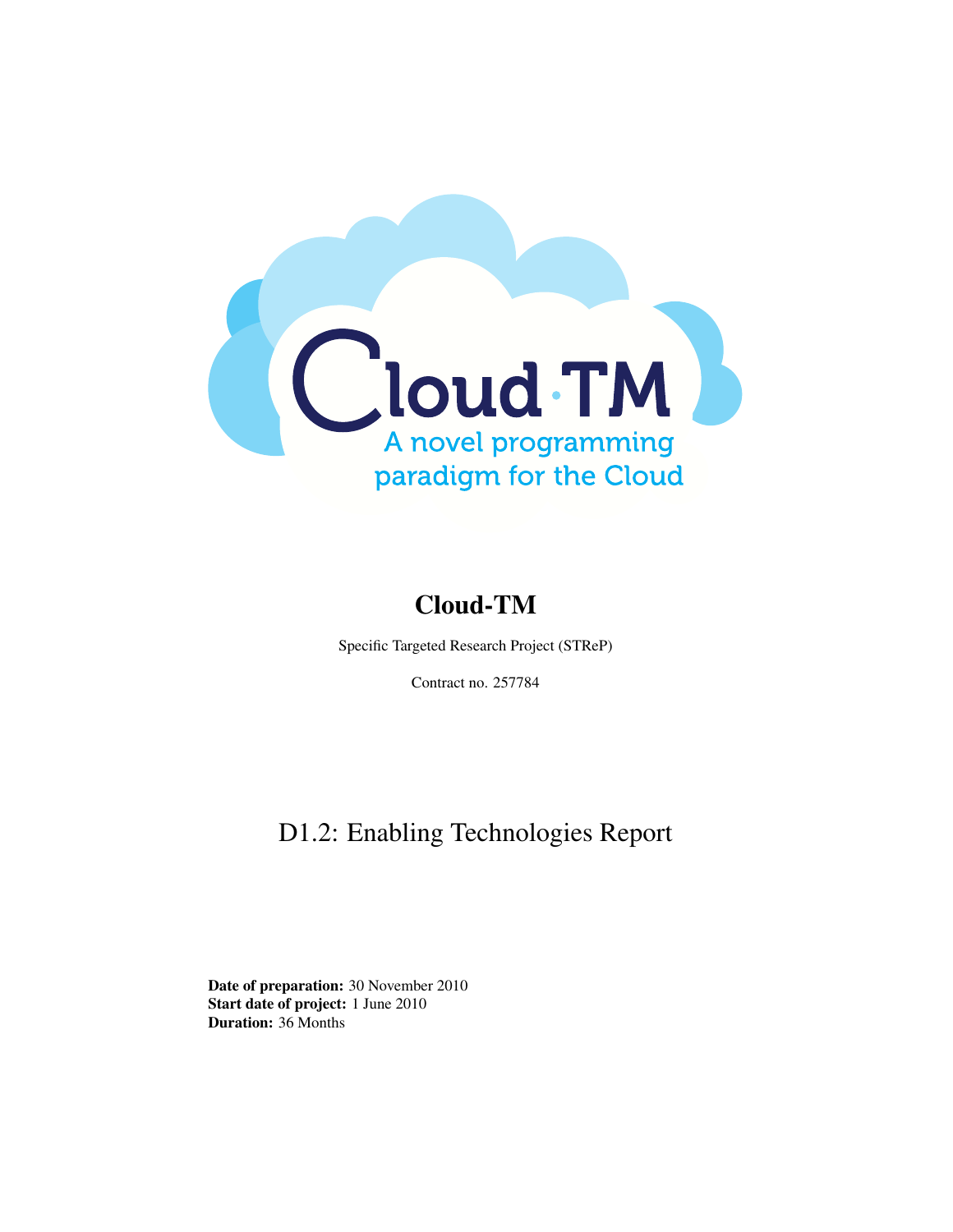Cloud·TM

A novel programming paradigm for the Cloud

# Cloud-TM

Specific Targeted Research Project (STReP)

Contract no. 257784

## D1.2: Enabling Technologies Report

**Date of preparation:** 30 November 2010
**Start date of project:** 1 June 2010
**Duration:** 36 Months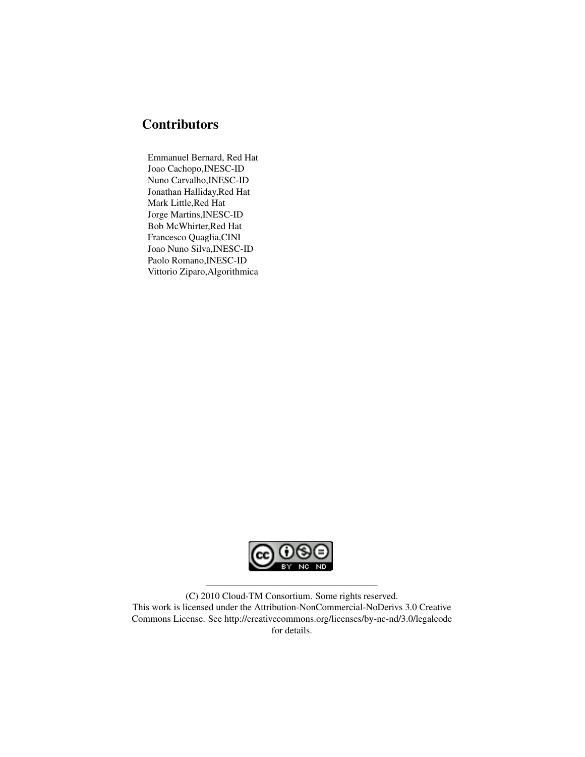## Contributors

Emmanuel Bernard, Red Hat
Joao Cachopo,INESC-ID
Nuno Carvalho,INESC-ID
Jonathan Halliday,Red Hat
Mark Little,Red Hat
Jorge Martins,INESC-ID
Bob McWhirter,Red Hat
Francesco Quaglia,CINI
Joao Nuno Silva,INESC-ID
Paolo Romano,INESC-ID
Vittorio Ziparo,Algorithmica

---

(C) 2010 Cloud-TM Consortium. Some rights reserved.
This work is licensed under the Attribution-NonCommercial-NoDerivs 3.0 Creative Commons License. See http://creativecommons.org/licenses/by-nc-nd/3.0/legalcode for details.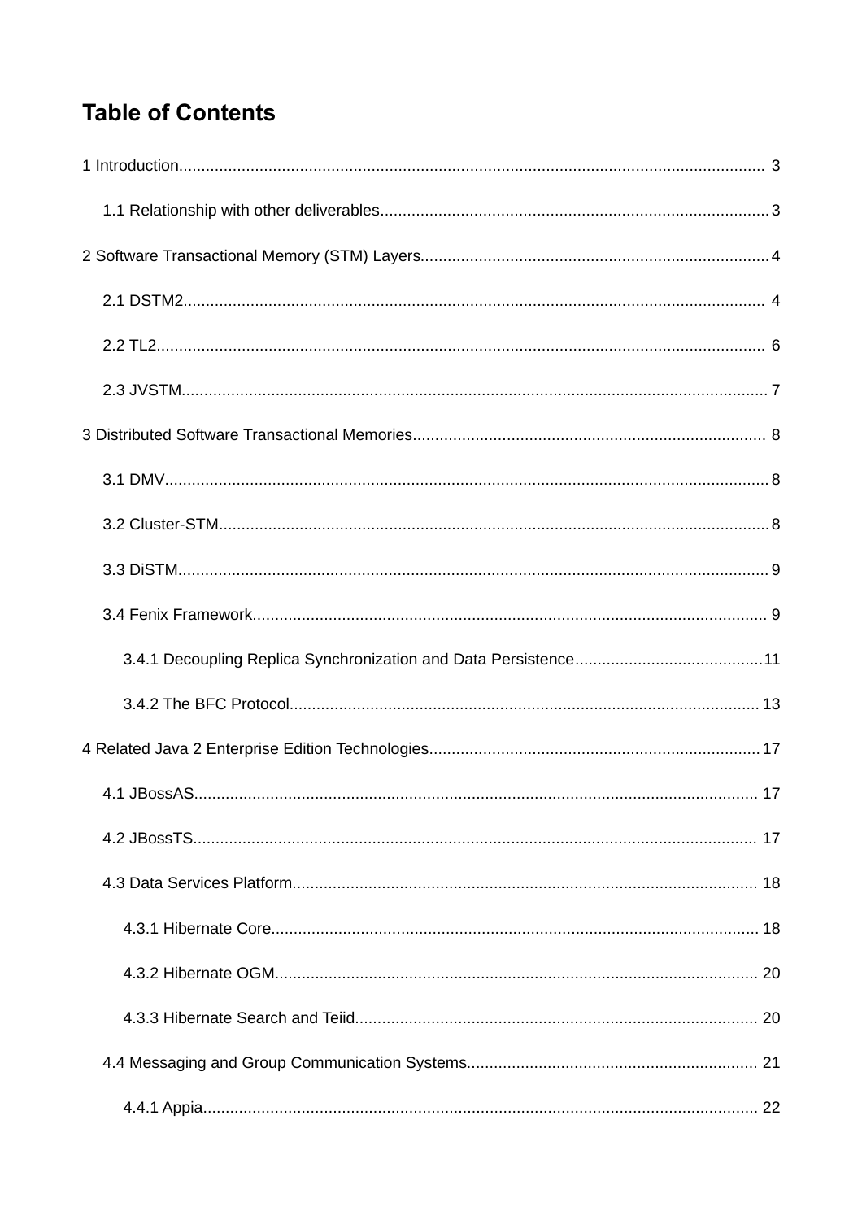# Table of Contents

1 Introduction.................................................................................................................................. 3

1.1 Relationship with other deliverables...................................................................................... 3

2 Software Transactional Memory (STM) Layers............................................................................ 4

2.1 DSTM2................................................................................................................................. 4

2.2 TL2....................................................................................................................................... 6

2.3 JVSTM.................................................................................................................................. 7

3 Distributed Software Transactional Memories............................................................................... 8

3.1 DMV...................................................................................................................................... 8

3.2 Cluster-STM.......................................................................................................................... 8

3.3 DiSTM................................................................................................................................... 9

3.4 Fenix Framework.................................................................................................................. 9

3.4.1 Decoupling Replica Synchronization and Data Persistence.......................................... 11

3.4.2 The BFC Protocol........................................................................................................ 13

4 Related Java 2 Enterprise Edition Technologies......................................................................... 17

4.1 JBossAS............................................................................................................................. 17

4.2 JBossTS............................................................................................................................. 17

4.3 Data Services Platform....................................................................................................... 18

4.3.1 Hibernate Core............................................................................................................ 18

4.3.2 Hibernate OGM........................................................................................................... 20

4.3.3 Hibernate Search and Teiid......................................................................................... 20

4.4 Messaging and Group Communication Systems................................................................. 21

4.4.1 Appia........................................................................................................................... 22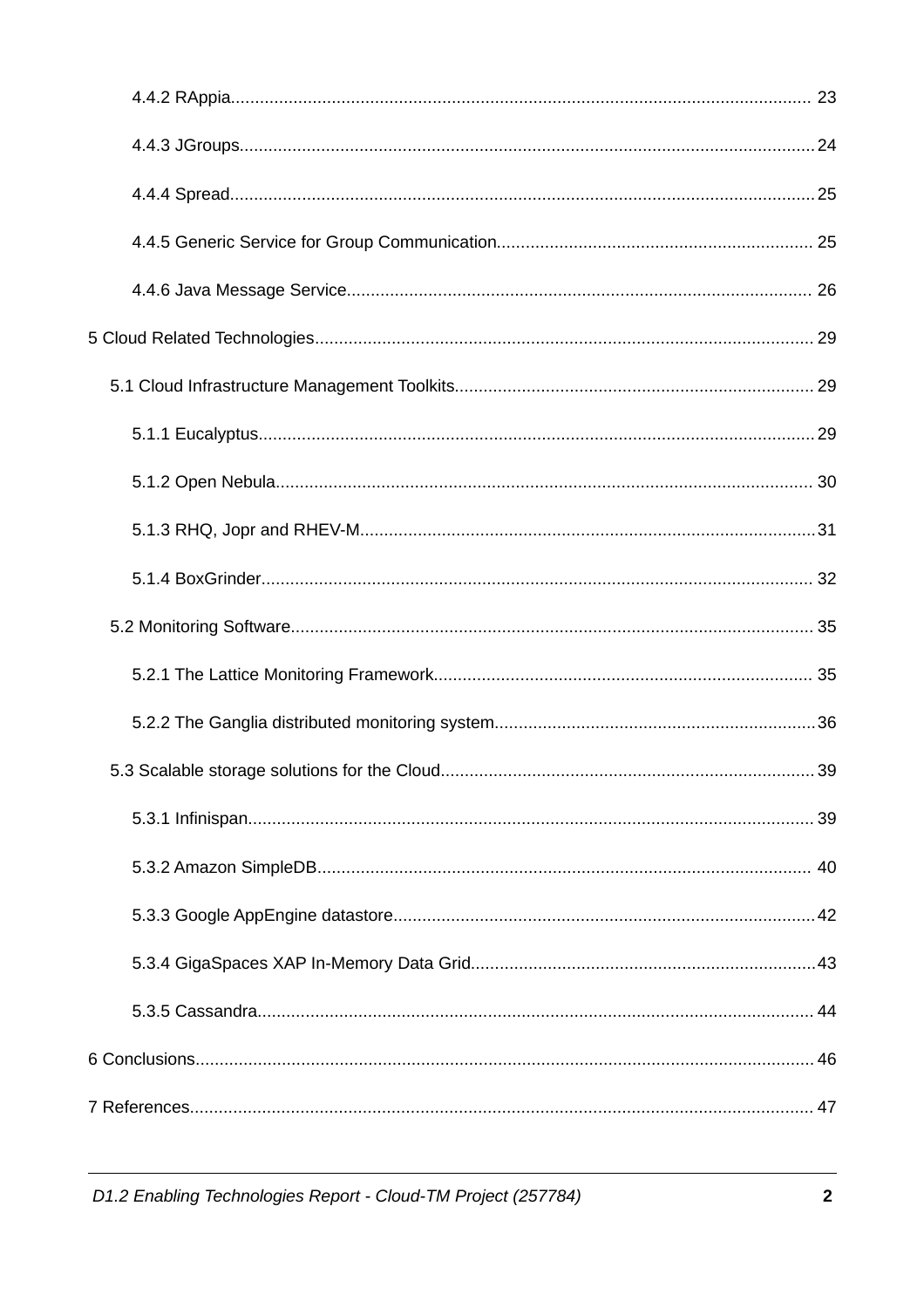4.4.2 RAppia........................................................................................................................ 23

4.4.3 JGroups...................................................................................................................... 24

4.4.4 Spread......................................................................................................................... 25

4.4.5 Generic Service for Group Communication................................................................. 25

4.4.6 Java Message Service................................................................................................ 26

5 Cloud Related Technologies....................................................................................................... 29

5.1 Cloud Infrastructure Management Toolkits.......................................................................... 29

5.1.1 Eucalyptus................................................................................................................... 29

5.1.2 Open Nebula............................................................................................................... 30

5.1.3 RHQ, Jopr and RHEV-M.............................................................................................. 31

5.1.4 BoxGrinder.................................................................................................................. 32

5.2 Monitoring Software............................................................................................................ 35

5.2.1 The Lattice Monitoring Framework.............................................................................. 35

5.2.2 The Ganglia distributed monitoring system.................................................................. 36

5.3 Scalable storage solutions for the Cloud............................................................................. 39

5.3.1 Infinispan..................................................................................................................... 39

5.3.2 Amazon SimpleDB...................................................................................................... 40

5.3.3 Google AppEngine datastore....................................................................................... 42

5.3.4 GigaSpaces XAP In-Memory Data Grid....................................................................... 43

5.3.5 Cassandra.................................................................................................................. 44

6 Conclusions................................................................................................................................ 46

7 References................................................................................................................................. 47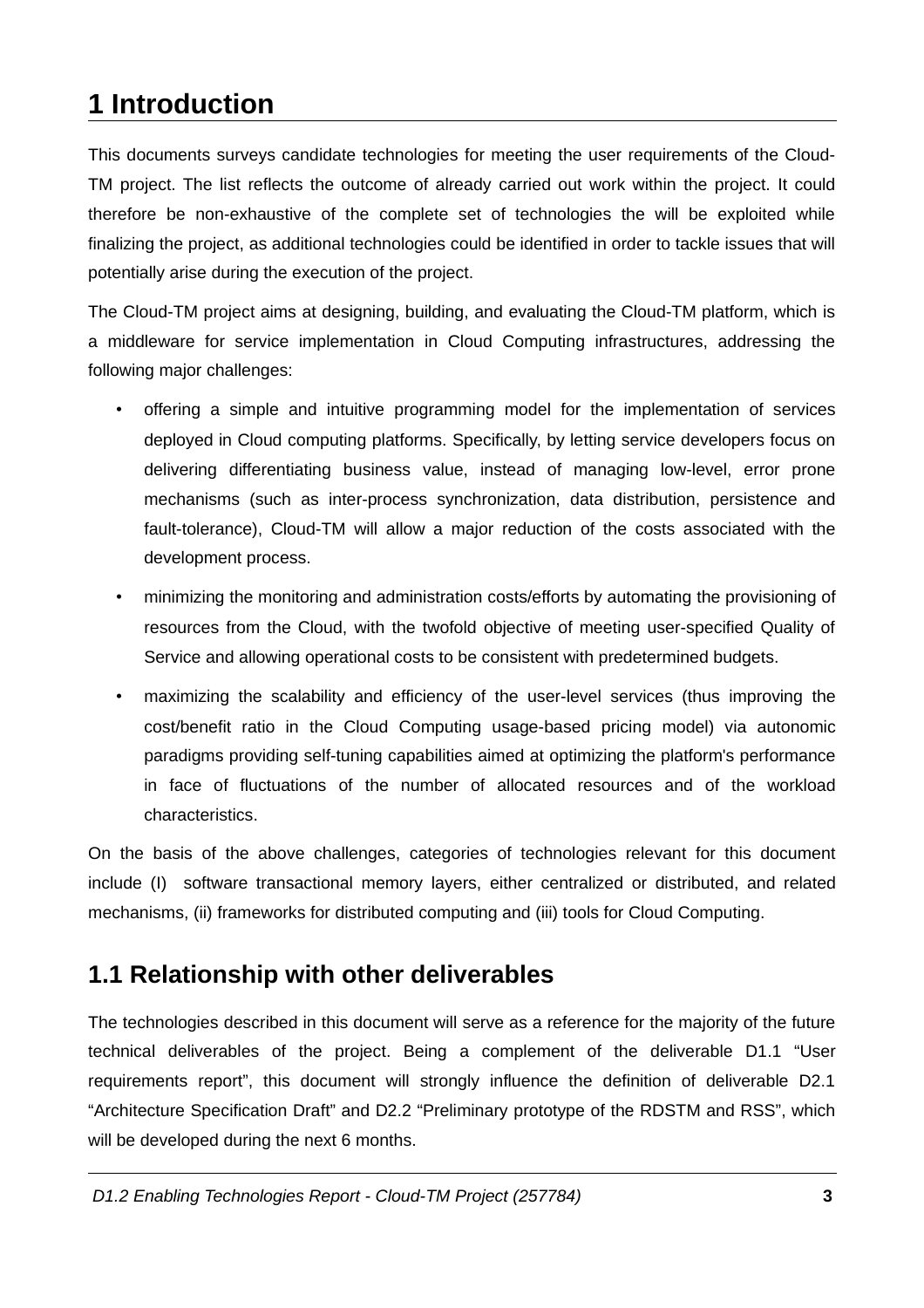# 1 Introduction

This documents surveys candidate technologies for meeting the user requirements of the Cloud-TM project. The list reflects the outcome of already carried out work within the project. It could therefore be non-exhaustive of the complete set of technologies the will be exploited while finalizing the project, as additional technologies could be identified in order to tackle issues that will potentially arise during the execution of the project.

The Cloud-TM project aims at designing, building, and evaluating the Cloud-TM platform, which is a middleware for service implementation in Cloud Computing infrastructures, addressing the following major challenges:

- offering a simple and intuitive programming model for the implementation of services deployed in Cloud computing platforms. Specifically, by letting service developers focus on delivering differentiating business value, instead of managing low-level, error prone mechanisms (such as inter-process synchronization, data distribution, persistence and fault-tolerance), Cloud-TM will allow a major reduction of the costs associated with the development process.
- minimizing the monitoring and administration costs/efforts by automating the provisioning of resources from the Cloud, with the twofold objective of meeting user-specified Quality of Service and allowing operational costs to be consistent with predetermined budgets.
- maximizing the scalability and efficiency of the user-level services (thus improving the cost/benefit ratio in the Cloud Computing usage-based pricing model) via autonomic paradigms providing self-tuning capabilities aimed at optimizing the platform's performance in face of fluctuations of the number of allocated resources and of the workload characteristics.

On the basis of the above challenges, categories of technologies relevant for this document include (I) software transactional memory layers, either centralized or distributed, and related mechanisms, (ii) frameworks for distributed computing and (iii) tools for Cloud Computing.

## 1.1 Relationship with other deliverables

The technologies described in this document will serve as a reference for the majority of the future technical deliverables of the project. Being a complement of the deliverable D1.1 “User requirements report”, this document will strongly influence the definition of deliverable D2.1 “Architecture Specification Draft” and D2.2 “Preliminary prototype of the RDSTM and RSS”, which will be developed during the next 6 months.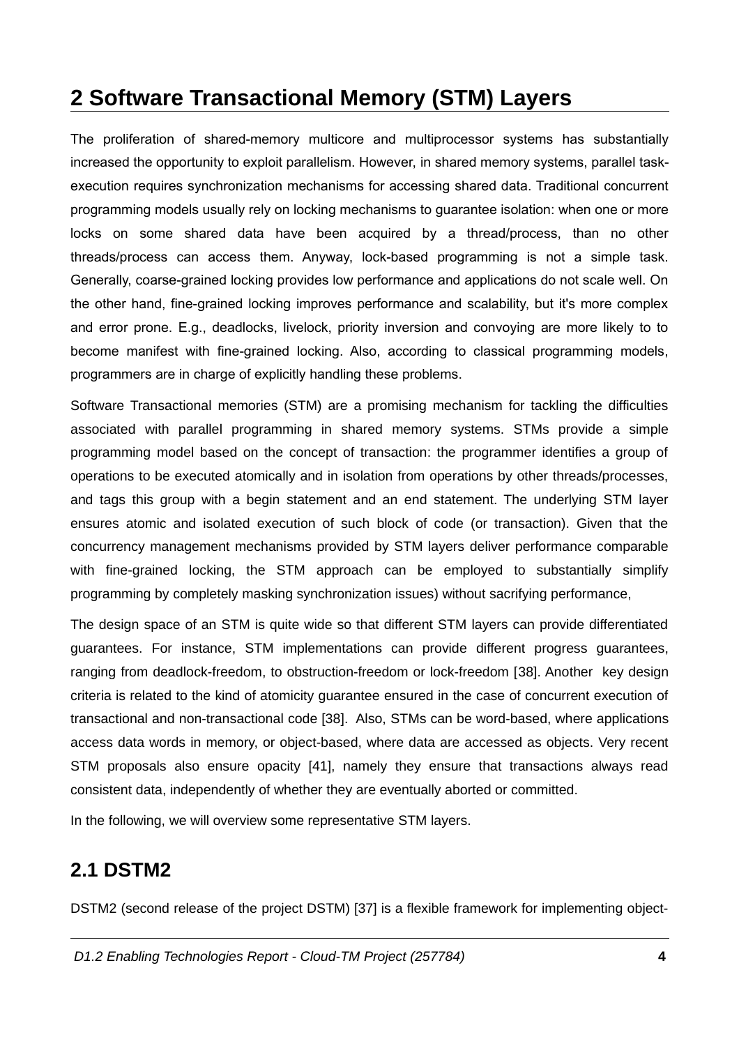# 2 Software Transactional Memory (STM) Layers

The proliferation of shared-memory multicore and multiprocessor systems has substantially increased the opportunity to exploit parallelism. However, in shared memory systems, parallel task-execution requires synchronization mechanisms for accessing shared data. Traditional concurrent programming models usually rely on locking mechanisms to guarantee isolation: when one or more locks on some shared data have been acquired by a thread/process, than no other threads/process can access them. Anyway, lock-based programming is not a simple task. Generally, coarse-grained locking provides low performance and applications do not scale well. On the other hand, fine-grained locking improves performance and scalability, but it's more complex and error prone. E.g., deadlocks, livelock, priority inversion and convoying are more likely to to become manifest with fine-grained locking. Also, according to classical programming models, programmers are in charge of explicitly handling these problems.

Software Transactional memories (STM) are a promising mechanism for tackling the difficulties associated with parallel programming in shared memory systems. STMs provide a simple programming model based on the concept of transaction: the programmer identifies a group of operations to be executed atomically and in isolation from operations by other threads/processes, and tags this group with a begin statement and an end statement. The underlying STM layer ensures atomic and isolated execution of such block of code (or transaction). Given that the concurrency management mechanisms provided by STM layers deliver performance comparable with fine-grained locking, the STM approach can be employed to substantially simplify programming by completely masking synchronization issues) without sacrifying performance,

The design space of an STM is quite wide so that different STM layers can provide differentiated guarantees. For instance, STM implementations can provide different progress guarantees, ranging from deadlock-freedom, to obstruction-freedom or lock-freedom [38]. Another key design criteria is related to the kind of atomicity guarantee ensured in the case of concurrent execution of transactional and non-transactional code [38]. Also, STMs can be word-based, where applications access data words in memory, or object-based, where data are accessed as objects. Very recent STM proposals also ensure opacity [41], namely they ensure that transactions always read consistent data, independently of whether they are eventually aborted or committed.

In the following, we will overview some representative STM layers.

## 2.1 DSTM2

DSTM2 (second release of the project DSTM) [37] is a flexible framework for implementing object-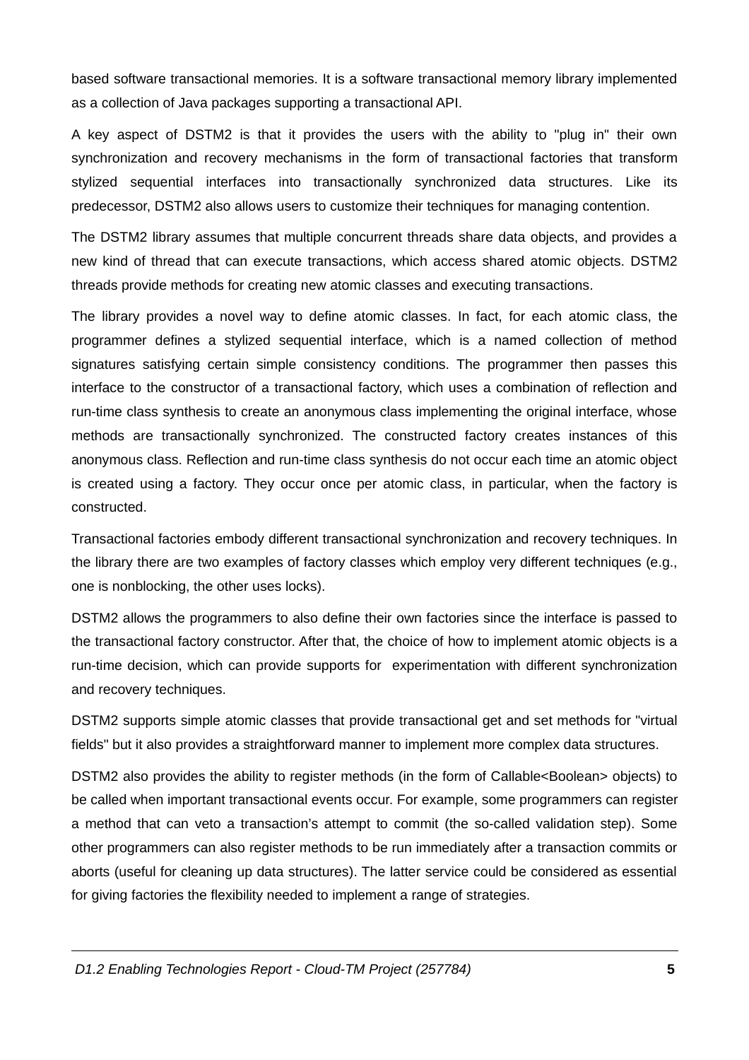based software transactional memories. It is a software transactional memory library implemented as a collection of Java packages supporting a transactional API.

A key aspect of DSTM2 is that it provides the users with the ability to "plug in" their own synchronization and recovery mechanisms in the form of transactional factories that transform stylized sequential interfaces into transactionally synchronized data structures. Like its predecessor, DSTM2 also allows users to customize their techniques for managing contention.

The DSTM2 library assumes that multiple concurrent threads share data objects, and provides a new kind of thread that can execute transactions, which access shared atomic objects. DSTM2 threads provide methods for creating new atomic classes and executing transactions.

The library provides a novel way to define atomic classes. In fact, for each atomic class, the programmer defines a stylized sequential interface, which is a named collection of method signatures satisfying certain simple consistency conditions. The programmer then passes this interface to the constructor of a transactional factory, which uses a combination of reflection and run-time class synthesis to create an anonymous class implementing the original interface, whose methods are transactionally synchronized. The constructed factory creates instances of this anonymous class. Reflection and run-time class synthesis do not occur each time an atomic object is created using a factory. They occur once per atomic class, in particular, when the factory is constructed.

Transactional factories embody different transactional synchronization and recovery techniques. In the library there are two examples of factory classes which employ very different techniques (e.g., one is nonblocking, the other uses locks).

DSTM2 allows the programmers to also define their own factories since the interface is passed to the transactional factory constructor. After that, the choice of how to implement atomic objects is a run-time decision, which can provide supports for experimentation with different synchronization and recovery techniques.

DSTM2 supports simple atomic classes that provide transactional get and set methods for "virtual fields" but it also provides a straightforward manner to implement more complex data structures.

DSTM2 also provides the ability to register methods (in the form of Callable<Boolean> objects) to be called when important transactional events occur. For example, some programmers can register a method that can veto a transaction's attempt to commit (the so-called validation step). Some other programmers can also register methods to be run immediately after a transaction commits or aborts (useful for cleaning up data structures). The latter service could be considered as essential for giving factories the flexibility needed to implement a range of strategies.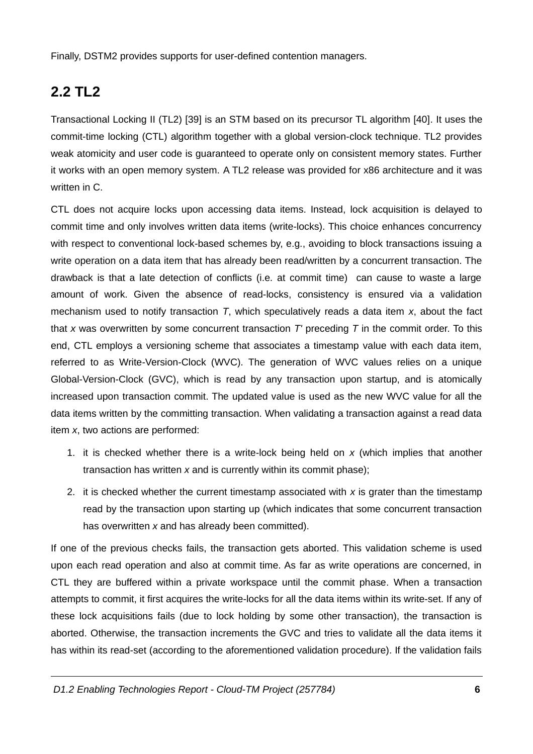Finally, DSTM2 provides supports for user-defined contention managers.

## 2.2 TL2

Transactional Locking II (TL2) [39] is an STM based on its precursor TL algorithm [40]. It uses the commit-time locking (CTL) algorithm together with a global version-clock technique. TL2 provides weak atomicity and user code is guaranteed to operate only on consistent memory states. Further it works with an open memory system. A TL2 release was provided for x86 architecture and it was written in C.

CTL does not acquire locks upon accessing data items. Instead, lock acquisition is delayed to commit time and only involves written data items (write-locks). This choice enhances concurrency with respect to conventional lock-based schemes by, e.g., avoiding to block transactions issuing a write operation on a data item that has already been read/written by a concurrent transaction. The drawback is that a late detection of conflicts (i.e. at commit time) can cause to waste a large amount of work. Given the absence of read-locks, consistency is ensured via a validation mechanism used to notify transaction *T*, which speculatively reads a data item *x*, about the fact that *x* was overwritten by some concurrent transaction *T'* preceding *T* in the commit order. To this end, CTL employs a versioning scheme that associates a timestamp value with each data item, referred to as Write-Version-Clock (WVC). The generation of WVC values relies on a unique Global-Version-Clock (GVC), which is read by any transaction upon startup, and is atomically increased upon transaction commit. The updated value is used as the new WVC value for all the data items written by the committing transaction. When validating a transaction against a read data item *x*, two actions are performed:

1. it is checked whether there is a write-lock being held on *x* (which implies that another transaction has written *x* and is currently within its commit phase);
2. it is checked whether the current timestamp associated with *x* is grater than the timestamp read by the transaction upon starting up (which indicates that some concurrent transaction has overwritten *x* and has already been committed).

If one of the previous checks fails, the transaction gets aborted. This validation scheme is used upon each read operation and also at commit time. As far as write operations are concerned, in CTL they are buffered within a private workspace until the commit phase. When a transaction attempts to commit, it first acquires the write-locks for all the data items within its write-set. If any of these lock acquisitions fails (due to lock holding by some other transaction), the transaction is aborted. Otherwise, the transaction increments the GVC and tries to validate all the data items it has within its read-set (according to the aforementioned validation procedure). If the validation fails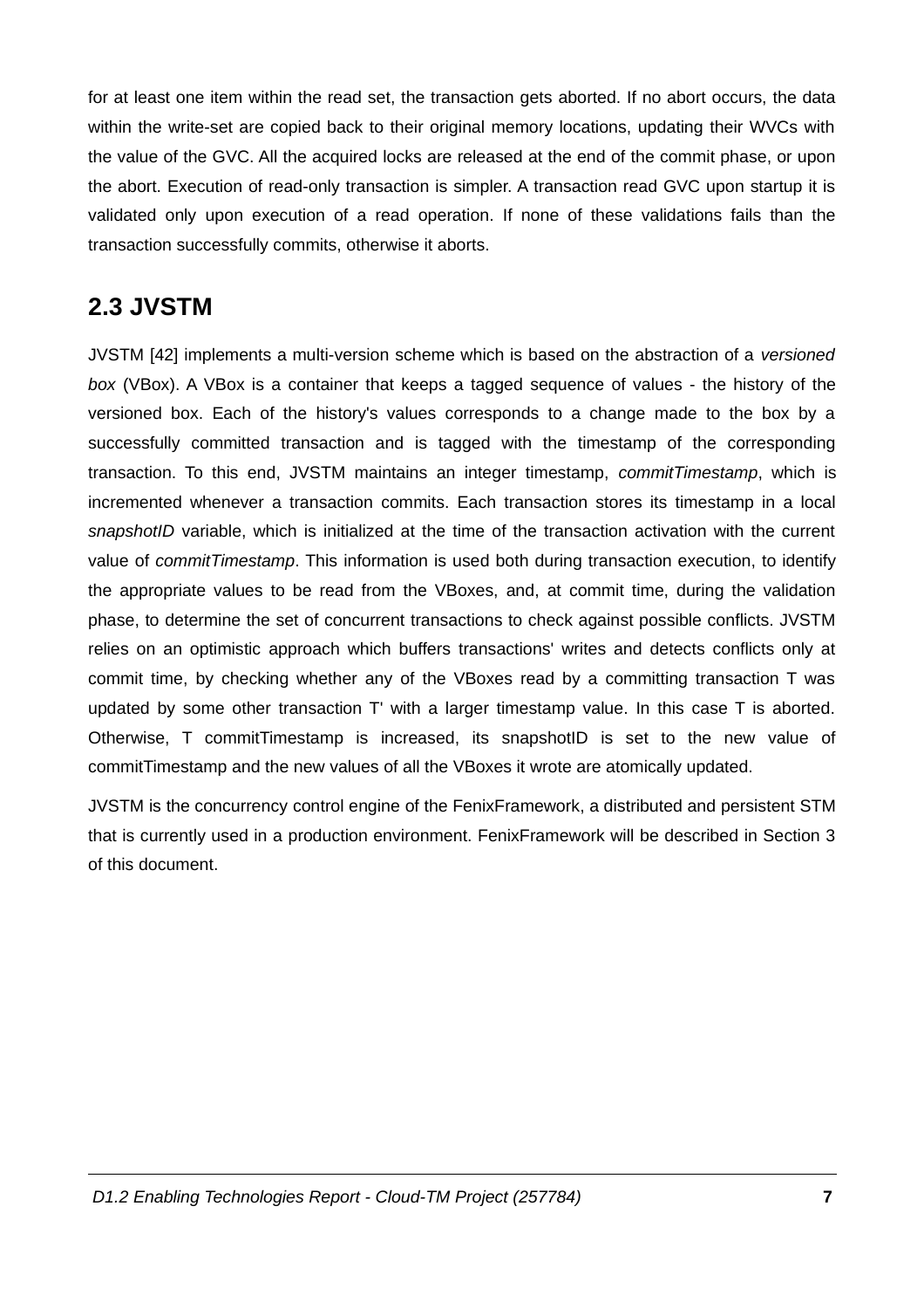for at least one item within the read set, the transaction gets aborted. If no abort occurs, the data within the write-set are copied back to their original memory locations, updating their WVCs with the value of the GVC. All the acquired locks are released at the end of the commit phase, or upon the abort. Execution of read-only transaction is simpler. A transaction read GVC upon startup it is validated only upon execution of a read operation. If none of these validations fails than the transaction successfully commits, otherwise it aborts.

## 2.3 JVSTM

JVSTM [42] implements a multi-version scheme which is based on the abstraction of a *versioned box* (VBox). A VBox is a container that keeps a tagged sequence of values - the history of the versioned box. Each of the history's values corresponds to a change made to the box by a successfully committed transaction and is tagged with the timestamp of the corresponding transaction. To this end, JVSTM maintains an integer timestamp, *commitTimestamp*, which is incremented whenever a transaction commits. Each transaction stores its timestamp in a local *snapshotID* variable, which is initialized at the time of the transaction activation with the current value of *commitTimestamp*. This information is used both during transaction execution, to identify the appropriate values to be read from the VBoxes, and, at commit time, during the validation phase, to determine the set of concurrent transactions to check against possible conflicts. JVSTM relies on an optimistic approach which buffers transactions' writes and detects conflicts only at commit time, by checking whether any of the VBoxes read by a committing transaction T was updated by some other transaction T' with a larger timestamp value. In this case T is aborted. Otherwise, T commitTimestamp is increased, its snapshotID is set to the new value of commitTimestamp and the new values of all the VBoxes it wrote are atomically updated.

JVSTM is the concurrency control engine of the FenixFramework, a distributed and persistent STM that is currently used in a production environment. FenixFramework will be described in Section 3 of this document.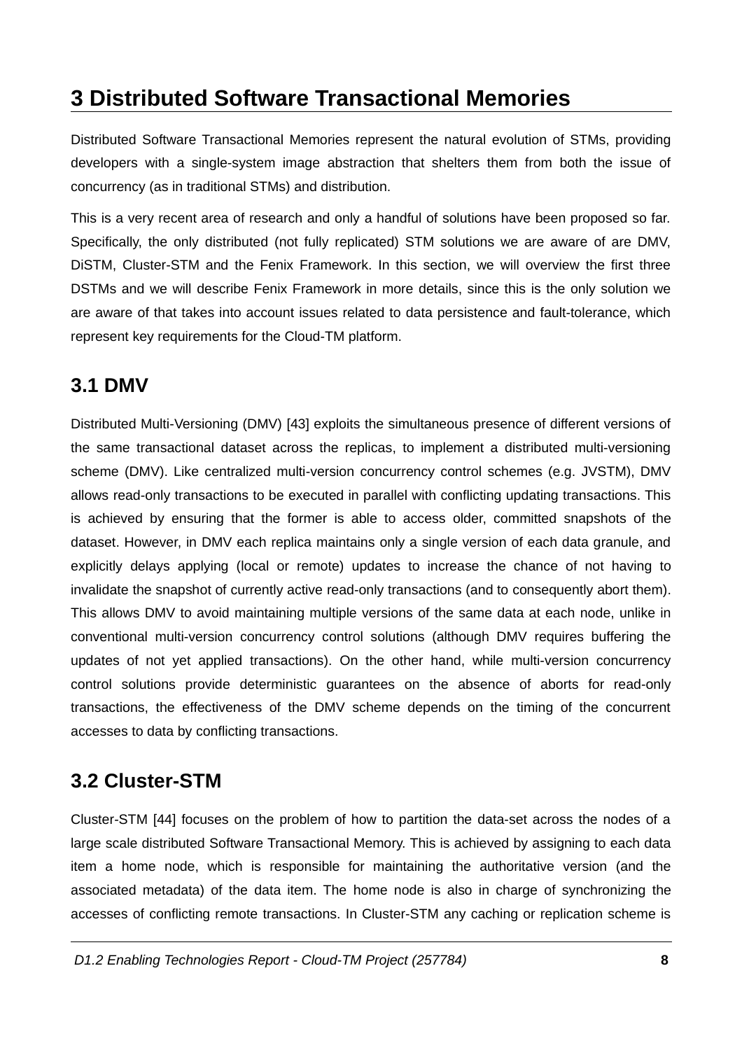# 3 Distributed Software Transactional Memories

Distributed Software Transactional Memories represent the natural evolution of STMs, providing developers with a single-system image abstraction that shelters them from both the issue of concurrency (as in traditional STMs) and distribution.

This is a very recent area of research and only a handful of solutions have been proposed so far. Specifically, the only distributed (not fully replicated) STM solutions we are aware of are DMV, DiSTM, Cluster-STM and the Fenix Framework. In this section, we will overview the first three DSTMs and we will describe Fenix Framework in more details, since this is the only solution we are aware of that takes into account issues related to data persistence and fault-tolerance, which represent key requirements for the Cloud-TM platform.

## 3.1 DMV

Distributed Multi-Versioning (DMV) [43] exploits the simultaneous presence of different versions of the same transactional dataset across the replicas, to implement a distributed multi-versioning scheme (DMV). Like centralized multi-version concurrency control schemes (e.g. JVSTM), DMV allows read-only transactions to be executed in parallel with conflicting updating transactions. This is achieved by ensuring that the former is able to access older, committed snapshots of the dataset. However, in DMV each replica maintains only a single version of each data granule, and explicitly delays applying (local or remote) updates to increase the chance of not having to invalidate the snapshot of currently active read-only transactions (and to consequently abort them). This allows DMV to avoid maintaining multiple versions of the same data at each node, unlike in conventional multi-version concurrency control solutions (although DMV requires buffering the updates of not yet applied transactions). On the other hand, while multi-version concurrency control solutions provide deterministic guarantees on the absence of aborts for read-only transactions, the effectiveness of the DMV scheme depends on the timing of the concurrent accesses to data by conflicting transactions.

## 3.2 Cluster-STM

Cluster-STM [44] focuses on the problem of how to partition the data-set across the nodes of a large scale distributed Software Transactional Memory. This is achieved by assigning to each data item a home node, which is responsible for maintaining the authoritative version (and the associated metadata) of the data item. The home node is also in charge of synchronizing the accesses of conflicting remote transactions. In Cluster-STM any caching or replication scheme is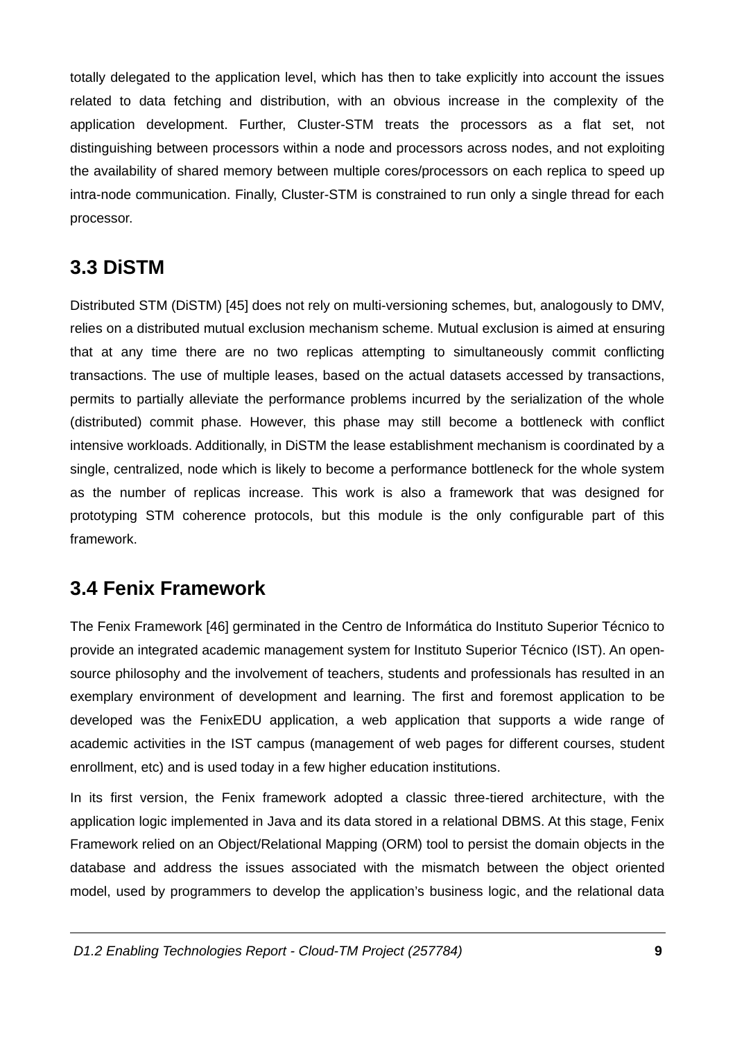totally delegated to the application level, which has then to take explicitly into account the issues related to data fetching and distribution, with an obvious increase in the complexity of the application development. Further, Cluster-STM treats the processors as a flat set, not distinguishing between processors within a node and processors across nodes, and not exploiting the availability of shared memory between multiple cores/processors on each replica to speed up intra-node communication. Finally, Cluster-STM is constrained to run only a single thread for each processor.

## 3.3 DiSTM

Distributed STM (DiSTM) [45] does not rely on multi-versioning schemes, but, analogously to DMV, relies on a distributed mutual exclusion mechanism scheme. Mutual exclusion is aimed at ensuring that at any time there are no two replicas attempting to simultaneously commit conflicting transactions. The use of multiple leases, based on the actual datasets accessed by transactions, permits to partially alleviate the performance problems incurred by the serialization of the whole (distributed) commit phase. However, this phase may still become a bottleneck with conflict intensive workloads. Additionally, in DiSTM the lease establishment mechanism is coordinated by a single, centralized, node which is likely to become a performance bottleneck for the whole system as the number of replicas increase. This work is also a framework that was designed for prototyping STM coherence protocols, but this module is the only configurable part of this framework.

## 3.4 Fenix Framework

The Fenix Framework [46] germinated in the Centro de Informática do Instituto Superior Técnico to provide an integrated academic management system for Instituto Superior Técnico (IST). An open-source philosophy and the involvement of teachers, students and professionals has resulted in an exemplary environment of development and learning. The first and foremost application to be developed was the FenixEDU application, a web application that supports a wide range of academic activities in the IST campus (management of web pages for different courses, student enrollment, etc) and is used today in a few higher education institutions.

In its first version, the Fenix framework adopted a classic three-tiered architecture, with the application logic implemented in Java and its data stored in a relational DBMS. At this stage, Fenix Framework relied on an Object/Relational Mapping (ORM) tool to persist the domain objects in the database and address the issues associated with the mismatch between the object oriented model, used by programmers to develop the application's business logic, and the relational data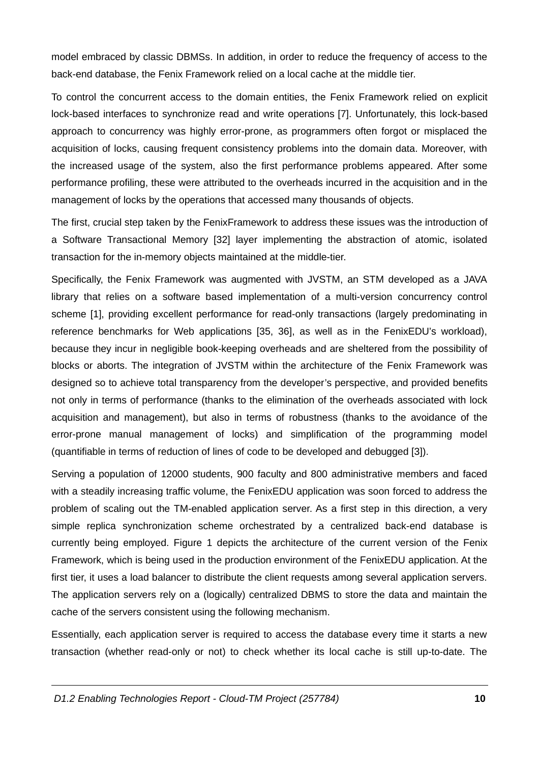model embraced by classic DBMSs. In addition, in order to reduce the frequency of access to the back-end database, the Fenix Framework relied on a local cache at the middle tier.

To control the concurrent access to the domain entities, the Fenix Framework relied on explicit lock-based interfaces to synchronize read and write operations [7]. Unfortunately, this lock-based approach to concurrency was highly error-prone, as programmers often forgot or misplaced the acquisition of locks, causing frequent consistency problems into the domain data. Moreover, with the increased usage of the system, also the first performance problems appeared. After some performance profiling, these were attributed to the overheads incurred in the acquisition and in the management of locks by the operations that accessed many thousands of objects.

The first, crucial step taken by the FenixFramework to address these issues was the introduction of a Software Transactional Memory [32] layer implementing the abstraction of atomic, isolated transaction for the in-memory objects maintained at the middle-tier.

Specifically, the Fenix Framework was augmented with JVSTM, an STM developed as a JAVA library that relies on a software based implementation of a multi-version concurrency control scheme [1], providing excellent performance for read-only transactions (largely predominating in reference benchmarks for Web applications [35, 36], as well as in the FenixEDU's workload), because they incur in negligible book-keeping overheads and are sheltered from the possibility of blocks or aborts. The integration of JVSTM within the architecture of the Fenix Framework was designed so to achieve total transparency from the developer's perspective, and provided benefits not only in terms of performance (thanks to the elimination of the overheads associated with lock acquisition and management), but also in terms of robustness (thanks to the avoidance of the error-prone manual management of locks) and simplification of the programming model (quantifiable in terms of reduction of lines of code to be developed and debugged [3]).

Serving a population of 12000 students, 900 faculty and 800 administrative members and faced with a steadily increasing traffic volume, the FenixEDU application was soon forced to address the problem of scaling out the TM-enabled application server. As a first step in this direction, a very simple replica synchronization scheme orchestrated by a centralized back-end database is currently being employed. Figure 1 depicts the architecture of the current version of the Fenix Framework, which is being used in the production environment of the FenixEDU application. At the first tier, it uses a load balancer to distribute the client requests among several application servers. The application servers rely on a (logically) centralized DBMS to store the data and maintain the cache of the servers consistent using the following mechanism.

Essentially, each application server is required to access the database every time it starts a new transaction (whether read-only or not) to check whether its local cache is still up-to-date. The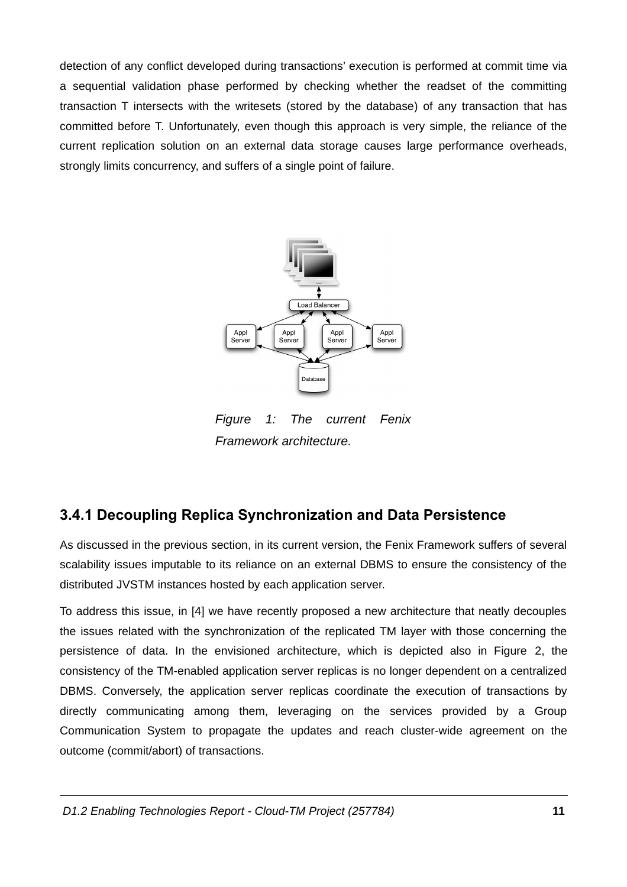detection of any conflict developed during transactions' execution is performed at commit time via a sequential validation phase performed by checking whether the readset of the committing transaction T intersects with the writesets (stored by the database) of any transaction that has committed before T. Unfortunately, even though this approach is very simple, the reliance of the current replication solution on an external data storage causes large performance overheads, strongly limits concurrency, and suffers of a single point of failure.

*Figure 1: The current Fenix Framework architecture.*

### 3.4.1 Decoupling Replica Synchronization and Data Persistence

As discussed in the previous section, in its current version, the Fenix Framework suffers of several scalability issues imputable to its reliance on an external DBMS to ensure the consistency of the distributed JVSTM instances hosted by each application server.

To address this issue, in [4] we have recently proposed a new architecture that neatly decouples the issues related with the synchronization of the replicated TM layer with those concerning the persistence of data. In the envisioned architecture, which is depicted also in Figure 2, the consistency of the TM-enabled application server replicas is no longer dependent on a centralized DBMS. Conversely, the application server replicas coordinate the execution of transactions by directly communicating among them, leveraging on the services provided by a Group Communication System to propagate the updates and reach cluster-wide agreement on the outcome (commit/abort) of transactions.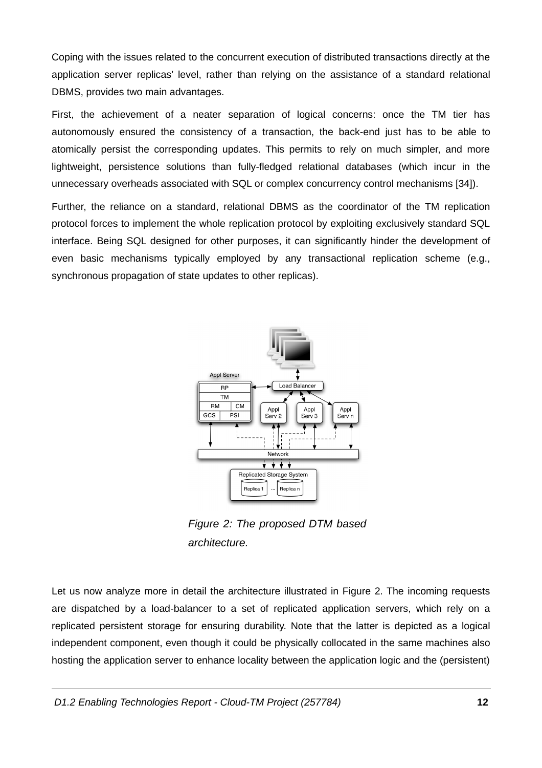Coping with the issues related to the concurrent execution of distributed transactions directly at the application server replicas' level, rather than relying on the assistance of a standard relational DBMS, provides two main advantages.

First, the achievement of a neater separation of logical concerns: once the TM tier has autonomously ensured the consistency of a transaction, the back-end just has to be able to atomically persist the corresponding updates. This permits to rely on much simpler, and more lightweight, persistence solutions than fully-fledged relational databases (which incur in the unnecessary overheads associated with SQL or complex concurrency control mechanisms [34]).

Further, the reliance on a standard, relational DBMS as the coordinator of the TM replication protocol forces to implement the whole replication protocol by exploiting exclusively standard SQL interface. Being SQL designed for other purposes, it can significantly hinder the development of even basic mechanisms typically employed by any transactional replication scheme (e.g., synchronous propagation of state updates to other replicas).

*Figure 2: The proposed DTM based architecture.*

Let us now analyze more in detail the architecture illustrated in Figure 2. The incoming requests are dispatched by a load-balancer to a set of replicated application servers, which rely on a replicated persistent storage for ensuring durability. Note that the latter is depicted as a logical independent component, even though it could be physically collocated in the same machines also hosting the application server to enhance locality between the application logic and the (persistent)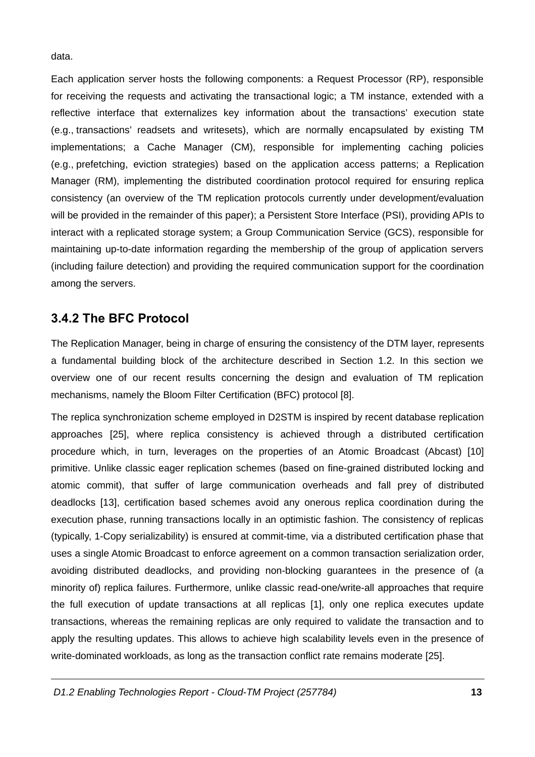data.

Each application server hosts the following components: a Request Processor (RP), responsible for receiving the requests and activating the transactional logic; a TM instance, extended with a reflective interface that externalizes key information about the transactions' execution state (e.g., transactions' readsets and writesets), which are normally encapsulated by existing TM implementations; a Cache Manager (CM), responsible for implementing caching policies (e.g., prefetching, eviction strategies) based on the application access patterns; a Replication Manager (RM), implementing the distributed coordination protocol required for ensuring replica consistency (an overview of the TM replication protocols currently under development/evaluation will be provided in the remainder of this paper); a Persistent Store Interface (PSI), providing APIs to interact with a replicated storage system; a Group Communication Service (GCS), responsible for maintaining up-to-date information regarding the membership of the group of application servers (including failure detection) and providing the required communication support for the coordination among the servers.

### 3.4.2 The BFC Protocol

The Replication Manager, being in charge of ensuring the consistency of the DTM layer, represents a fundamental building block of the architecture described in Section 1.2. In this section we overview one of our recent results concerning the design and evaluation of TM replication mechanisms, namely the Bloom Filter Certification (BFC) protocol [8].

The replica synchronization scheme employed in D2STM is inspired by recent database replication approaches [25], where replica consistency is achieved through a distributed certification procedure which, in turn, leverages on the properties of an Atomic Broadcast (Abcast) [10] primitive. Unlike classic eager replication schemes (based on fine-grained distributed locking and atomic commit), that suffer of large communication overheads and fall prey of distributed deadlocks [13], certification based schemes avoid any onerous replica coordination during the execution phase, running transactions locally in an optimistic fashion. The consistency of replicas (typically, 1-Copy serializability) is ensured at commit-time, via a distributed certification phase that uses a single Atomic Broadcast to enforce agreement on a common transaction serialization order, avoiding distributed deadlocks, and providing non-blocking guarantees in the presence of (a minority of) replica failures. Furthermore, unlike classic read-one/write-all approaches that require the full execution of update transactions at all replicas [1], only one replica executes update transactions, whereas the remaining replicas are only required to validate the transaction and to apply the resulting updates. This allows to achieve high scalability levels even in the presence of write-dominated workloads, as long as the transaction conflict rate remains moderate [25].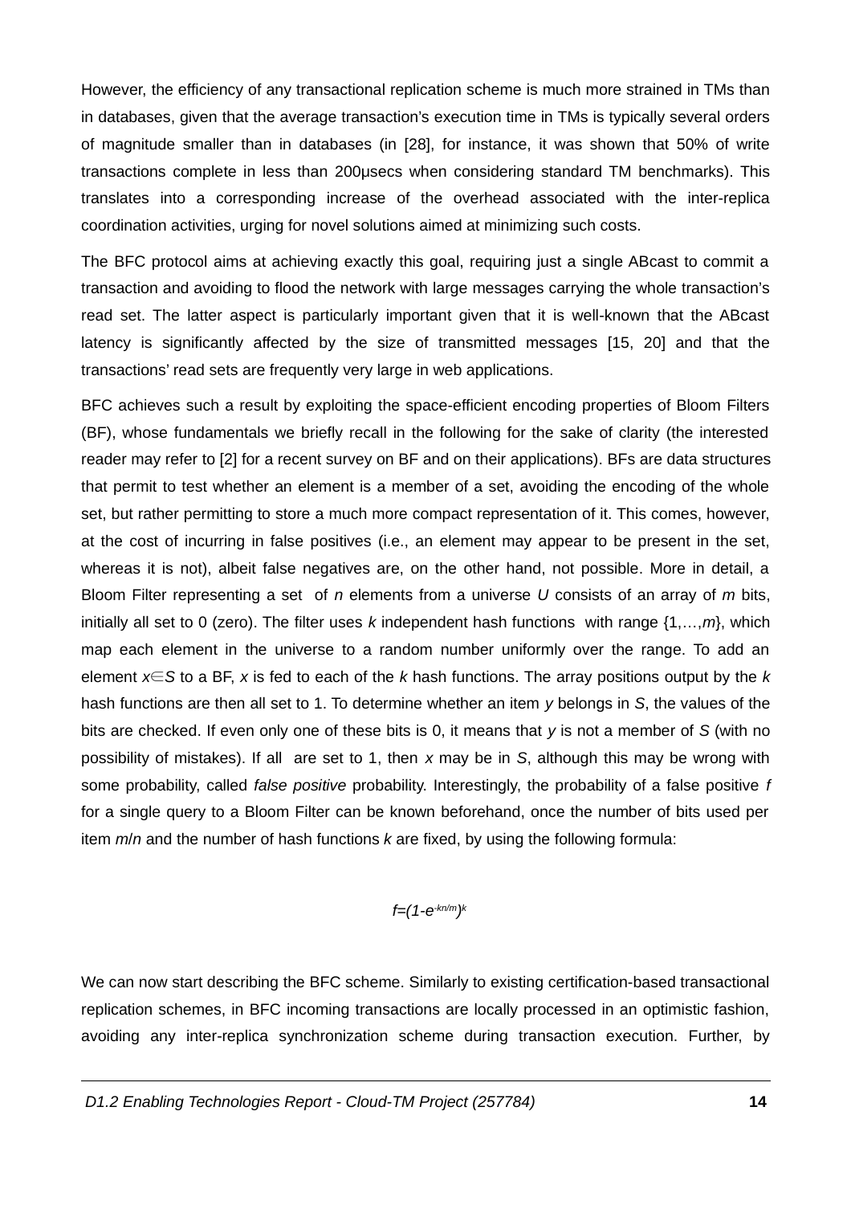However, the efficiency of any transactional replication scheme is much more strained in TMs than in databases, given that the average transaction's execution time in TMs is typically several orders of magnitude smaller than in databases (in [28], for instance, it was shown that 50% of write transactions complete in less than 200µsecs when considering standard TM benchmarks). This translates into a corresponding increase of the overhead associated with the inter-replica coordination activities, urging for novel solutions aimed at minimizing such costs.

The BFC protocol aims at achieving exactly this goal, requiring just a single ABcast to commit a transaction and avoiding to flood the network with large messages carrying the whole transaction's read set. The latter aspect is particularly important given that it is well-known that the ABcast latency is significantly affected by the size of transmitted messages [15, 20] and that the transactions' read sets are frequently very large in web applications.

BFC achieves such a result by exploiting the space-efficient encoding properties of Bloom Filters (BF), whose fundamentals we briefly recall in the following for the sake of clarity (the interested reader may refer to [2] for a recent survey on BF and on their applications). BFs are data structures that permit to test whether an element is a member of a set, avoiding the encoding of the whole set, but rather permitting to store a much more compact representation of it. This comes, however, at the cost of incurring in false positives (i.e., an element may appear to be present in the set, whereas it is not), albeit false negatives are, on the other hand, not possible. More in detail, a Bloom Filter representing a set of $n$ elements from a universe $U$ consists of an array of $m$ bits, initially all set to 0 (zero). The filter uses $k$ independent hash functions with range $\{1,\ldots,m\}$, which map each element in the universe to a random number uniformly over the range. To add an element $x \in S$ to a BF, $x$ is fed to each of the $k$ hash functions. The array positions output by the $k$ hash functions are then all set to 1. To determine whether an item $y$ belongs in $S$, the values of the bits are checked. If even only one of these bits is 0, it means that $y$ is not a member of $S$ (with no possibility of mistakes). If all are set to 1, then $x$ may be in $S$, although this may be wrong with some probability, called *false positive* probability. Interestingly, the probability of a false positive $f$ for a single query to a Bloom Filter can be known beforehand, once the number of bits used per item $m/n$ and the number of hash functions $k$ are fixed, by using the following formula:

$$f=(1-e^{-kn/m})^k$$

We can now start describing the BFC scheme. Similarly to existing certification-based transactional replication schemes, in BFC incoming transactions are locally processed in an optimistic fashion, avoiding any inter-replica synchronization scheme during transaction execution. Further, by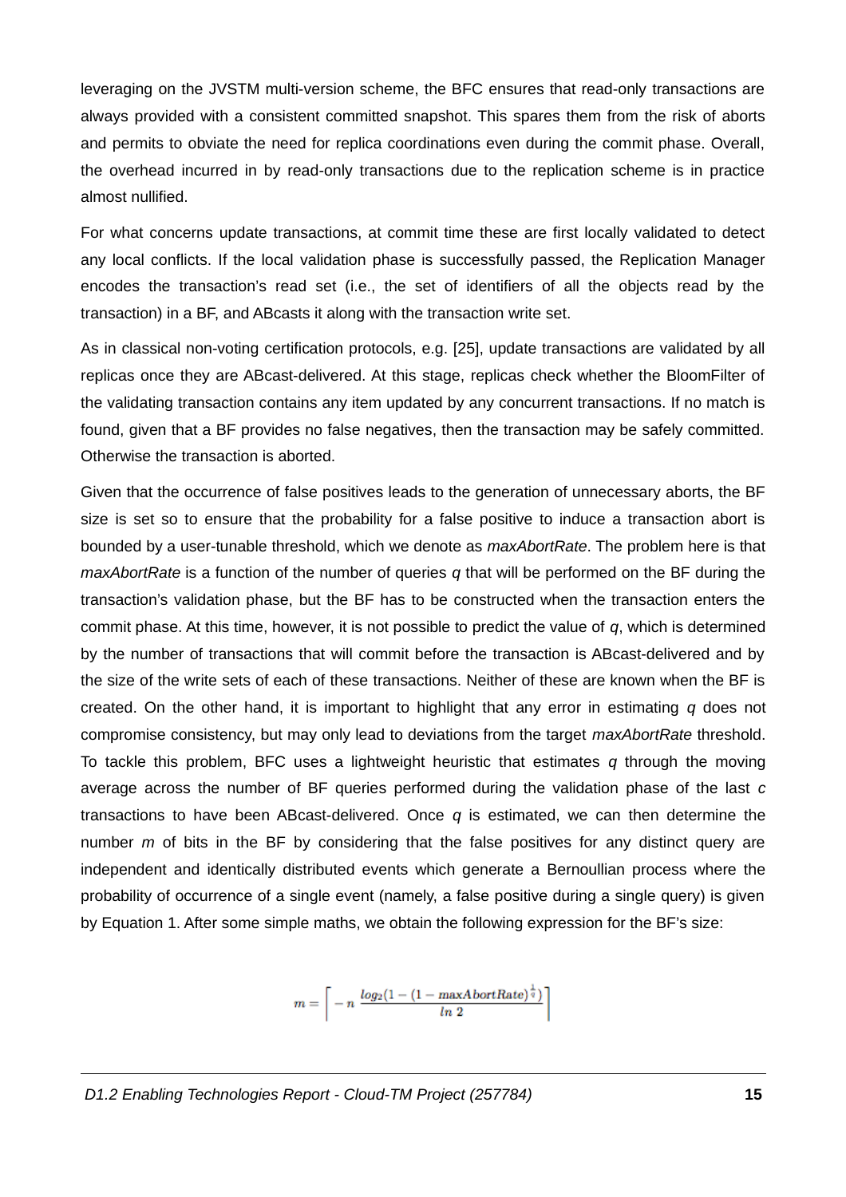leveraging on the JVSTM multi-version scheme, the BFC ensures that read-only transactions are always provided with a consistent committed snapshot. This spares them from the risk of aborts and permits to obviate the need for replica coordinations even during the commit phase. Overall, the overhead incurred in by read-only transactions due to the replication scheme is in practice almost nullified.

For what concerns update transactions, at commit time these are first locally validated to detect any local conflicts. If the local validation phase is successfully passed, the Replication Manager encodes the transaction's read set (i.e., the set of identifiers of all the objects read by the transaction) in a BF, and ABcasts it along with the transaction write set.

As in classical non-voting certification protocols, e.g. [25], update transactions are validated by all replicas once they are ABcast-delivered. At this stage, replicas check whether the BloomFilter of the validating transaction contains any item updated by any concurrent transactions. If no match is found, given that a BF provides no false negatives, then the transaction may be safely committed. Otherwise the transaction is aborted.

Given that the occurrence of false positives leads to the generation of unnecessary aborts, the BF size is set so to ensure that the probability for a false positive to induce a transaction abort is bounded by a user-tunable threshold, which we denote as *maxAbortRate*. The problem here is that *maxAbortRate* is a function of the number of queries $q$ that will be performed on the BF during the transaction's validation phase, but the BF has to be constructed when the transaction enters the commit phase. At this time, however, it is not possible to predict the value of $q$, which is determined by the number of transactions that will commit before the transaction is ABcast-delivered and by the size of the write sets of each of these transactions. Neither of these are known when the BF is created. On the other hand, it is important to highlight that any error in estimating $q$ does not compromise consistency, but may only lead to deviations from the target *maxAbortRate* threshold. To tackle this problem, BFC uses a lightweight heuristic that estimates $q$ through the moving average across the number of BF queries performed during the validation phase of the last $c$ transactions to have been ABcast-delivered. Once $q$ is estimated, we can then determine the number $m$ of bits in the BF by considering that the false positives for any distinct query are independent and identically distributed events which generate a Bernoullian process where the probability of occurrence of a single event (namely, a false positive during a single query) is given by Equation 1. After some simple maths, we obtain the following expression for the BF's size:

$$m = \left\lceil -n \, \frac{log_2(1 - (1 - maxAbortRate)^{\frac{1}{q}})}{ln \; 2} \right\rceil$$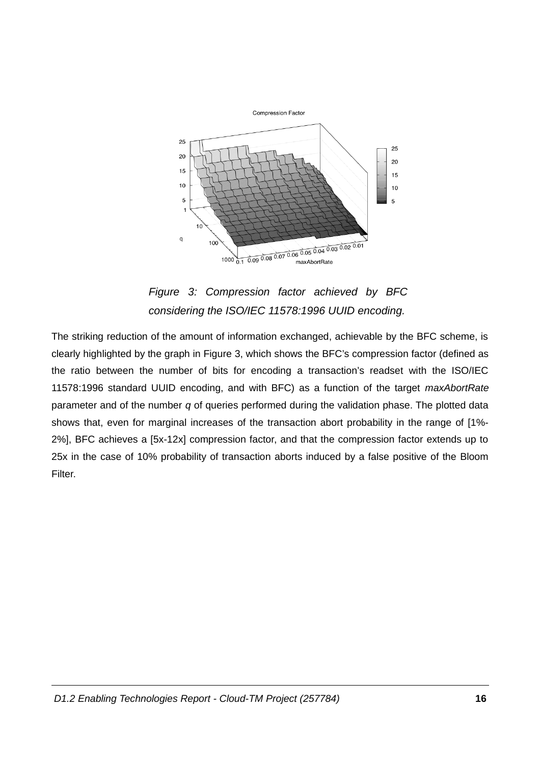*Figure 3: Compression factor achieved by BFC considering the ISO/IEC 11578:1996 UUID encoding.*

The striking reduction of the amount of information exchanged, achievable by the BFC scheme, is clearly highlighted by the graph in Figure 3, which shows the BFC's compression factor (defined as the ratio between the number of bits for encoding a transaction's readset with the ISO/IEC 11578:1996 standard UUID encoding, and with BFC) as a function of the target *maxAbortRate* parameter and of the number *q* of queries performed during the validation phase. The plotted data shows that, even for marginal increases of the transaction abort probability in the range of [1%-2%], BFC achieves a [5x-12x] compression factor, and that the compression factor extends up to 25x in the case of 10% probability of transaction aborts induced by a false positive of the Bloom Filter.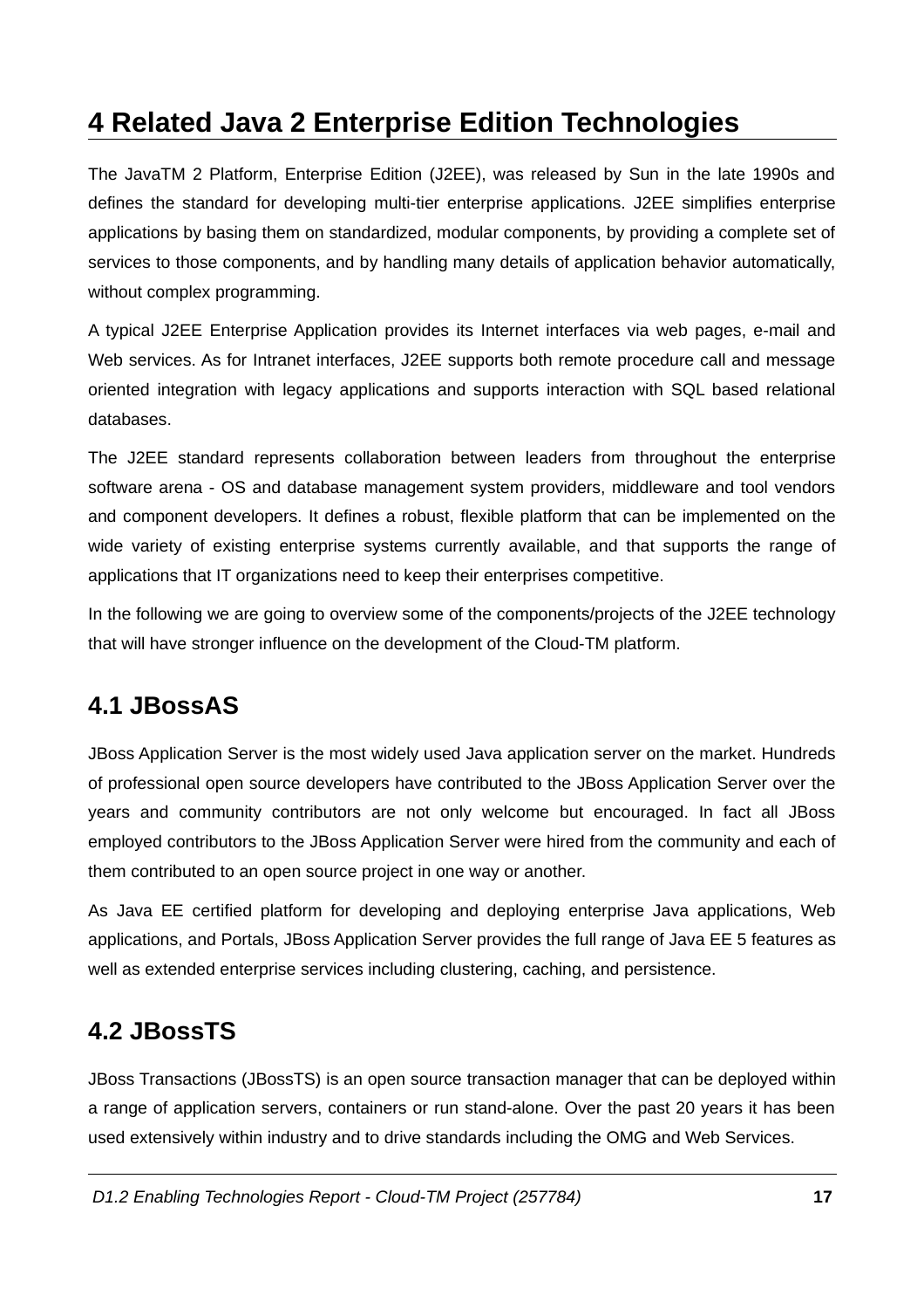# 4 Related Java 2 Enterprise Edition Technologies

The JavaTM 2 Platform, Enterprise Edition (J2EE), was released by Sun in the late 1990s and defines the standard for developing multi-tier enterprise applications. J2EE simplifies enterprise applications by basing them on standardized, modular components, by providing a complete set of services to those components, and by handling many details of application behavior automatically, without complex programming.

A typical J2EE Enterprise Application provides its Internet interfaces via web pages, e-mail and Web services. As for Intranet interfaces, J2EE supports both remote procedure call and message oriented integration with legacy applications and supports interaction with SQL based relational databases.

The J2EE standard represents collaboration between leaders from throughout the enterprise software arena - OS and database management system providers, middleware and tool vendors and component developers. It defines a robust, flexible platform that can be implemented on the wide variety of existing enterprise systems currently available, and that supports the range of applications that IT organizations need to keep their enterprises competitive.

In the following we are going to overview some of the components/projects of the J2EE technology that will have stronger influence on the development of the Cloud-TM platform.

## 4.1 JBossAS

JBoss Application Server is the most widely used Java application server on the market. Hundreds of professional open source developers have contributed to the JBoss Application Server over the years and community contributors are not only welcome but encouraged. In fact all JBoss employed contributors to the JBoss Application Server were hired from the community and each of them contributed to an open source project in one way or another.

As Java EE certified platform for developing and deploying enterprise Java applications, Web applications, and Portals, JBoss Application Server provides the full range of Java EE 5 features as well as extended enterprise services including clustering, caching, and persistence.

## 4.2 JBossTS

JBoss Transactions (JBossTS) is an open source transaction manager that can be deployed within a range of application servers, containers or run stand-alone. Over the past 20 years it has been used extensively within industry and to drive standards including the OMG and Web Services.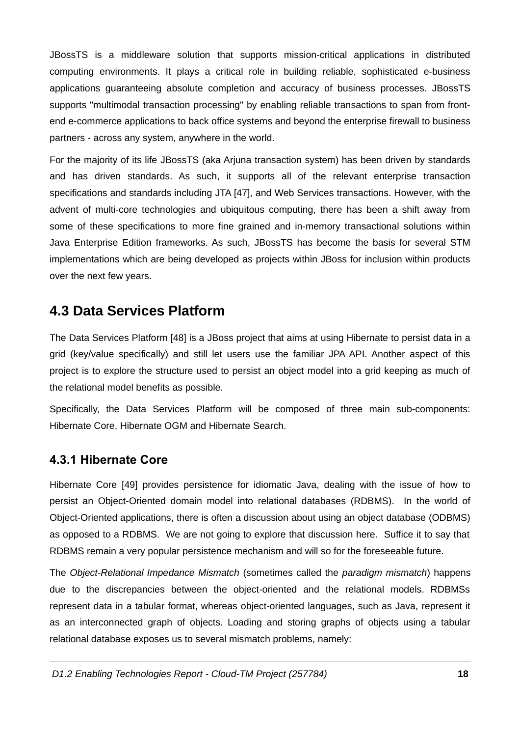JBossTS is a middleware solution that supports mission-critical applications in distributed computing environments. It plays a critical role in building reliable, sophisticated e-business applications guaranteeing absolute completion and accuracy of business processes. JBossTS supports "multimodal transaction processing" by enabling reliable transactions to span from front-end e-commerce applications to back office systems and beyond the enterprise firewall to business partners - across any system, anywhere in the world.

For the majority of its life JBossTS (aka Arjuna transaction system) has been driven by standards and has driven standards. As such, it supports all of the relevant enterprise transaction specifications and standards including JTA [47], and Web Services transactions. However, with the advent of multi-core technologies and ubiquitous computing, there has been a shift away from some of these specifications to more fine grained and in-memory transactional solutions within Java Enterprise Edition frameworks. As such, JBossTS has become the basis for several STM implementations which are being developed as projects within JBoss for inclusion within products over the next few years.

## 4.3 Data Services Platform

The Data Services Platform [48] is a JBoss project that aims at using Hibernate to persist data in a grid (key/value specifically) and still let users use the familiar JPA API. Another aspect of this project is to explore the structure used to persist an object model into a grid keeping as much of the relational model benefits as possible.

Specifically, the Data Services Platform will be composed of three main sub-components: Hibernate Core, Hibernate OGM and Hibernate Search.

### 4.3.1 Hibernate Core

Hibernate Core [49] provides persistence for idiomatic Java, dealing with the issue of how to persist an Object-Oriented domain model into relational databases (RDBMS). In the world of Object-Oriented applications, there is often a discussion about using an object database (ODBMS) as opposed to a RDBMS. We are not going to explore that discussion here. Suffice it to say that RDBMS remain a very popular persistence mechanism and will so for the foreseeable future.

The *Object-Relational Impedance Mismatch* (sometimes called the *paradigm mismatch*) happens due to the discrepancies between the object-oriented and the relational models. RDBMSs represent data in a tabular format, whereas object-oriented languages, such as Java, represent it as an interconnected graph of objects. Loading and storing graphs of objects using a tabular relational database exposes us to several mismatch problems, namely: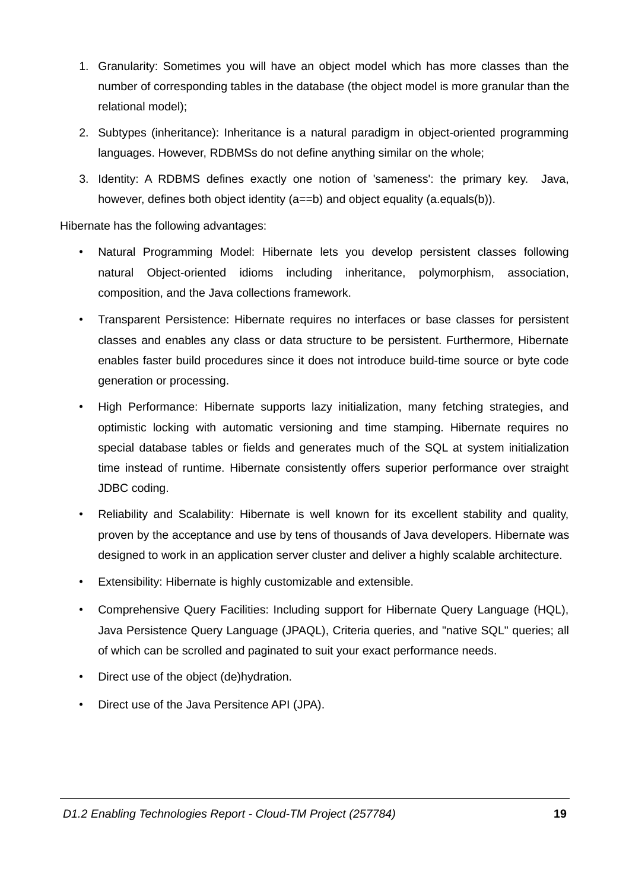1. Granularity: Sometimes you will have an object model which has more classes than the number of corresponding tables in the database (the object model is more granular than the relational model);
2. Subtypes (inheritance): Inheritance is a natural paradigm in object-oriented programming languages. However, RDBMSs do not define anything similar on the whole;
3. Identity: A RDBMS defines exactly one notion of 'sameness': the primary key. Java, however, defines both object identity (a==b) and object equality (a.equals(b)).

Hibernate has the following advantages:

- Natural Programming Model: Hibernate lets you develop persistent classes following natural Object-oriented idioms including inheritance, polymorphism, association, composition, and the Java collections framework.
- Transparent Persistence: Hibernate requires no interfaces or base classes for persistent classes and enables any class or data structure to be persistent. Furthermore, Hibernate enables faster build procedures since it does not introduce build-time source or byte code generation or processing.
- High Performance: Hibernate supports lazy initialization, many fetching strategies, and optimistic locking with automatic versioning and time stamping. Hibernate requires no special database tables or fields and generates much of the SQL at system initialization time instead of runtime. Hibernate consistently offers superior performance over straight JDBC coding.
- Reliability and Scalability: Hibernate is well known for its excellent stability and quality, proven by the acceptance and use by tens of thousands of Java developers. Hibernate was designed to work in an application server cluster and deliver a highly scalable architecture.
- Extensibility: Hibernate is highly customizable and extensible.
- Comprehensive Query Facilities: Including support for Hibernate Query Language (HQL), Java Persistence Query Language (JPAQL), Criteria queries, and "native SQL" queries; all of which can be scrolled and paginated to suit your exact performance needs.
- Direct use of the object (de)hydration.
- Direct use of the Java Persitence API (JPA).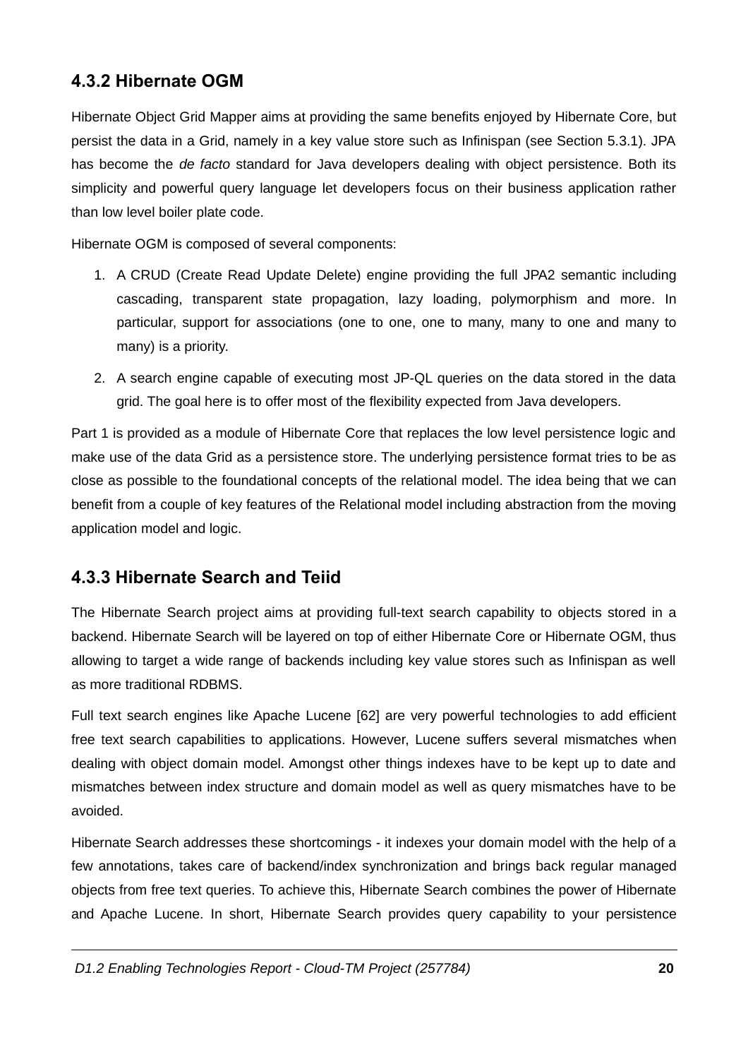### 4.3.2 Hibernate OGM

Hibernate Object Grid Mapper aims at providing the same benefits enjoyed by Hibernate Core, but persist the data in a Grid, namely in a key value store such as Infinispan (see Section 5.3.1). JPA has become the *de facto* standard for Java developers dealing with object persistence. Both its simplicity and powerful query language let developers focus on their business application rather than low level boiler plate code.

Hibernate OGM is composed of several components:

1. A CRUD (Create Read Update Delete) engine providing the full JPA2 semantic including cascading, transparent state propagation, lazy loading, polymorphism and more. In particular, support for associations (one to one, one to many, many to one and many to many) is a priority.
2. A search engine capable of executing most JP-QL queries on the data stored in the data grid. The goal here is to offer most of the flexibility expected from Java developers.

Part 1 is provided as a module of Hibernate Core that replaces the low level persistence logic and make use of the data Grid as a persistence store. The underlying persistence format tries to be as close as possible to the foundational concepts of the relational model. The idea being that we can benefit from a couple of key features of the Relational model including abstraction from the moving application model and logic.

### 4.3.3 Hibernate Search and Teiid

The Hibernate Search project aims at providing full-text search capability to objects stored in a backend. Hibernate Search will be layered on top of either Hibernate Core or Hibernate OGM, thus allowing to target a wide range of backends including key value stores such as Infinispan as well as more traditional RDBMS.

Full text search engines like Apache Lucene [62] are very powerful technologies to add efficient free text search capabilities to applications. However, Lucene suffers several mismatches when dealing with object domain model. Amongst other things indexes have to be kept up to date and mismatches between index structure and domain model as well as query mismatches have to be avoided.

Hibernate Search addresses these shortcomings - it indexes your domain model with the help of a few annotations, takes care of backend/index synchronization and brings back regular managed objects from free text queries. To achieve this, Hibernate Search combines the power of Hibernate and Apache Lucene. In short, Hibernate Search provides query capability to your persistence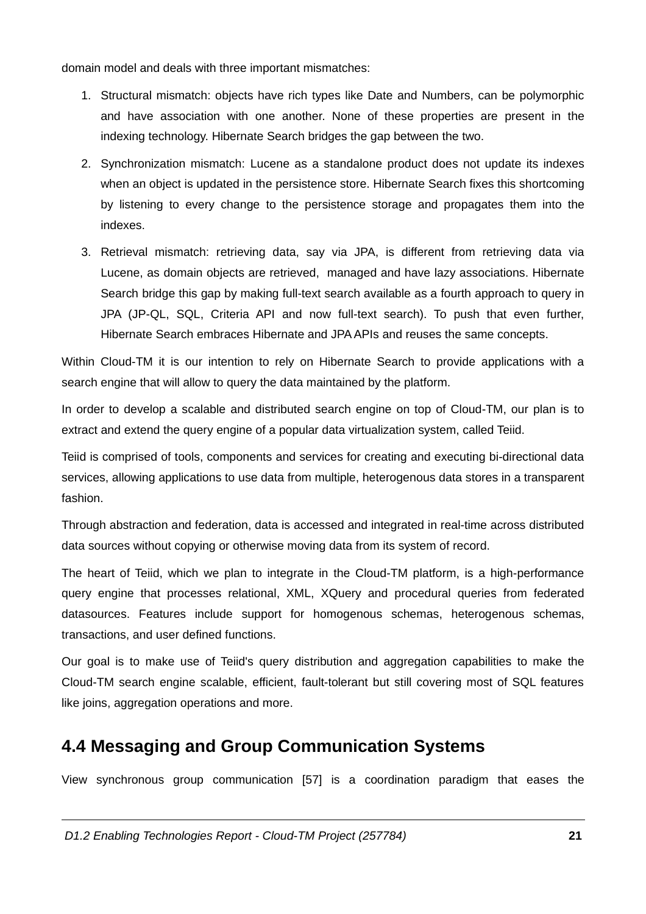domain model and deals with three important mismatches:

1. Structural mismatch: objects have rich types like Date and Numbers, can be polymorphic and have association with one another. None of these properties are present in the indexing technology. Hibernate Search bridges the gap between the two.
2. Synchronization mismatch: Lucene as a standalone product does not update its indexes when an object is updated in the persistence store. Hibernate Search fixes this shortcoming by listening to every change to the persistence storage and propagates them into the indexes.
3. Retrieval mismatch: retrieving data, say via JPA, is different from retrieving data via Lucene, as domain objects are retrieved, managed and have lazy associations. Hibernate Search bridge this gap by making full-text search available as a fourth approach to query in JPA (JP-QL, SQL, Criteria API and now full-text search). To push that even further, Hibernate Search embraces Hibernate and JPA APIs and reuses the same concepts.

Within Cloud-TM it is our intention to rely on Hibernate Search to provide applications with a search engine that will allow to query the data maintained by the platform.

In order to develop a scalable and distributed search engine on top of Cloud-TM, our plan is to extract and extend the query engine of a popular data virtualization system, called Teiid.

Teiid is comprised of tools, components and services for creating and executing bi-directional data services, allowing applications to use data from multiple, heterogenous data stores in a transparent fashion.

Through abstraction and federation, data is accessed and integrated in real-time across distributed data sources without copying or otherwise moving data from its system of record.

The heart of Teiid, which we plan to integrate in the Cloud-TM platform, is a high-performance query engine that processes relational, XML, XQuery and procedural queries from federated datasources. Features include support for homogenous schemas, heterogenous schemas, transactions, and user defined functions.

Our goal is to make use of Teiid's query distribution and aggregation capabilities to make the Cloud-TM search engine scalable, efficient, fault-tolerant but still covering most of SQL features like joins, aggregation operations and more.

## 4.4 Messaging and Group Communication Systems

View synchronous group communication [57] is a coordination paradigm that eases the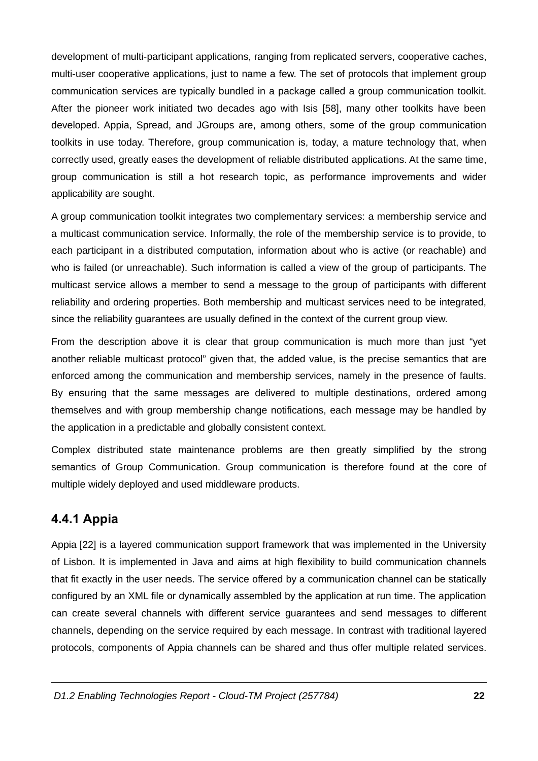development of multi-participant applications, ranging from replicated servers, cooperative caches, multi-user cooperative applications, just to name a few. The set of protocols that implement group communication services are typically bundled in a package called a group communication toolkit. After the pioneer work initiated two decades ago with Isis [58], many other toolkits have been developed. Appia, Spread, and JGroups are, among others, some of the group communication toolkits in use today. Therefore, group communication is, today, a mature technology that, when correctly used, greatly eases the development of reliable distributed applications. At the same time, group communication is still a hot research topic, as performance improvements and wider applicability are sought.

A group communication toolkit integrates two complementary services: a membership service and a multicast communication service. Informally, the role of the membership service is to provide, to each participant in a distributed computation, information about who is active (or reachable) and who is failed (or unreachable). Such information is called a view of the group of participants. The multicast service allows a member to send a message to the group of participants with different reliability and ordering properties. Both membership and multicast services need to be integrated, since the reliability guarantees are usually defined in the context of the current group view.

From the description above it is clear that group communication is much more than just "yet another reliable multicast protocol" given that, the added value, is the precise semantics that are enforced among the communication and membership services, namely in the presence of faults. By ensuring that the same messages are delivered to multiple destinations, ordered among themselves and with group membership change notifications, each message may be handled by the application in a predictable and globally consistent context.

Complex distributed state maintenance problems are then greatly simplified by the strong semantics of Group Communication. Group communication is therefore found at the core of multiple widely deployed and used middleware products.

### 4.4.1 Appia

Appia [22] is a layered communication support framework that was implemented in the University of Lisbon. It is implemented in Java and aims at high flexibility to build communication channels that fit exactly in the user needs. The service offered by a communication channel can be statically configured by an XML file or dynamically assembled by the application at run time. The application can create several channels with different service guarantees and send messages to different channels, depending on the service required by each message. In contrast with traditional layered protocols, components of Appia channels can be shared and thus offer multiple related services.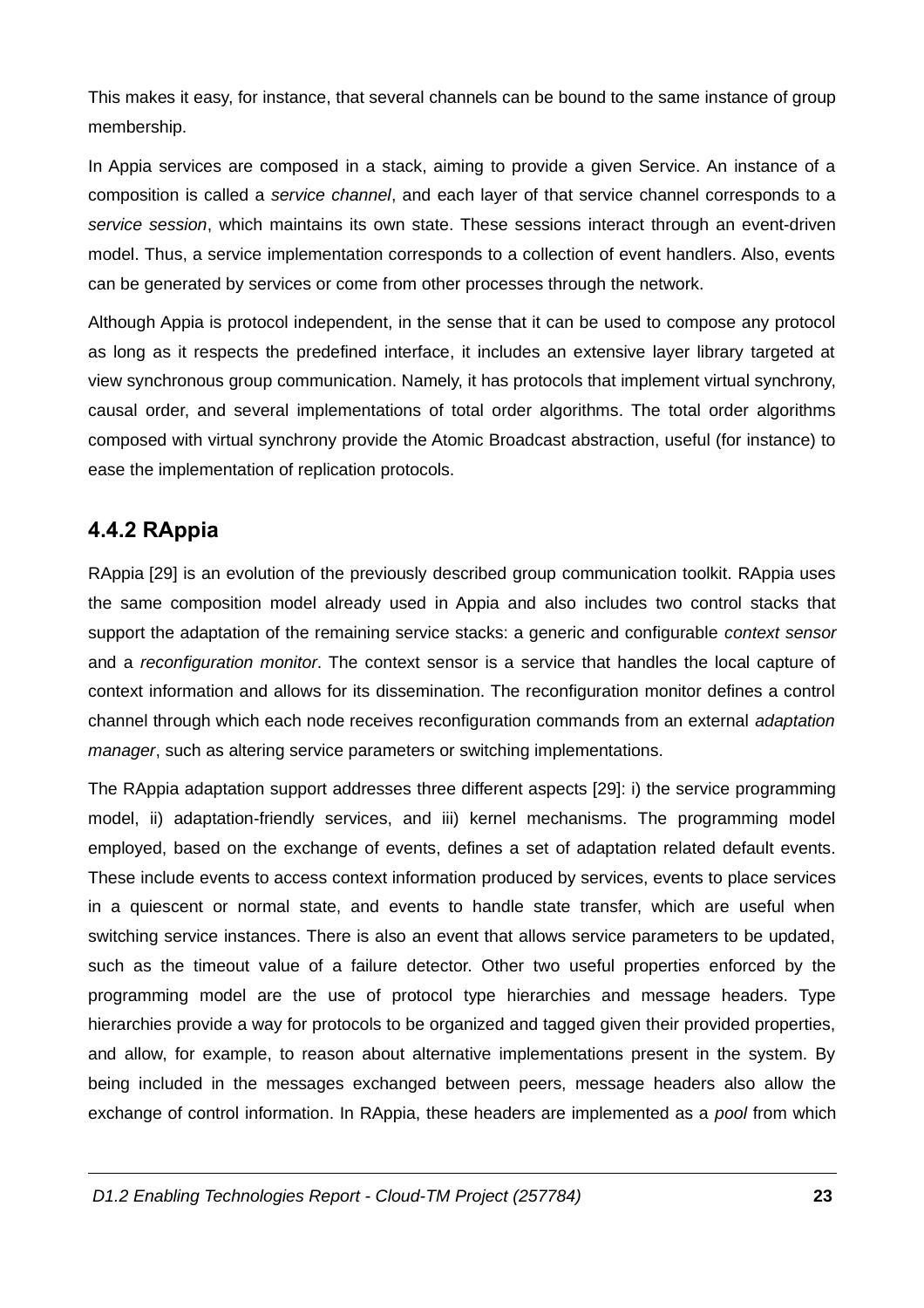This makes it easy, for instance, that several channels can be bound to the same instance of group membership.

In Appia services are composed in a stack, aiming to provide a given Service. An instance of a composition is called a *service channel*, and each layer of that service channel corresponds to a *service session*, which maintains its own state. These sessions interact through an event-driven model. Thus, a service implementation corresponds to a collection of event handlers. Also, events can be generated by services or come from other processes through the network.

Although Appia is protocol independent, in the sense that it can be used to compose any protocol as long as it respects the predefined interface, it includes an extensive layer library targeted at view synchronous group communication. Namely, it has protocols that implement virtual synchrony, causal order, and several implementations of total order algorithms. The total order algorithms composed with virtual synchrony provide the Atomic Broadcast abstraction, useful (for instance) to ease the implementation of replication protocols.

### 4.4.2 RAppia

RAppia [29] is an evolution of the previously described group communication toolkit. RAppia uses the same composition model already used in Appia and also includes two control stacks that support the adaptation of the remaining service stacks: a generic and configurable *context sensor* and a *reconfiguration monitor*. The context sensor is a service that handles the local capture of context information and allows for its dissemination. The reconfiguration monitor defines a control channel through which each node receives reconfiguration commands from an external *adaptation manager*, such as altering service parameters or switching implementations.

The RAppia adaptation support addresses three different aspects [29]: i) the service programming model, ii) adaptation-friendly services, and iii) kernel mechanisms. The programming model employed, based on the exchange of events, defines a set of adaptation related default events. These include events to access context information produced by services, events to place services in a quiescent or normal state, and events to handle state transfer, which are useful when switching service instances. There is also an event that allows service parameters to be updated, such as the timeout value of a failure detector. Other two useful properties enforced by the programming model are the use of protocol type hierarchies and message headers. Type hierarchies provide a way for protocols to be organized and tagged given their provided properties, and allow, for example, to reason about alternative implementations present in the system. By being included in the messages exchanged between peers, message headers also allow the exchange of control information. In RAppia, these headers are implemented as a *pool* from which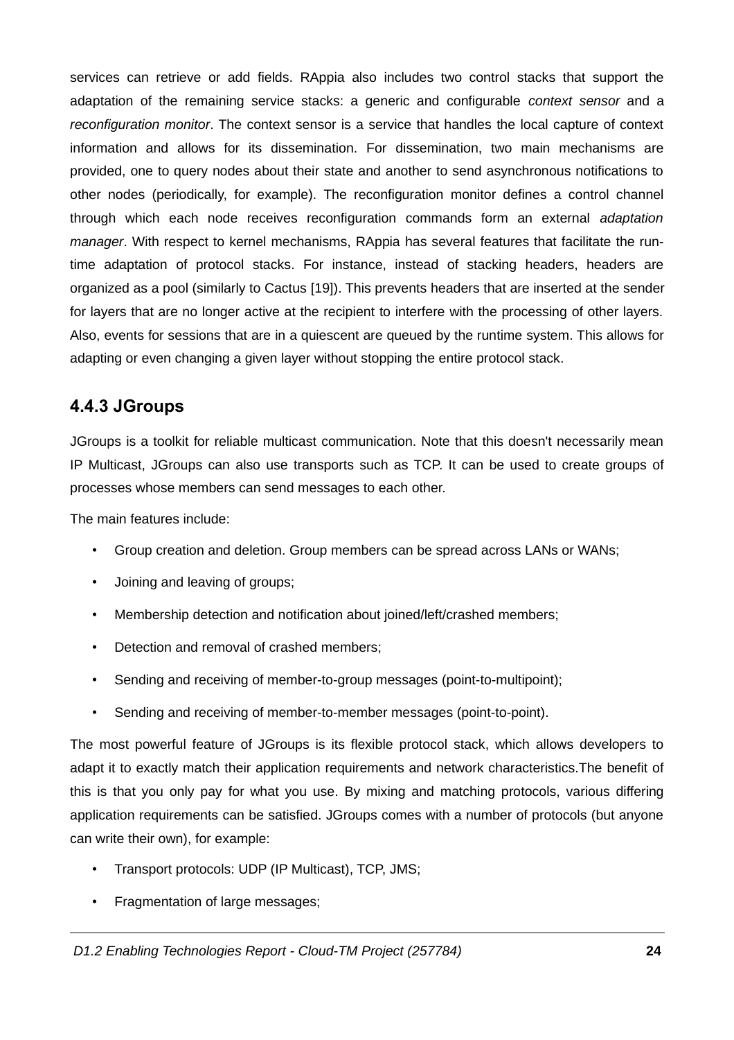services can retrieve or add fields. RAppia also includes two control stacks that support the adaptation of the remaining service stacks: a generic and configurable *context sensor* and a *reconfiguration monitor*. The context sensor is a service that handles the local capture of context information and allows for its dissemination. For dissemination, two main mechanisms are provided, one to query nodes about their state and another to send asynchronous notifications to other nodes (periodically, for example). The reconfiguration monitor defines a control channel through which each node receives reconfiguration commands form an external *adaptation manager*. With respect to kernel mechanisms, RAppia has several features that facilitate the run-time adaptation of protocol stacks. For instance, instead of stacking headers, headers are organized as a pool (similarly to Cactus [19]). This prevents headers that are inserted at the sender for layers that are no longer active at the recipient to interfere with the processing of other layers. Also, events for sessions that are in a quiescent are queued by the runtime system. This allows for adapting or even changing a given layer without stopping the entire protocol stack.

### 4.4.3 JGroups

JGroups is a toolkit for reliable multicast communication. Note that this doesn't necessarily mean IP Multicast, JGroups can also use transports such as TCP. It can be used to create groups of processes whose members can send messages to each other.

The main features include:

- Group creation and deletion. Group members can be spread across LANs or WANs;
- Joining and leaving of groups;
- Membership detection and notification about joined/left/crashed members;
- Detection and removal of crashed members;
- Sending and receiving of member-to-group messages (point-to-multipoint);
- Sending and receiving of member-to-member messages (point-to-point).

The most powerful feature of JGroups is its flexible protocol stack, which allows developers to adapt it to exactly match their application requirements and network characteristics.The benefit of this is that you only pay for what you use. By mixing and matching protocols, various differing application requirements can be satisfied. JGroups comes with a number of protocols (but anyone can write their own), for example:

- Transport protocols: UDP (IP Multicast), TCP, JMS;
- Fragmentation of large messages;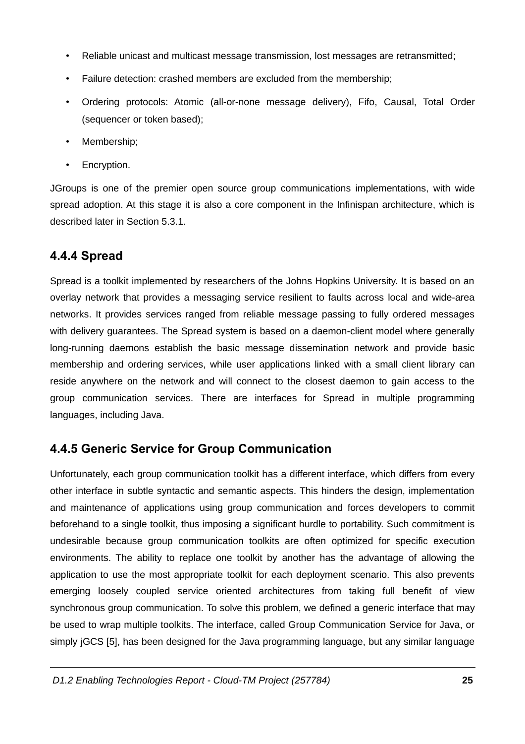- Reliable unicast and multicast message transmission, lost messages are retransmitted;
- Failure detection: crashed members are excluded from the membership;
- Ordering protocols: Atomic (all-or-none message delivery), Fifo, Causal, Total Order (sequencer or token based);
- Membership;
- Encryption.

JGroups is one of the premier open source group communications implementations, with wide spread adoption. At this stage it is also a core component in the Infinispan architecture, which is described later in Section 5.3.1.

### 4.4.4 Spread

Spread is a toolkit implemented by researchers of the Johns Hopkins University. It is based on an overlay network that provides a messaging service resilient to faults across local and wide-area networks. It provides services ranged from reliable message passing to fully ordered messages with delivery guarantees. The Spread system is based on a daemon-client model where generally long-running daemons establish the basic message dissemination network and provide basic membership and ordering services, while user applications linked with a small client library can reside anywhere on the network and will connect to the closest daemon to gain access to the group communication services. There are interfaces for Spread in multiple programming languages, including Java.

### 4.4.5 Generic Service for Group Communication

Unfortunately, each group communication toolkit has a different interface, which differs from every other interface in subtle syntactic and semantic aspects. This hinders the design, implementation and maintenance of applications using group communication and forces developers to commit beforehand to a single toolkit, thus imposing a significant hurdle to portability. Such commitment is undesirable because group communication toolkits are often optimized for specific execution environments. The ability to replace one toolkit by another has the advantage of allowing the application to use the most appropriate toolkit for each deployment scenario. This also prevents emerging loosely coupled service oriented architectures from taking full benefit of view synchronous group communication. To solve this problem, we defined a generic interface that may be used to wrap multiple toolkits. The interface, called Group Communication Service for Java, or simply jGCS [5], has been designed for the Java programming language, but any similar language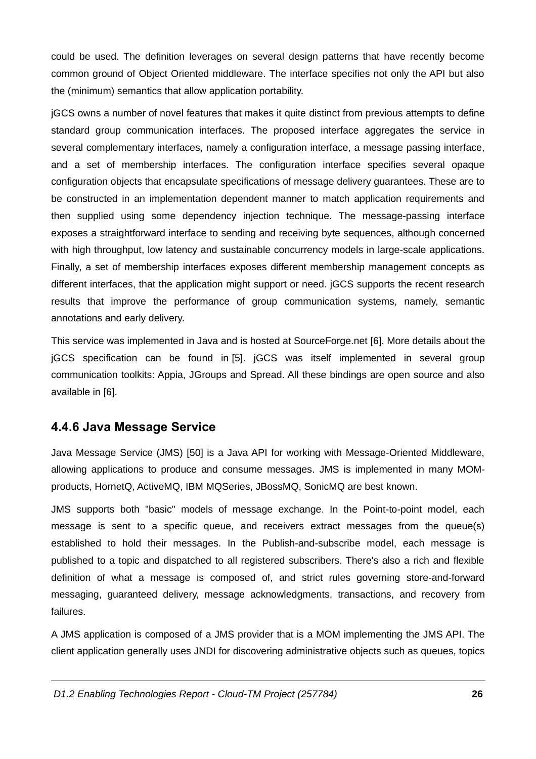could be used. The definition leverages on several design patterns that have recently become common ground of Object Oriented middleware. The interface specifies not only the API but also the (minimum) semantics that allow application portability.

jGCS owns a number of novel features that makes it quite distinct from previous attempts to define standard group communication interfaces. The proposed interface aggregates the service in several complementary interfaces, namely a configuration interface, a message passing interface, and a set of membership interfaces. The configuration interface specifies several opaque configuration objects that encapsulate specifications of message delivery guarantees. These are to be constructed in an implementation dependent manner to match application requirements and then supplied using some dependency injection technique. The message-passing interface exposes a straightforward interface to sending and receiving byte sequences, although concerned with high throughput, low latency and sustainable concurrency models in large-scale applications. Finally, a set of membership interfaces exposes different membership management concepts as different interfaces, that the application might support or need. jGCS supports the recent research results that improve the performance of group communication systems, namely, semantic annotations and early delivery.

This service was implemented in Java and is hosted at SourceForge.net [6]. More details about the jGCS specification can be found in [5]. jGCS was itself implemented in several group communication toolkits: Appia, JGroups and Spread. All these bindings are open source and also available in [6].

### 4.4.6 Java Message Service

Java Message Service (JMS) [50] is a Java API for working with Message-Oriented Middleware, allowing applications to produce and consume messages. JMS is implemented in many MOM-products, HornetQ, ActiveMQ, IBM MQSeries, JBossMQ, SonicMQ are best known.

JMS supports both "basic" models of message exchange. In the Point-to-point model, each message is sent to a specific queue, and receivers extract messages from the queue(s) established to hold their messages. In the Publish-and-subscribe model, each message is published to a topic and dispatched to all registered subscribers. There's also a rich and flexible definition of what a message is composed of, and strict rules governing store-and-forward messaging, guaranteed delivery, message acknowledgments, transactions, and recovery from failures.

A JMS application is composed of a JMS provider that is a MOM implementing the JMS API. The client application generally uses JNDI for discovering administrative objects such as queues, topics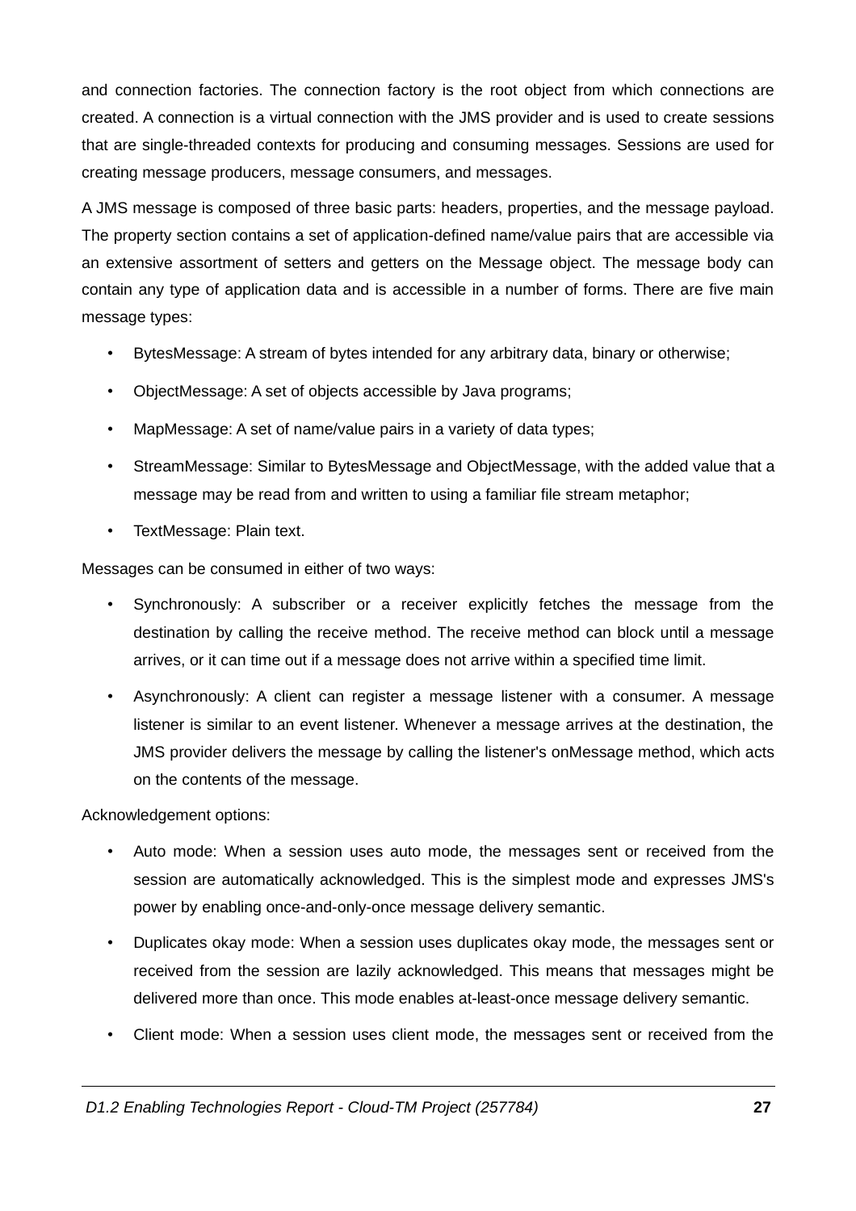and connection factories. The connection factory is the root object from which connections are created. A connection is a virtual connection with the JMS provider and is used to create sessions that are single-threaded contexts for producing and consuming messages. Sessions are used for creating message producers, message consumers, and messages.

A JMS message is composed of three basic parts: headers, properties, and the message payload. The property section contains a set of application-defined name/value pairs that are accessible via an extensive assortment of setters and getters on the Message object. The message body can contain any type of application data and is accessible in a number of forms. There are five main message types:

- BytesMessage: A stream of bytes intended for any arbitrary data, binary or otherwise;
- ObjectMessage: A set of objects accessible by Java programs;
- MapMessage: A set of name/value pairs in a variety of data types;
- StreamMessage: Similar to BytesMessage and ObjectMessage, with the added value that a message may be read from and written to using a familiar file stream metaphor;
- TextMessage: Plain text.

Messages can be consumed in either of two ways:

- Synchronously: A subscriber or a receiver explicitly fetches the message from the destination by calling the receive method. The receive method can block until a message arrives, or it can time out if a message does not arrive within a specified time limit.
- Asynchronously: A client can register a message listener with a consumer. A message listener is similar to an event listener. Whenever a message arrives at the destination, the JMS provider delivers the message by calling the listener's onMessage method, which acts on the contents of the message.

Acknowledgement options:

- Auto mode: When a session uses auto mode, the messages sent or received from the session are automatically acknowledged. This is the simplest mode and expresses JMS's power by enabling once-and-only-once message delivery semantic.
- Duplicates okay mode: When a session uses duplicates okay mode, the messages sent or received from the session are lazily acknowledged. This means that messages might be delivered more than once. This mode enables at-least-once message delivery semantic.
- Client mode: When a session uses client mode, the messages sent or received from the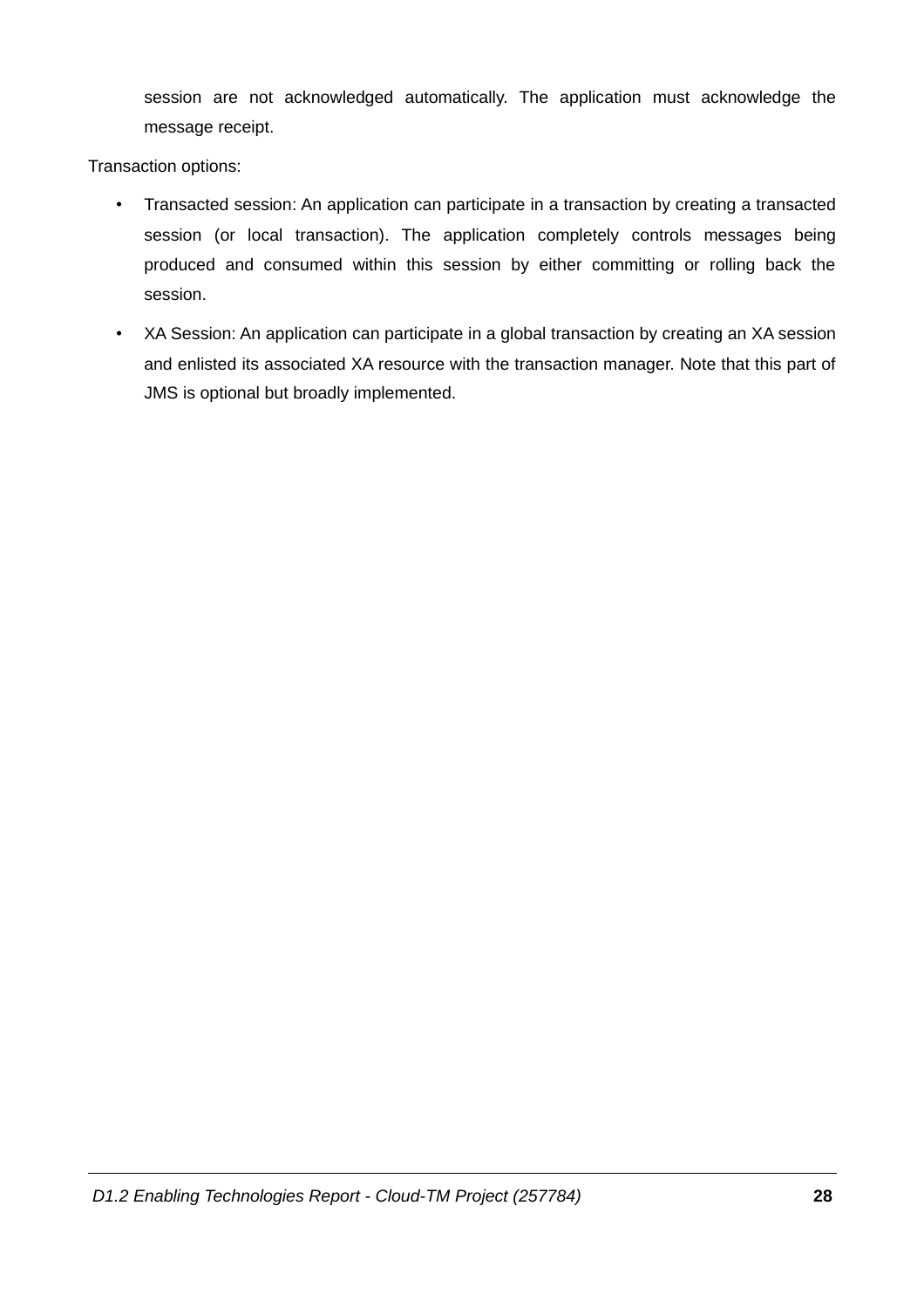session are not acknowledged automatically. The application must acknowledge the message receipt.

Transaction options:

- Transacted session: An application can participate in a transaction by creating a transacted session (or local transaction). The application completely controls messages being produced and consumed within this session by either committing or rolling back the session.
- XA Session: An application can participate in a global transaction by creating an XA session and enlisted its associated XA resource with the transaction manager. Note that this part of JMS is optional but broadly implemented.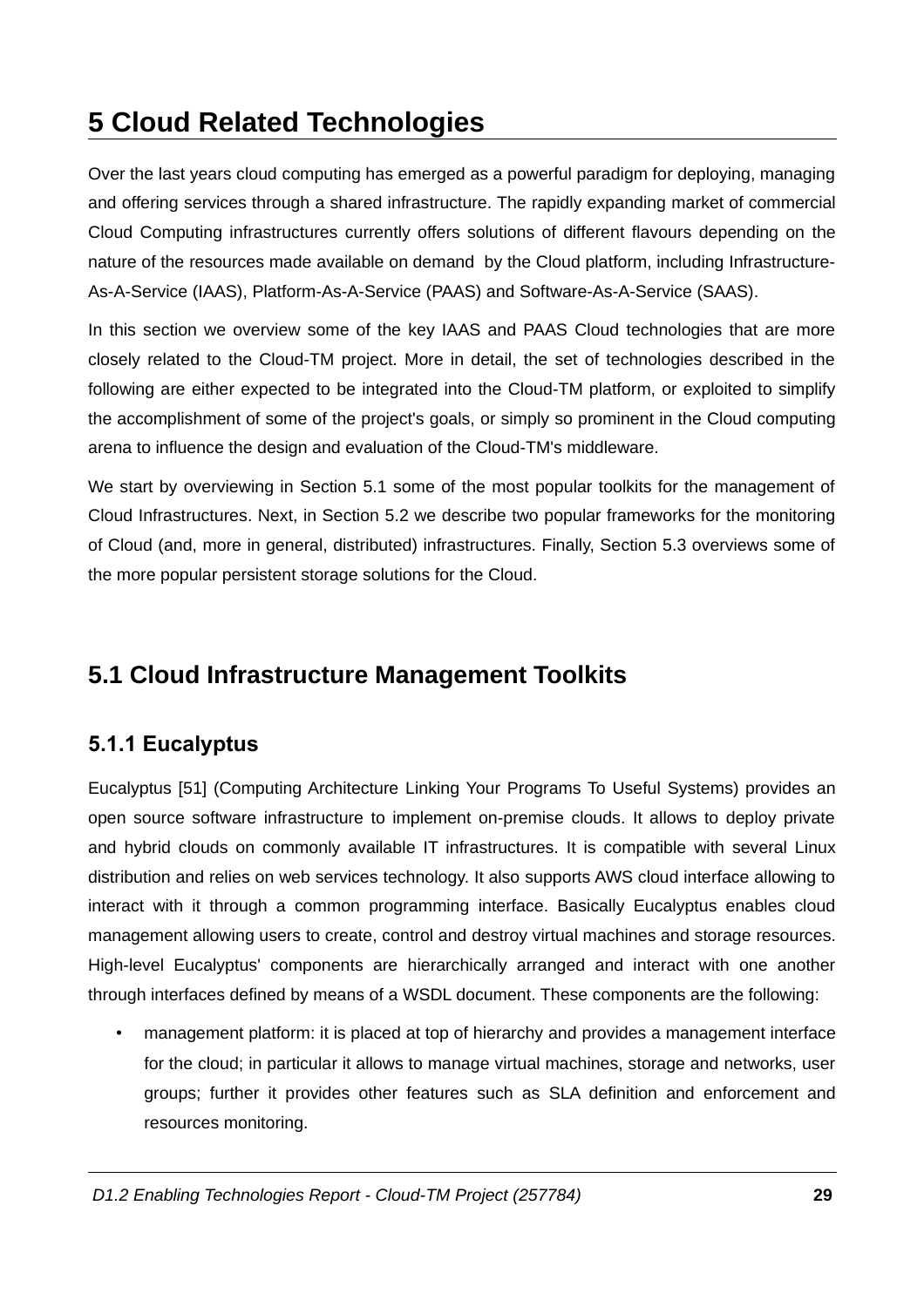# 5 Cloud Related Technologies

Over the last years cloud computing has emerged as a powerful paradigm for deploying, managing and offering services through a shared infrastructure. The rapidly expanding market of commercial Cloud Computing infrastructures currently offers solutions of different flavours depending on the nature of the resources made available on demand by the Cloud platform, including Infrastructure-As-A-Service (IAAS), Platform-As-A-Service (PAAS) and Software-As-A-Service (SAAS).

In this section we overview some of the key IAAS and PAAS Cloud technologies that are more closely related to the Cloud-TM project. More in detail, the set of technologies described in the following are either expected to be integrated into the Cloud-TM platform, or exploited to simplify the accomplishment of some of the project's goals, or simply so prominent in the Cloud computing arena to influence the design and evaluation of the Cloud-TM's middleware.

We start by overviewing in Section 5.1 some of the most popular toolkits for the management of Cloud Infrastructures. Next, in Section 5.2 we describe two popular frameworks for the monitoring of Cloud (and, more in general, distributed) infrastructures. Finally, Section 5.3 overviews some of the more popular persistent storage solutions for the Cloud.

## 5.1 Cloud Infrastructure Management Toolkits

### 5.1.1 Eucalyptus

Eucalyptus [51] (Computing Architecture Linking Your Programs To Useful Systems) provides an open source software infrastructure to implement on-premise clouds. It allows to deploy private and hybrid clouds on commonly available IT infrastructures. It is compatible with several Linux distribution and relies on web services technology. It also supports AWS cloud interface allowing to interact with it through a common programming interface. Basically Eucalyptus enables cloud management allowing users to create, control and destroy virtual machines and storage resources. High-level Eucalyptus' components are hierarchically arranged and interact with one another through interfaces defined by means of a WSDL document. These components are the following:

- management platform: it is placed at top of hierarchy and provides a management interface for the cloud; in particular it allows to manage virtual machines, storage and networks, user groups; further it provides other features such as SLA definition and enforcement and resources monitoring.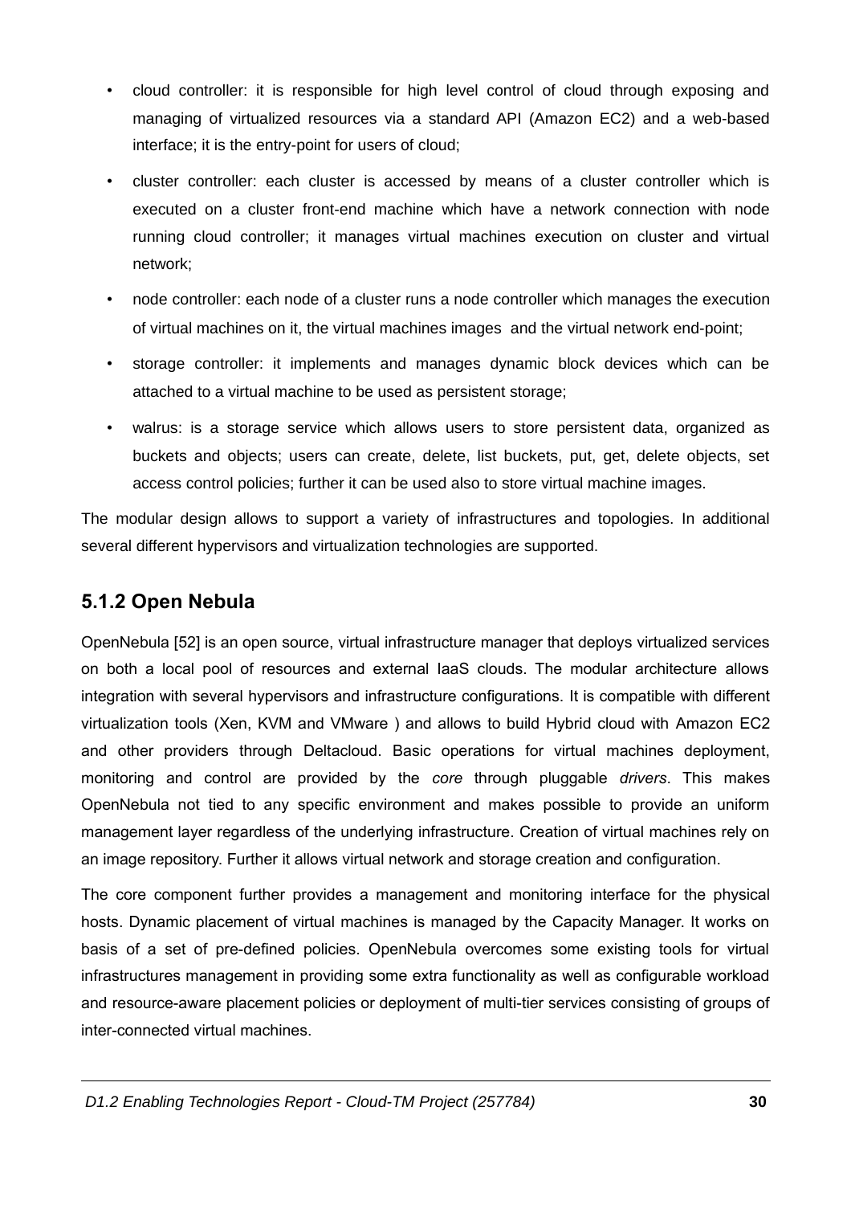- cloud controller: it is responsible for high level control of cloud through exposing and managing of virtualized resources via a standard API (Amazon EC2) and a web-based interface; it is the entry-point for users of cloud;
- cluster controller: each cluster is accessed by means of a cluster controller which is executed on a cluster front-end machine which have a network connection with node running cloud controller; it manages virtual machines execution on cluster and virtual network;
- node controller: each node of a cluster runs a node controller which manages the execution of virtual machines on it, the virtual machines images and the virtual network end-point;
- storage controller: it implements and manages dynamic block devices which can be attached to a virtual machine to be used as persistent storage;
- walrus: is a storage service which allows users to store persistent data, organized as buckets and objects; users can create, delete, list buckets, put, get, delete objects, set access control policies; further it can be used also to store virtual machine images.

The modular design allows to support a variety of infrastructures and topologies. In additional several different hypervisors and virtualization technologies are supported.

### 5.1.2 Open Nebula

OpenNebula [52] is an open source, virtual infrastructure manager that deploys virtualized services on both a local pool of resources and external IaaS clouds. The modular architecture allows integration with several hypervisors and infrastructure configurations. It is compatible with different virtualization tools (Xen, KVM and VMware ) and allows to build Hybrid cloud with Amazon EC2 and other providers through Deltacloud. Basic operations for virtual machines deployment, monitoring and control are provided by the *core* through pluggable *drivers*. This makes OpenNebula not tied to any specific environment and makes possible to provide an uniform management layer regardless of the underlying infrastructure. Creation of virtual machines rely on an image repository. Further it allows virtual network and storage creation and configuration.

The core component further provides a management and monitoring interface for the physical hosts. Dynamic placement of virtual machines is managed by the Capacity Manager. It works on basis of a set of pre-defined policies. OpenNebula overcomes some existing tools for virtual infrastructures management in providing some extra functionality as well as configurable workload and resource-aware placement policies or deployment of multi-tier services consisting of groups of inter-connected virtual machines.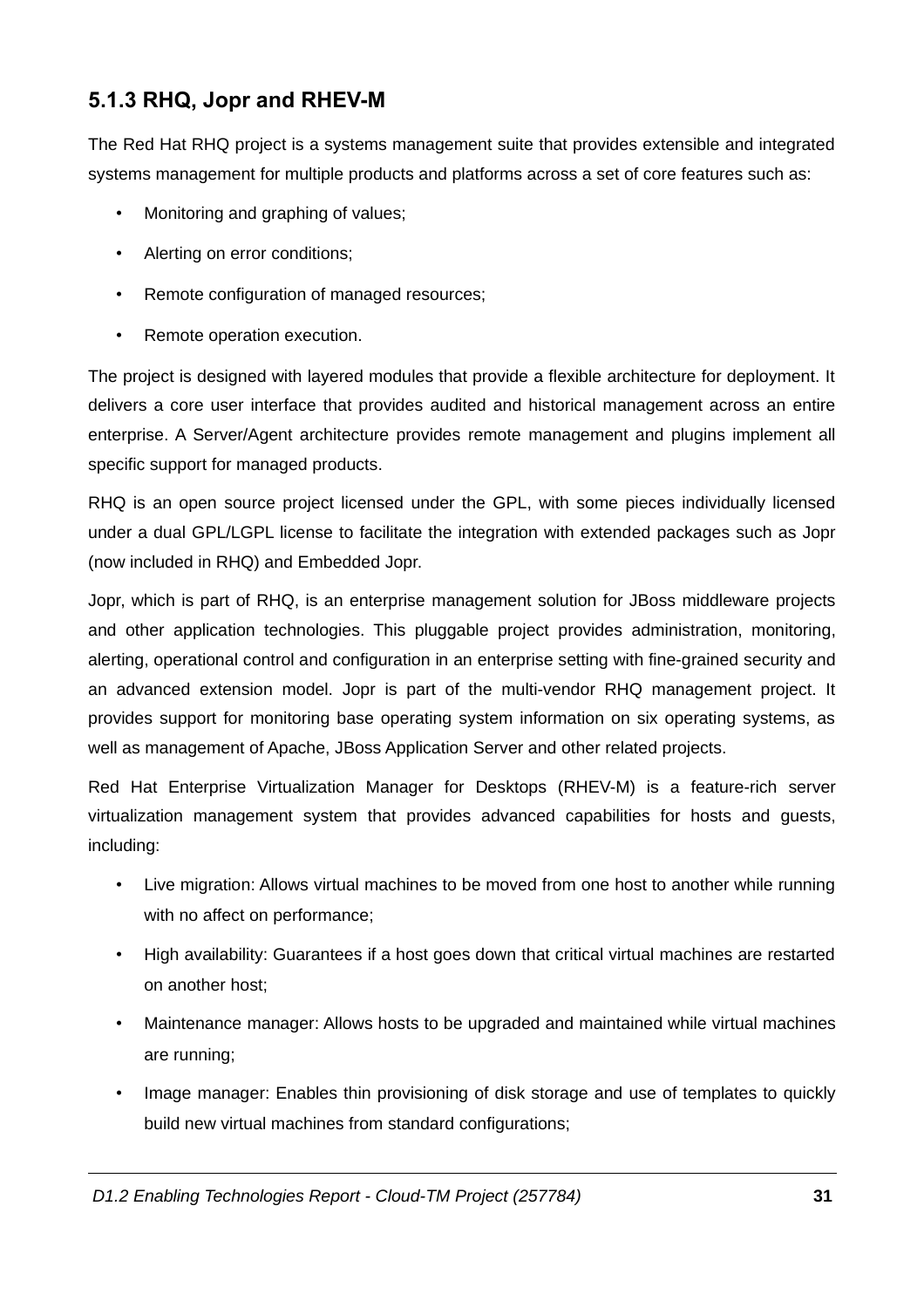### 5.1.3 RHQ, Jopr and RHEV-M

The Red Hat RHQ project is a systems management suite that provides extensible and integrated systems management for multiple products and platforms across a set of core features such as:

- Monitoring and graphing of values;
- Alerting on error conditions;
- Remote configuration of managed resources;
- Remote operation execution.

The project is designed with layered modules that provide a flexible architecture for deployment. It delivers a core user interface that provides audited and historical management across an entire enterprise. A Server/Agent architecture provides remote management and plugins implement all specific support for managed products.

RHQ is an open source project licensed under the GPL, with some pieces individually licensed under a dual GPL/LGPL license to facilitate the integration with extended packages such as Jopr (now included in RHQ) and Embedded Jopr.

Jopr, which is part of RHQ, is an enterprise management solution for JBoss middleware projects and other application technologies. This pluggable project provides administration, monitoring, alerting, operational control and configuration in an enterprise setting with fine-grained security and an advanced extension model. Jopr is part of the multi-vendor RHQ management project. It provides support for monitoring base operating system information on six operating systems, as well as management of Apache, JBoss Application Server and other related projects.

Red Hat Enterprise Virtualization Manager for Desktops (RHEV-M) is a feature-rich server virtualization management system that provides advanced capabilities for hosts and guests, including:

- Live migration: Allows virtual machines to be moved from one host to another while running with no affect on performance;
- High availability: Guarantees if a host goes down that critical virtual machines are restarted on another host;
- Maintenance manager: Allows hosts to be upgraded and maintained while virtual machines are running;
- Image manager: Enables thin provisioning of disk storage and use of templates to quickly build new virtual machines from standard configurations;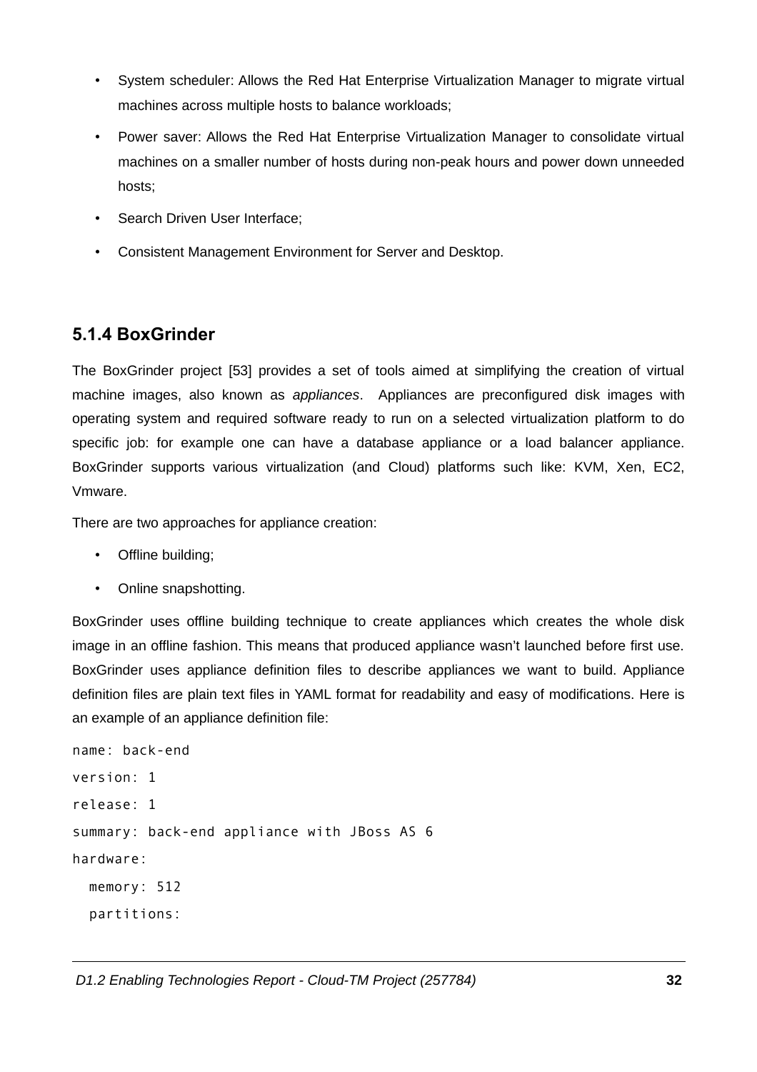- System scheduler: Allows the Red Hat Enterprise Virtualization Manager to migrate virtual machines across multiple hosts to balance workloads;
- Power saver: Allows the Red Hat Enterprise Virtualization Manager to consolidate virtual machines on a smaller number of hosts during non-peak hours and power down unneeded hosts;
- Search Driven User Interface;
- Consistent Management Environment for Server and Desktop.

### 5.1.4 BoxGrinder

The BoxGrinder project [53] provides a set of tools aimed at simplifying the creation of virtual machine images, also known as *appliances*. Appliances are preconfigured disk images with operating system and required software ready to run on a selected virtualization platform to do specific job: for example one can have a database appliance or a load balancer appliance. BoxGrinder supports various virtualization (and Cloud) platforms such like: KVM, Xen, EC2, Vmware.

There are two approaches for appliance creation:

- Offline building;
- Online snapshotting.

BoxGrinder uses offline building technique to create appliances which creates the whole disk image in an offline fashion. This means that produced appliance wasn't launched before first use. BoxGrinder uses appliance definition files to describe appliances we want to build. Appliance definition files are plain text files in YAML format for readability and easy of modifications. Here is an example of an appliance definition file:

```
name: back-end
version: 1
release: 1
summary: back-end appliance with JBoss AS 6
hardware:
  memory: 512
  partitions:
```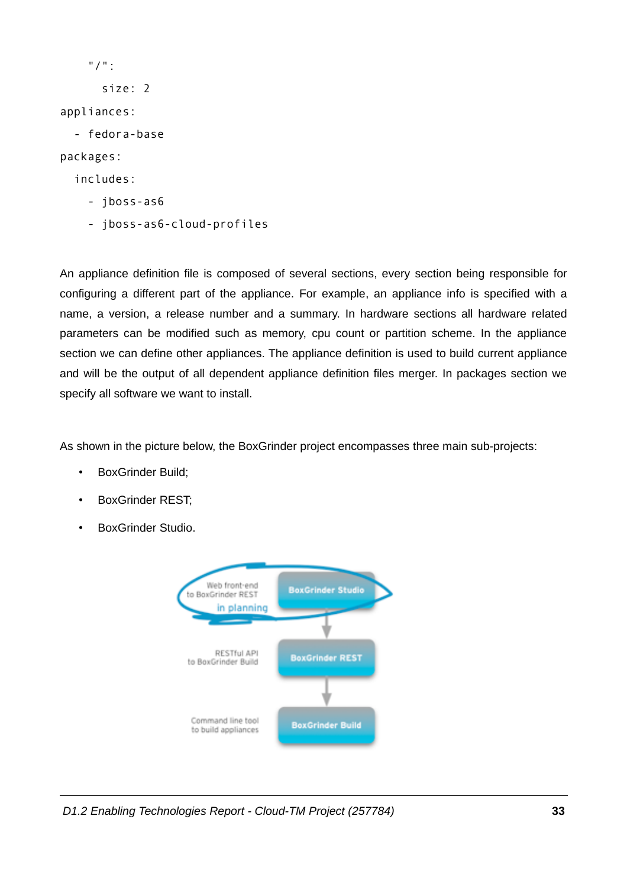```
    "/":
      size: 2
appliances:
  - fedora-base
packages:
  includes:
    - jboss-as6
    - jboss-as6-cloud-profiles
```

An appliance definition file is composed of several sections, every section being responsible for configuring a different part of the appliance. For example, an appliance info is specified with a name, a version, a release number and a summary. In hardware sections all hardware related parameters can be modified such as memory, cpu count or partition scheme. In the appliance section we can define other appliances. The appliance definition is used to build current appliance and will be the output of all dependent appliance definition files merger. In packages section we specify all software we want to install.

As shown in the picture below, the BoxGrinder project encompasses three main sub-projects:

- BoxGrinder Build;
- BoxGrinder REST;
- BoxGrinder Studio.

Web front-end to BoxGrinder REST — in planning — BoxGrinder Studio

RESTful API to BoxGrinder Build — BoxGrinder REST

Command line tool to build appliances — BoxGrinder Build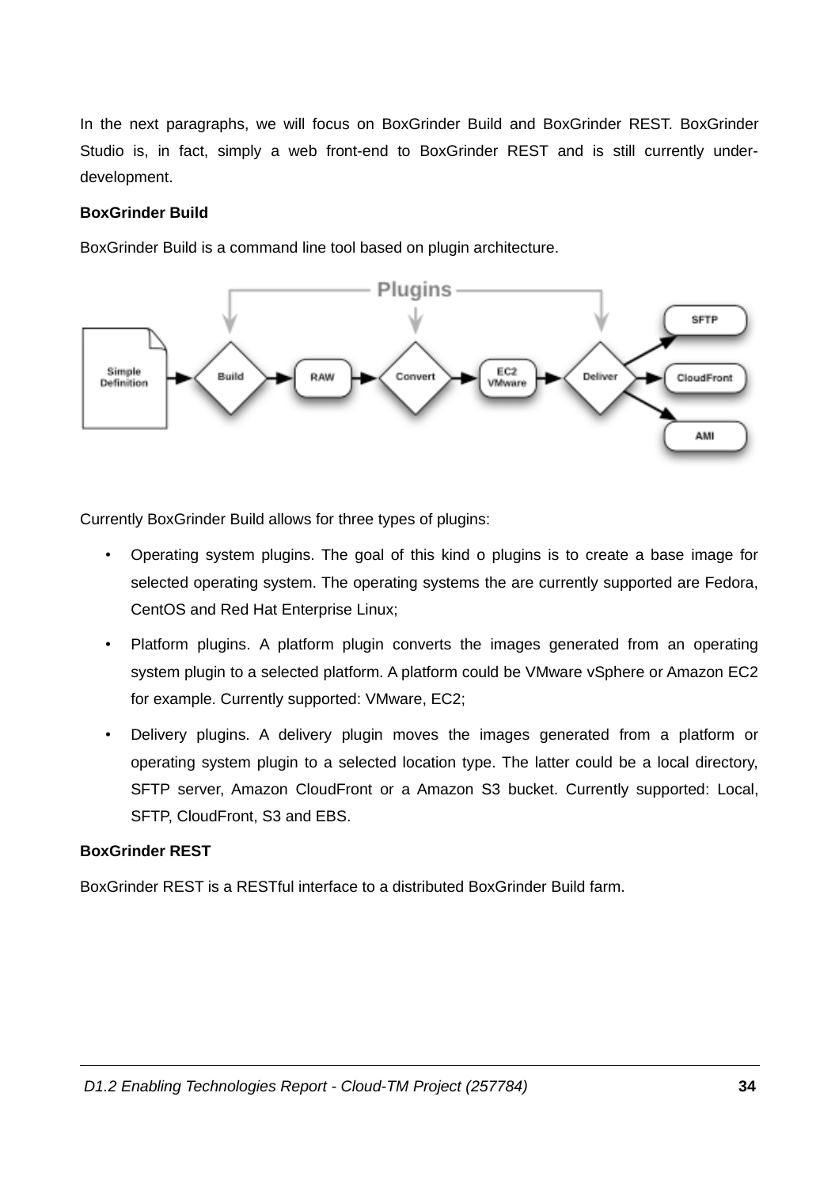In the next paragraphs, we will focus on BoxGrinder Build and BoxGrinder REST. BoxGrinder Studio is, in fact, simply a web front-end to BoxGrinder REST and is still currently under-development.

**BoxGrinder Build**

BoxGrinder Build is a command line tool based on plugin architecture.

Currently BoxGrinder Build allows for three types of plugins:

- Operating system plugins. The goal of this kind o plugins is to create a base image for selected operating system. The operating systems the are currently supported are Fedora, CentOS and Red Hat Enterprise Linux;
- Platform plugins. A platform plugin converts the images generated from an operating system plugin to a selected platform. A platform could be VMware vSphere or Amazon EC2 for example. Currently supported: VMware, EC2;
- Delivery plugins. A delivery plugin moves the images generated from a platform or operating system plugin to a selected location type. The latter could be a local directory, SFTP server, Amazon CloudFront or a Amazon S3 bucket. Currently supported: Local, SFTP, CloudFront, S3 and EBS.

**BoxGrinder REST**

BoxGrinder REST is a RESTful interface to a distributed BoxGrinder Build farm.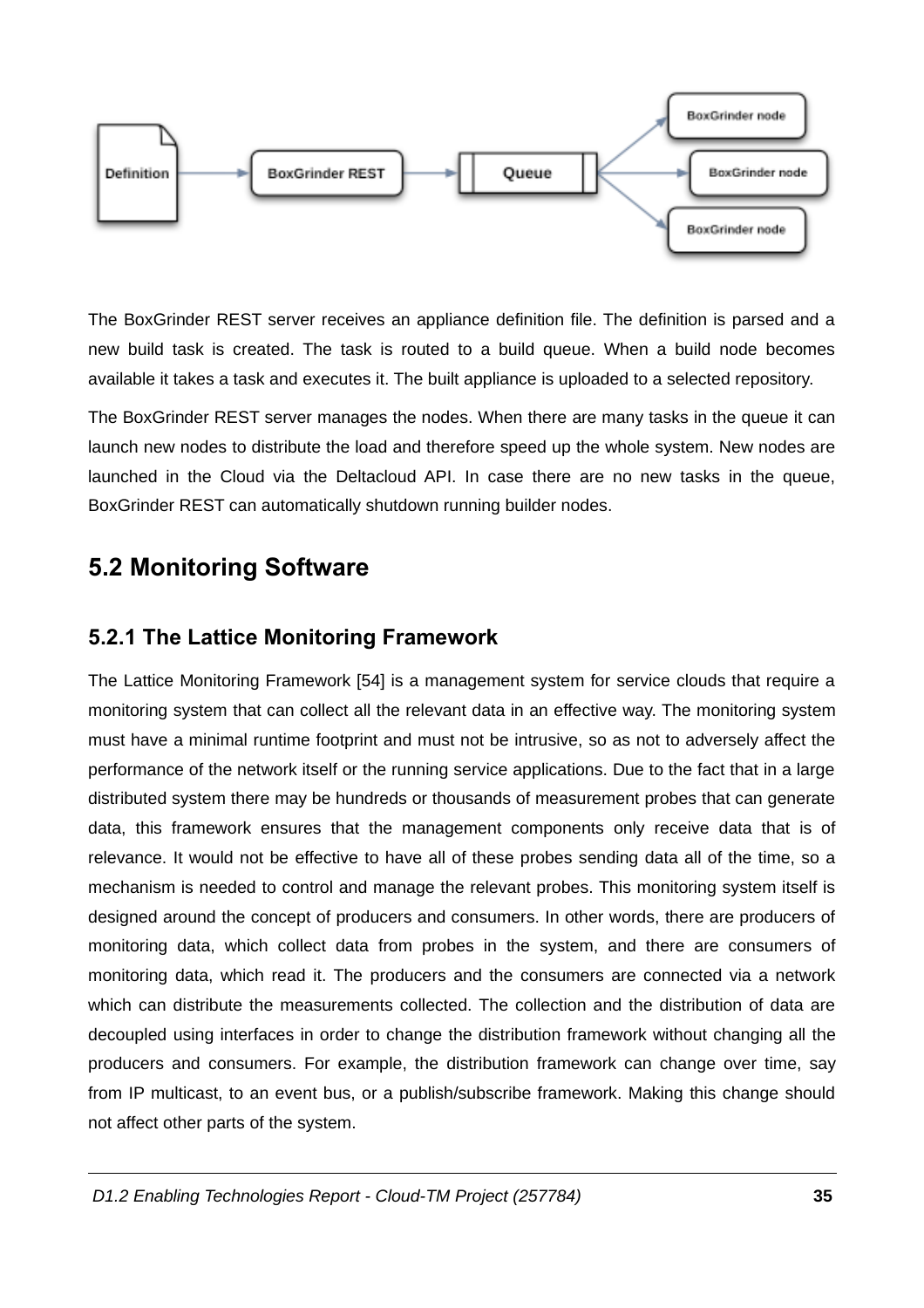The BoxGrinder REST server receives an appliance definition file. The definition is parsed and a new build task is created. The task is routed to a build queue. When a build node becomes available it takes a task and executes it. The built appliance is uploaded to a selected repository.

The BoxGrinder REST server manages the nodes. When there are many tasks in the queue it can launch new nodes to distribute the load and therefore speed up the whole system. New nodes are launched in the Cloud via the Deltacloud API. In case there are no new tasks in the queue, BoxGrinder REST can automatically shutdown running builder nodes.

## 5.2 Monitoring Software

### 5.2.1 The Lattice Monitoring Framework

The Lattice Monitoring Framework [54] is a management system for service clouds that require a monitoring system that can collect all the relevant data in an effective way. The monitoring system must have a minimal runtime footprint and must not be intrusive, so as not to adversely affect the performance of the network itself or the running service applications. Due to the fact that in a large distributed system there may be hundreds or thousands of measurement probes that can generate data, this framework ensures that the management components only receive data that is of relevance. It would not be effective to have all of these probes sending data all of the time, so a mechanism is needed to control and manage the relevant probes. This monitoring system itself is designed around the concept of producers and consumers. In other words, there are producers of monitoring data, which collect data from probes in the system, and there are consumers of monitoring data, which read it. The producers and the consumers are connected via a network which can distribute the measurements collected. The collection and the distribution of data are decoupled using interfaces in order to change the distribution framework without changing all the producers and consumers. For example, the distribution framework can change over time, say from IP multicast, to an event bus, or a publish/subscribe framework. Making this change should not affect other parts of the system.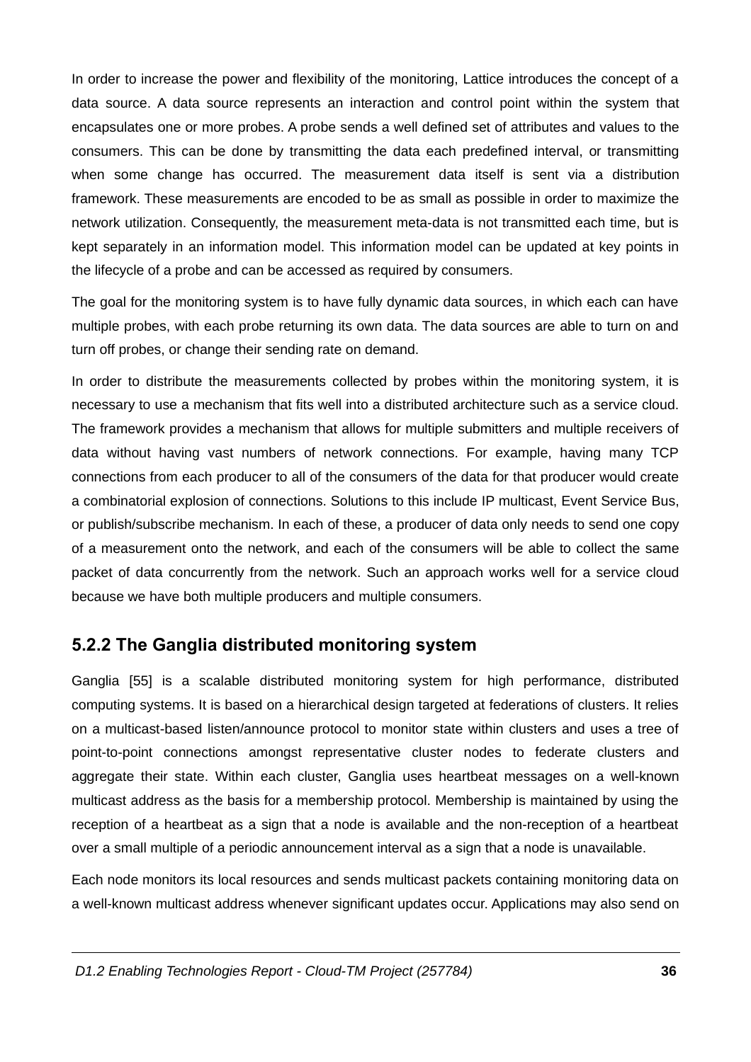In order to increase the power and flexibility of the monitoring, Lattice introduces the concept of a data source. A data source represents an interaction and control point within the system that encapsulates one or more probes. A probe sends a well defined set of attributes and values to the consumers. This can be done by transmitting the data each predefined interval, or transmitting when some change has occurred. The measurement data itself is sent via a distribution framework. These measurements are encoded to be as small as possible in order to maximize the network utilization. Consequently, the measurement meta-data is not transmitted each time, but is kept separately in an information model. This information model can be updated at key points in the lifecycle of a probe and can be accessed as required by consumers.

The goal for the monitoring system is to have fully dynamic data sources, in which each can have multiple probes, with each probe returning its own data. The data sources are able to turn on and turn off probes, or change their sending rate on demand.

In order to distribute the measurements collected by probes within the monitoring system, it is necessary to use a mechanism that fits well into a distributed architecture such as a service cloud. The framework provides a mechanism that allows for multiple submitters and multiple receivers of data without having vast numbers of network connections. For example, having many TCP connections from each producer to all of the consumers of the data for that producer would create a combinatorial explosion of connections. Solutions to this include IP multicast, Event Service Bus, or publish/subscribe mechanism. In each of these, a producer of data only needs to send one copy of a measurement onto the network, and each of the consumers will be able to collect the same packet of data concurrently from the network. Such an approach works well for a service cloud because we have both multiple producers and multiple consumers.

### 5.2.2 The Ganglia distributed monitoring system

Ganglia [55] is a scalable distributed monitoring system for high performance, distributed computing systems. It is based on a hierarchical design targeted at federations of clusters. It relies on a multicast-based listen/announce protocol to monitor state within clusters and uses a tree of point-to-point connections amongst representative cluster nodes to federate clusters and aggregate their state. Within each cluster, Ganglia uses heartbeat messages on a well-known multicast address as the basis for a membership protocol. Membership is maintained by using the reception of a heartbeat as a sign that a node is available and the non-reception of a heartbeat over a small multiple of a periodic announcement interval as a sign that a node is unavailable.

Each node monitors its local resources and sends multicast packets containing monitoring data on a well-known multicast address whenever significant updates occur. Applications may also send on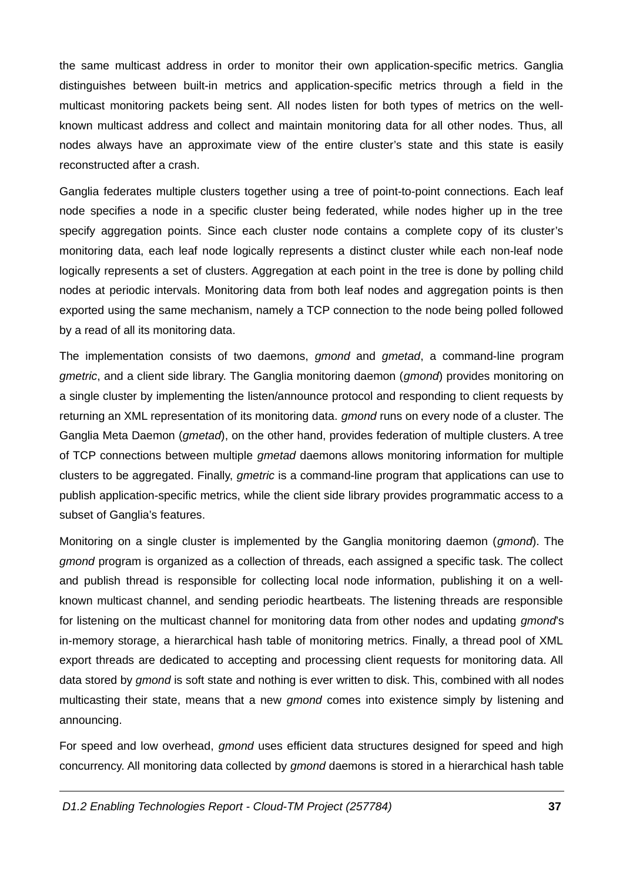the same multicast address in order to monitor their own application-specific metrics. Ganglia distinguishes between built-in metrics and application-specific metrics through a field in the multicast monitoring packets being sent. All nodes listen for both types of metrics on the well-known multicast address and collect and maintain monitoring data for all other nodes. Thus, all nodes always have an approximate view of the entire cluster's state and this state is easily reconstructed after a crash.

Ganglia federates multiple clusters together using a tree of point-to-point connections. Each leaf node specifies a node in a specific cluster being federated, while nodes higher up in the tree specify aggregation points. Since each cluster node contains a complete copy of its cluster's monitoring data, each leaf node logically represents a distinct cluster while each non-leaf node logically represents a set of clusters. Aggregation at each point in the tree is done by polling child nodes at periodic intervals. Monitoring data from both leaf nodes and aggregation points is then exported using the same mechanism, namely a TCP connection to the node being polled followed by a read of all its monitoring data.

The implementation consists of two daemons, *gmond* and *gmetad*, a command-line program *gmetric*, and a client side library. The Ganglia monitoring daemon (*gmond*) provides monitoring on a single cluster by implementing the listen/announce protocol and responding to client requests by returning an XML representation of its monitoring data. *gmond* runs on every node of a cluster. The Ganglia Meta Daemon (*gmetad*), on the other hand, provides federation of multiple clusters. A tree of TCP connections between multiple *gmetad* daemons allows monitoring information for multiple clusters to be aggregated. Finally, *gmetric* is a command-line program that applications can use to publish application-specific metrics, while the client side library provides programmatic access to a subset of Ganglia's features.

Monitoring on a single cluster is implemented by the Ganglia monitoring daemon (*gmond*). The *gmond* program is organized as a collection of threads, each assigned a specific task. The collect and publish thread is responsible for collecting local node information, publishing it on a well-known multicast channel, and sending periodic heartbeats. The listening threads are responsible for listening on the multicast channel for monitoring data from other nodes and updating *gmond*'s in-memory storage, a hierarchical hash table of monitoring metrics. Finally, a thread pool of XML export threads are dedicated to accepting and processing client requests for monitoring data. All data stored by *gmond* is soft state and nothing is ever written to disk. This, combined with all nodes multicasting their state, means that a new *gmond* comes into existence simply by listening and announcing.

For speed and low overhead, *gmond* uses efficient data structures designed for speed and high concurrency. All monitoring data collected by *gmond* daemons is stored in a hierarchical hash table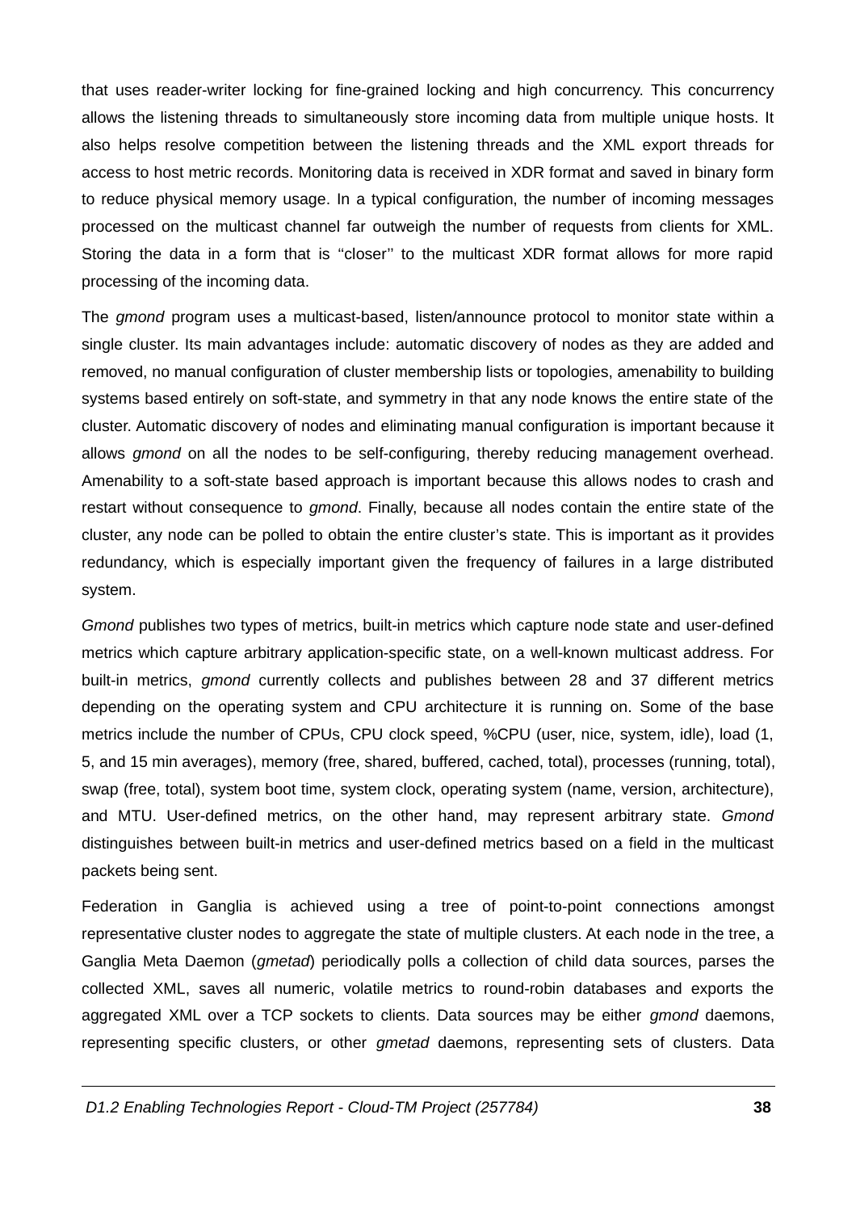that uses reader-writer locking for fine-grained locking and high concurrency. This concurrency allows the listening threads to simultaneously store incoming data from multiple unique hosts. It also helps resolve competition between the listening threads and the XML export threads for access to host metric records. Monitoring data is received in XDR format and saved in binary form to reduce physical memory usage. In a typical configuration, the number of incoming messages processed on the multicast channel far outweigh the number of requests from clients for XML. Storing the data in a form that is ''closer'' to the multicast XDR format allows for more rapid processing of the incoming data.

The *gmond* program uses a multicast-based, listen/announce protocol to monitor state within a single cluster. Its main advantages include: automatic discovery of nodes as they are added and removed, no manual configuration of cluster membership lists or topologies, amenability to building systems based entirely on soft-state, and symmetry in that any node knows the entire state of the cluster. Automatic discovery of nodes and eliminating manual configuration is important because it allows *gmond* on all the nodes to be self-configuring, thereby reducing management overhead. Amenability to a soft-state based approach is important because this allows nodes to crash and restart without consequence to *gmond*. Finally, because all nodes contain the entire state of the cluster, any node can be polled to obtain the entire cluster's state. This is important as it provides redundancy, which is especially important given the frequency of failures in a large distributed system.

*Gmond* publishes two types of metrics, built-in metrics which capture node state and user-defined metrics which capture arbitrary application-specific state, on a well-known multicast address. For built-in metrics, *gmond* currently collects and publishes between 28 and 37 different metrics depending on the operating system and CPU architecture it is running on. Some of the base metrics include the number of CPUs, CPU clock speed, %CPU (user, nice, system, idle), load (1, 5, and 15 min averages), memory (free, shared, buffered, cached, total), processes (running, total), swap (free, total), system boot time, system clock, operating system (name, version, architecture), and MTU. User-defined metrics, on the other hand, may represent arbitrary state. *Gmond* distinguishes between built-in metrics and user-defined metrics based on a field in the multicast packets being sent.

Federation in Ganglia is achieved using a tree of point-to-point connections amongst representative cluster nodes to aggregate the state of multiple clusters. At each node in the tree, a Ganglia Meta Daemon (*gmetad*) periodically polls a collection of child data sources, parses the collected XML, saves all numeric, volatile metrics to round-robin databases and exports the aggregated XML over a TCP sockets to clients. Data sources may be either *gmond* daemons, representing specific clusters, or other *gmetad* daemons, representing sets of clusters. Data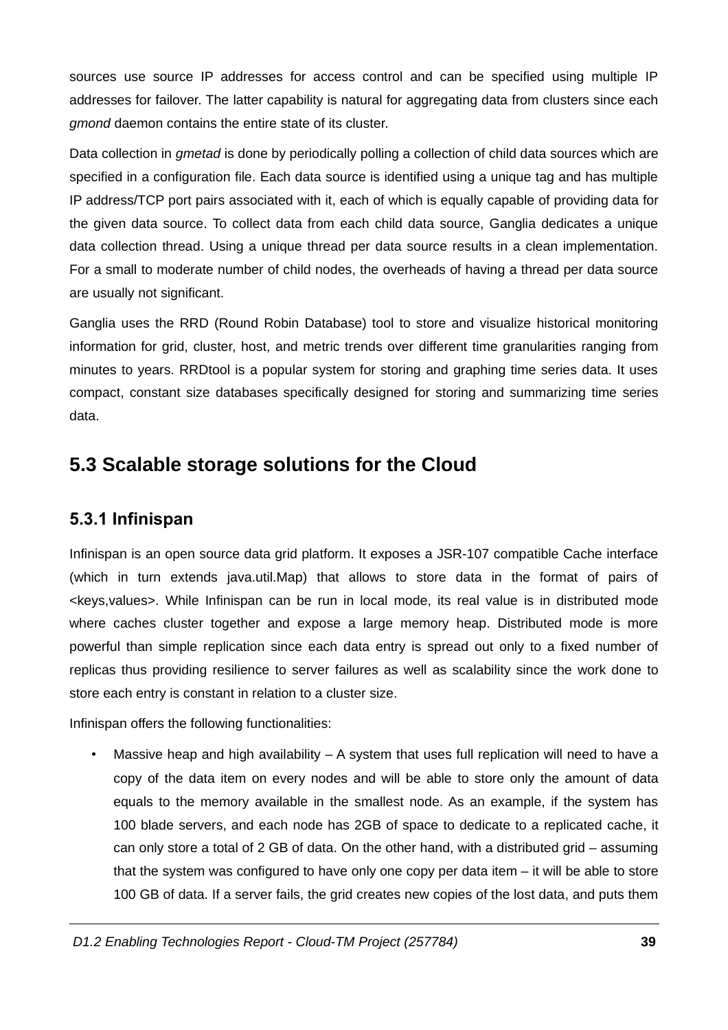sources use source IP addresses for access control and can be specified using multiple IP addresses for failover. The latter capability is natural for aggregating data from clusters since each *gmond* daemon contains the entire state of its cluster.

Data collection in *gmetad* is done by periodically polling a collection of child data sources which are specified in a configuration file. Each data source is identified using a unique tag and has multiple IP address/TCP port pairs associated with it, each of which is equally capable of providing data for the given data source. To collect data from each child data source, Ganglia dedicates a unique data collection thread. Using a unique thread per data source results in a clean implementation. For a small to moderate number of child nodes, the overheads of having a thread per data source are usually not significant.

Ganglia uses the RRD (Round Robin Database) tool to store and visualize historical monitoring information for grid, cluster, host, and metric trends over different time granularities ranging from minutes to years. RRDtool is a popular system for storing and graphing time series data. It uses compact, constant size databases specifically designed for storing and summarizing time series data.

## 5.3 Scalable storage solutions for the Cloud

### 5.3.1 Infinispan

Infinispan is an open source data grid platform. It exposes a JSR-107 compatible Cache interface (which in turn extends java.util.Map) that allows to store data in the format of pairs of <keys,values>. While Infinispan can be run in local mode, its real value is in distributed mode where caches cluster together and expose a large memory heap. Distributed mode is more powerful than simple replication since each data entry is spread out only to a fixed number of replicas thus providing resilience to server failures as well as scalability since the work done to store each entry is constant in relation to a cluster size.

Infinispan offers the following functionalities:

- Massive heap and high availability – A system that uses full replication will need to have a copy of the data item on every nodes and will be able to store only the amount of data equals to the memory available in the smallest node. As an example, if the system has 100 blade servers, and each node has 2GB of space to dedicate to a replicated cache, it can only store a total of 2 GB of data. On the other hand, with a distributed grid – assuming that the system was configured to have only one copy per data item – it will be able to store 100 GB of data. If a server fails, the grid creates new copies of the lost data, and puts them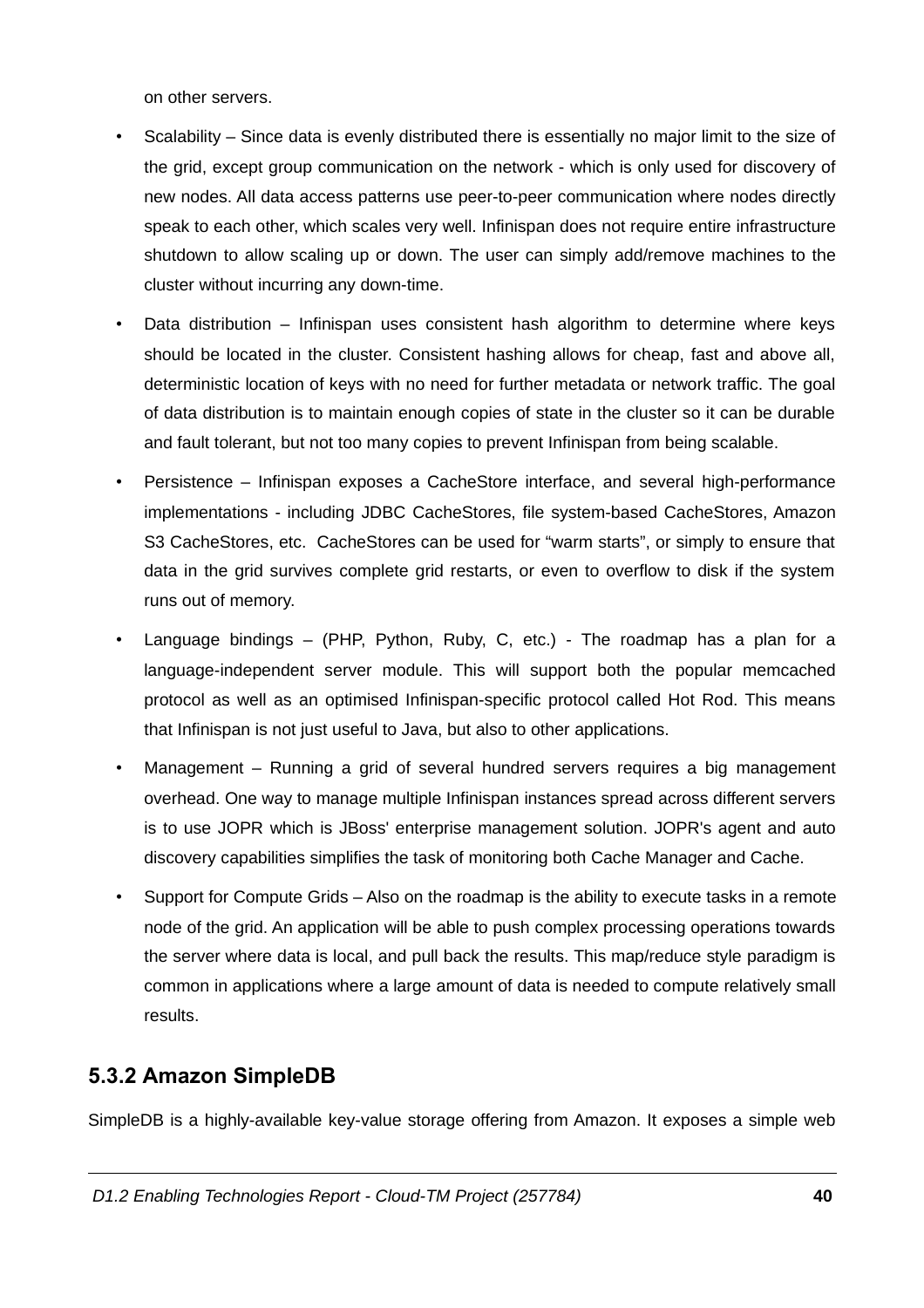on other servers.

- Scalability – Since data is evenly distributed there is essentially no major limit to the size of the grid, except group communication on the network - which is only used for discovery of new nodes. All data access patterns use peer-to-peer communication where nodes directly speak to each other, which scales very well. Infinispan does not require entire infrastructure shutdown to allow scaling up or down. The user can simply add/remove machines to the cluster without incurring any down-time.
- Data distribution – Infinispan uses consistent hash algorithm to determine where keys should be located in the cluster. Consistent hashing allows for cheap, fast and above all, deterministic location of keys with no need for further metadata or network traffic. The goal of data distribution is to maintain enough copies of state in the cluster so it can be durable and fault tolerant, but not too many copies to prevent Infinispan from being scalable.
- Persistence – Infinispan exposes a CacheStore interface, and several high-performance implementations - including JDBC CacheStores, file system-based CacheStores, Amazon S3 CacheStores, etc. CacheStores can be used for "warm starts", or simply to ensure that data in the grid survives complete grid restarts, or even to overflow to disk if the system runs out of memory.
- Language bindings – (PHP, Python, Ruby, C, etc.) - The roadmap has a plan for a language-independent server module. This will support both the popular memcached protocol as well as an optimised Infinispan-specific protocol called Hot Rod. This means that Infinispan is not just useful to Java, but also to other applications.
- Management – Running a grid of several hundred servers requires a big management overhead. One way to manage multiple Infinispan instances spread across different servers is to use JOPR which is JBoss' enterprise management solution. JOPR's agent and auto discovery capabilities simplifies the task of monitoring both Cache Manager and Cache.
- Support for Compute Grids – Also on the roadmap is the ability to execute tasks in a remote node of the grid. An application will be able to push complex processing operations towards the server where data is local, and pull back the results. This map/reduce style paradigm is common in applications where a large amount of data is needed to compute relatively small results.

### 5.3.2 Amazon SimpleDB

SimpleDB is a highly-available key-value storage offering from Amazon. It exposes a simple web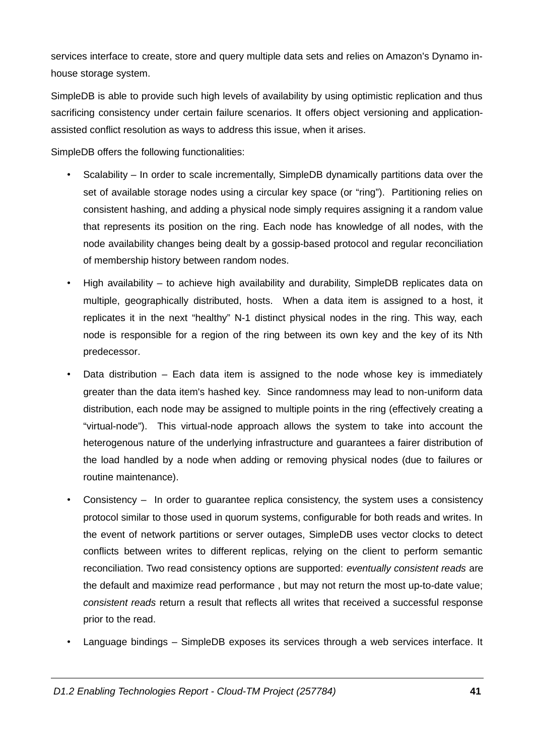services interface to create, store and query multiple data sets and relies on Amazon's Dynamo in-house storage system.

SimpleDB is able to provide such high levels of availability by using optimistic replication and thus sacrificing consistency under certain failure scenarios. It offers object versioning and application-assisted conflict resolution as ways to address this issue, when it arises.

SimpleDB offers the following functionalities:

- Scalability – In order to scale incrementally, SimpleDB dynamically partitions data over the set of available storage nodes using a circular key space (or "ring"). Partitioning relies on consistent hashing, and adding a physical node simply requires assigning it a random value that represents its position on the ring. Each node has knowledge of all nodes, with the node availability changes being dealt by a gossip-based protocol and regular reconciliation of membership history between random nodes.
- High availability – to achieve high availability and durability, SimpleDB replicates data on multiple, geographically distributed, hosts. When a data item is assigned to a host, it replicates it in the next "healthy" N-1 distinct physical nodes in the ring. This way, each node is responsible for a region of the ring between its own key and the key of its Nth predecessor.
- Data distribution – Each data item is assigned to the node whose key is immediately greater than the data item's hashed key. Since randomness may lead to non-uniform data distribution, each node may be assigned to multiple points in the ring (effectively creating a "virtual-node"). This virtual-node approach allows the system to take into account the heterogenous nature of the underlying infrastructure and guarantees a fairer distribution of the load handled by a node when adding or removing physical nodes (due to failures or routine maintenance).
- Consistency – In order to guarantee replica consistency, the system uses a consistency protocol similar to those used in quorum systems, configurable for both reads and writes. In the event of network partitions or server outages, SimpleDB uses vector clocks to detect conflicts between writes to different replicas, relying on the client to perform semantic reconciliation. Two read consistency options are supported: *eventually consistent reads* are the default and maximize read performance , but may not return the most up-to-date value; *consistent reads* return a result that reflects all writes that received a successful response prior to the read.
- Language bindings – SimpleDB exposes its services through a web services interface. It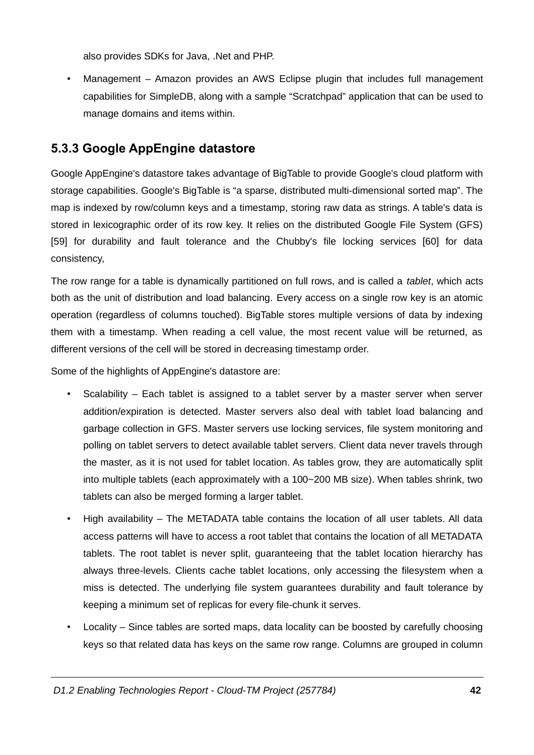also provides SDKs for Java, .Net and PHP.

- Management – Amazon provides an AWS Eclipse plugin that includes full management capabilities for SimpleDB, along with a sample “Scratchpad” application that can be used to manage domains and items within.

### 5.3.3 Google AppEngine datastore

Google AppEngine's datastore takes advantage of BigTable to provide Google's cloud platform with storage capabilities. Google's BigTable is “a sparse, distributed multi-dimensional sorted map”. The map is indexed by row/column keys and a timestamp, storing raw data as strings. A table's data is stored in lexicographic order of its row key. It relies on the distributed Google File System (GFS) [59] for durability and fault tolerance and the Chubby's file locking services [60] for data consistency,

The row range for a table is dynamically partitioned on full rows, and is called a *tablet*, which acts both as the unit of distribution and load balancing. Every access on a single row key is an atomic operation (regardless of columns touched). BigTable stores multiple versions of data by indexing them with a timestamp. When reading a cell value, the most recent value will be returned, as different versions of the cell will be stored in decreasing timestamp order.

Some of the highlights of AppEngine's datastore are:

- Scalability – Each tablet is assigned to a tablet server by a master server when server addition/expiration is detected. Master servers also deal with tablet load balancing and garbage collection in GFS. Master servers use locking services, file system monitoring and polling on tablet servers to detect available tablet servers. Client data never travels through the master, as it is not used for tablet location. As tables grow, they are automatically split into multiple tablets (each approximately with a 100~200 MB size). When tables shrink, two tablets can also be merged forming a larger tablet.
- High availability – The METADATA table contains the location of all user tablets. All data access patterns will have to access a root tablet that contains the location of all METADATA tablets. The root tablet is never split, guaranteeing that the tablet location hierarchy has always three-levels. Clients cache tablet locations, only accessing the filesystem when a miss is detected. The underlying file system guarantees durability and fault tolerance by keeping a minimum set of replicas for every file-chunk it serves.
- Locality – Since tables are sorted maps, data locality can be boosted by carefully choosing keys so that related data has keys on the same row range. Columns are grouped in column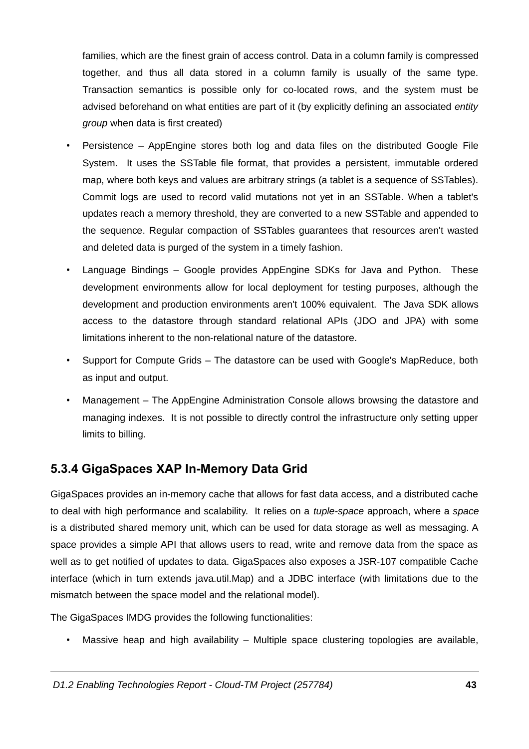families, which are the finest grain of access control. Data in a column family is compressed together, and thus all data stored in a column family is usually of the same type. Transaction semantics is possible only for co-located rows, and the system must be advised beforehand on what entities are part of it (by explicitly defining an associated *entity group* when data is first created)

- Persistence – AppEngine stores both log and data files on the distributed Google File System. It uses the SSTable file format, that provides a persistent, immutable ordered map, where both keys and values are arbitrary strings (a tablet is a sequence of SSTables). Commit logs are used to record valid mutations not yet in an SSTable. When a tablet's updates reach a memory threshold, they are converted to a new SSTable and appended to the sequence. Regular compaction of SSTables guarantees that resources aren't wasted and deleted data is purged of the system in a timely fashion.
- Language Bindings – Google provides AppEngine SDKs for Java and Python. These development environments allow for local deployment for testing purposes, although the development and production environments aren't 100% equivalent. The Java SDK allows access to the datastore through standard relational APIs (JDO and JPA) with some limitations inherent to the non-relational nature of the datastore.
- Support for Compute Grids – The datastore can be used with Google's MapReduce, both as input and output.
- Management – The AppEngine Administration Console allows browsing the datastore and managing indexes. It is not possible to directly control the infrastructure only setting upper limits to billing.

### 5.3.4 GigaSpaces XAP In-Memory Data Grid

GigaSpaces provides an in-memory cache that allows for fast data access, and a distributed cache to deal with high performance and scalability. It relies on a *tuple-space* approach, where a *space* is a distributed shared memory unit, which can be used for data storage as well as messaging. A space provides a simple API that allows users to read, write and remove data from the space as well as to get notified of updates to data. GigaSpaces also exposes a JSR-107 compatible Cache interface (which in turn extends java.util.Map) and a JDBC interface (with limitations due to the mismatch between the space model and the relational model).

The GigaSpaces IMDG provides the following functionalities:

- Massive heap and high availability – Multiple space clustering topologies are available,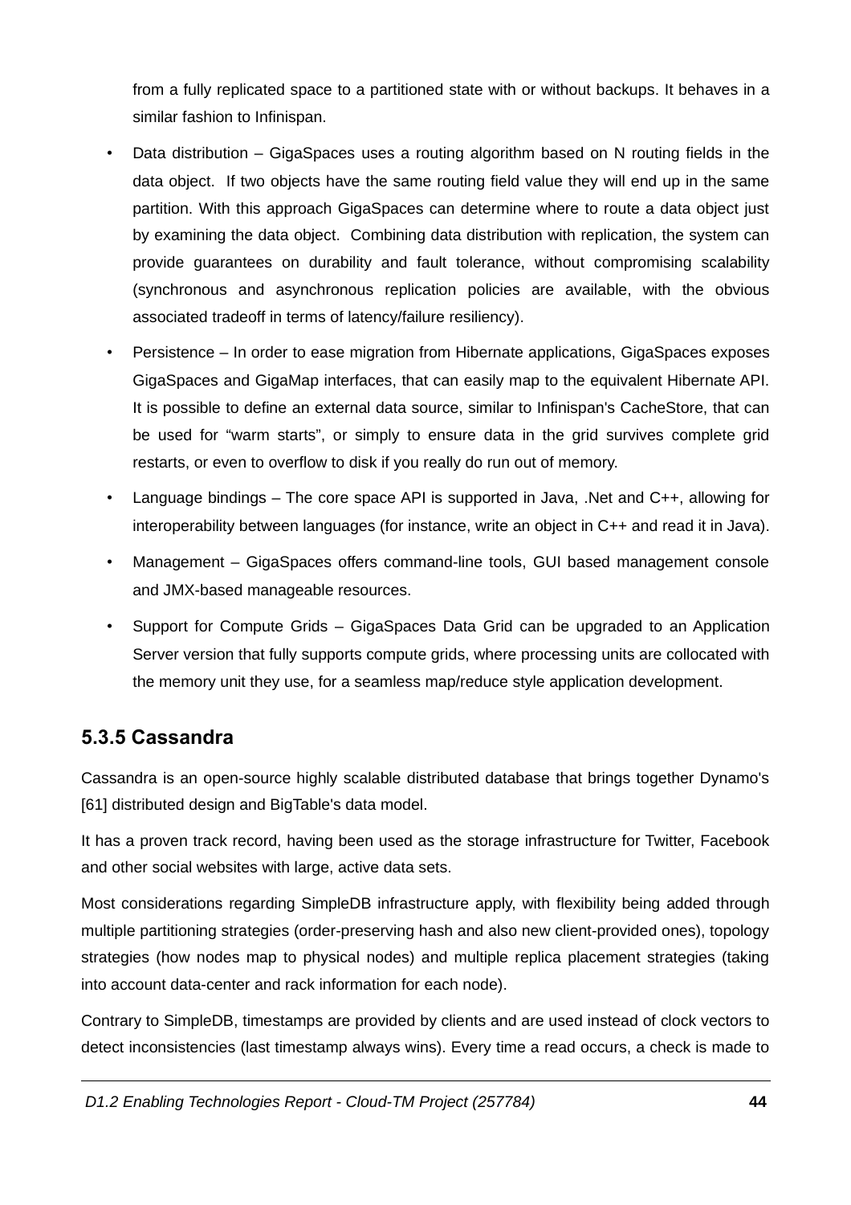from a fully replicated space to a partitioned state with or without backups. It behaves in a similar fashion to Infinispan.

- Data distribution – GigaSpaces uses a routing algorithm based on N routing fields in the data object. If two objects have the same routing field value they will end up in the same partition. With this approach GigaSpaces can determine where to route a data object just by examining the data object. Combining data distribution with replication, the system can provide guarantees on durability and fault tolerance, without compromising scalability (synchronous and asynchronous replication policies are available, with the obvious associated tradeoff in terms of latency/failure resiliency).
- Persistence – In order to ease migration from Hibernate applications, GigaSpaces exposes GigaSpaces and GigaMap interfaces, that can easily map to the equivalent Hibernate API. It is possible to define an external data source, similar to Infinispan's CacheStore, that can be used for "warm starts", or simply to ensure data in the grid survives complete grid restarts, or even to overflow to disk if you really do run out of memory.
- Language bindings – The core space API is supported in Java, .Net and C++, allowing for interoperability between languages (for instance, write an object in C++ and read it in Java).
- Management – GigaSpaces offers command-line tools, GUI based management console and JMX-based manageable resources.
- Support for Compute Grids – GigaSpaces Data Grid can be upgraded to an Application Server version that fully supports compute grids, where processing units are collocated with the memory unit they use, for a seamless map/reduce style application development.

### 5.3.5 Cassandra

Cassandra is an open-source highly scalable distributed database that brings together Dynamo's [61] distributed design and BigTable's data model.

It has a proven track record, having been used as the storage infrastructure for Twitter, Facebook and other social websites with large, active data sets.

Most considerations regarding SimpleDB infrastructure apply, with flexibility being added through multiple partitioning strategies (order-preserving hash and also new client-provided ones), topology strategies (how nodes map to physical nodes) and multiple replica placement strategies (taking into account data-center and rack information for each node).

Contrary to SimpleDB, timestamps are provided by clients and are used instead of clock vectors to detect inconsistencies (last timestamp always wins). Every time a read occurs, a check is made to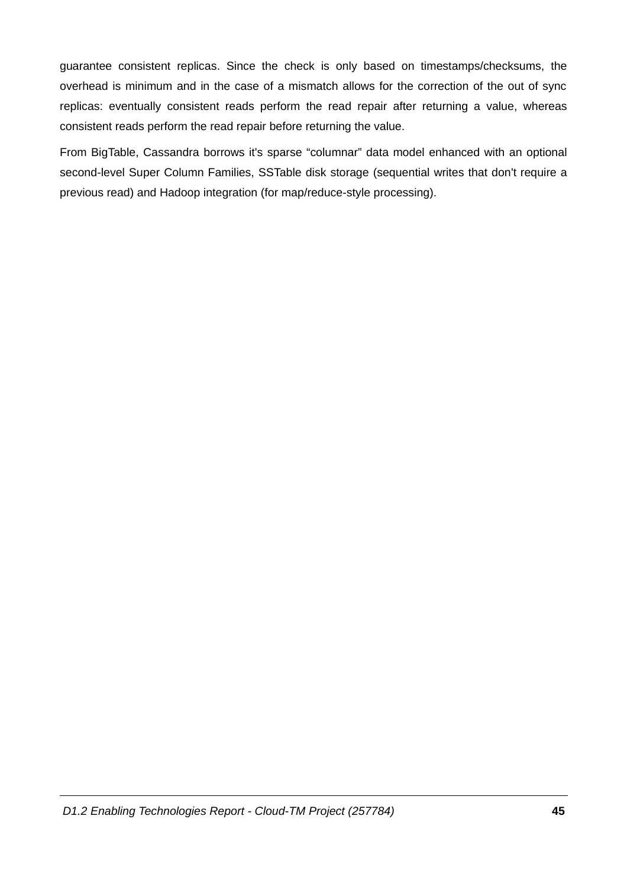guarantee consistent replicas. Since the check is only based on timestamps/checksums, the overhead is minimum and in the case of a mismatch allows for the correction of the out of sync replicas: eventually consistent reads perform the read repair after returning a value, whereas consistent reads perform the read repair before returning the value.

From BigTable, Cassandra borrows it's sparse “columnar” data model enhanced with an optional second-level Super Column Families, SSTable disk storage (sequential writes that don't require a previous read) and Hadoop integration (for map/reduce-style processing).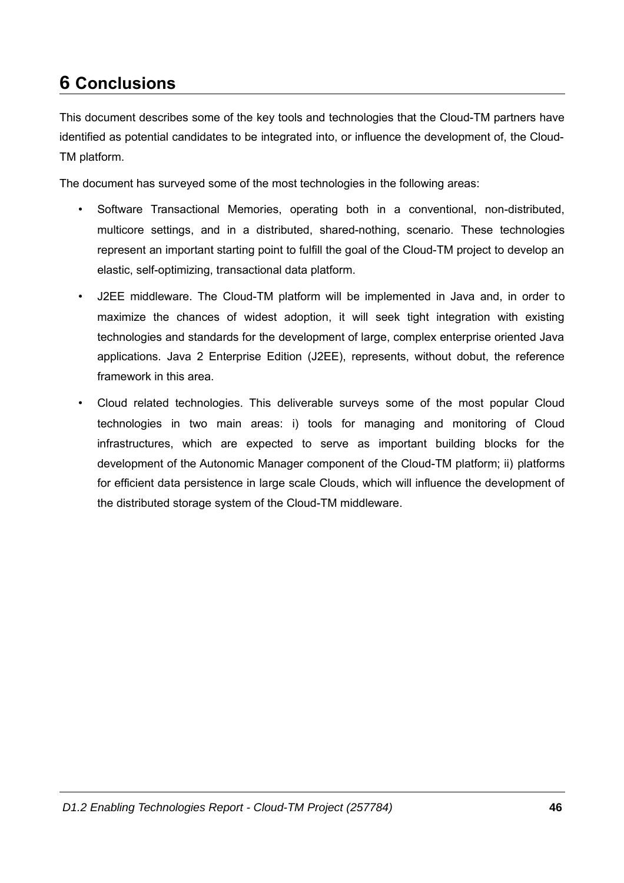# 6 Conclusions

This document describes some of the key tools and technologies that the Cloud-TM partners have identified as potential candidates to be integrated into, or influence the development of, the Cloud-TM platform.

The document has surveyed some of the most technologies in the following areas:

- Software Transactional Memories, operating both in a conventional, non-distributed, multicore settings, and in a distributed, shared-nothing, scenario. These technologies represent an important starting point to fulfill the goal of the Cloud-TM project to develop an elastic, self-optimizing, transactional data platform.
- J2EE middleware. The Cloud-TM platform will be implemented in Java and, in order to maximize the chances of widest adoption, it will seek tight integration with existing technologies and standards for the development of large, complex enterprise oriented Java applications. Java 2 Enterprise Edition (J2EE), represents, without dobut, the reference framework in this area.
- Cloud related technologies. This deliverable surveys some of the most popular Cloud technologies in two main areas: i) tools for managing and monitoring of Cloud infrastructures, which are expected to serve as important building blocks for the development of the Autonomic Manager component of the Cloud-TM platform; ii) platforms for efficient data persistence in large scale Clouds, which will influence the development of the distributed storage system of the Cloud-TM middleware.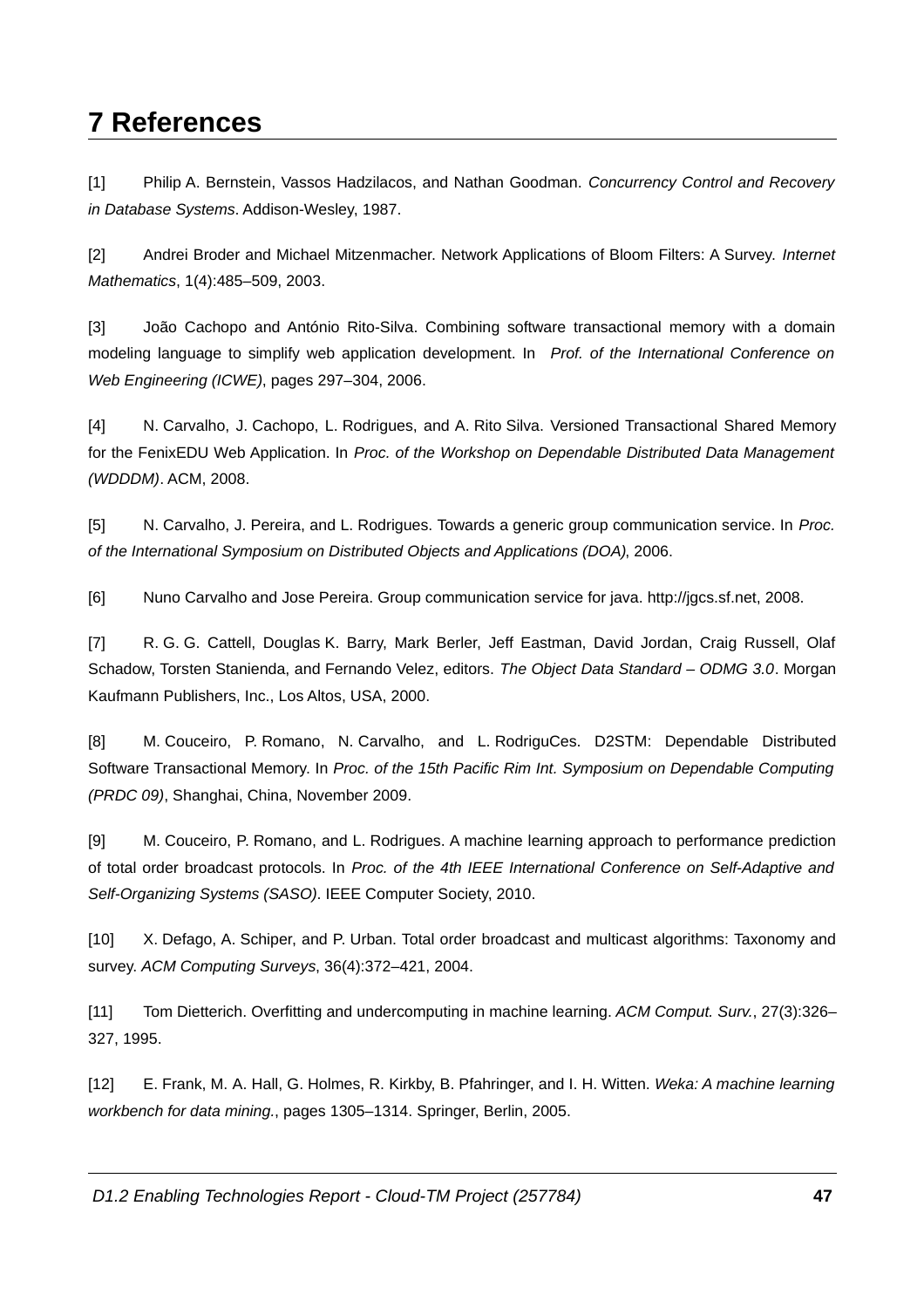# 7 References

[1] Philip A. Bernstein, Vassos Hadzilacos, and Nathan Goodman. *Concurrency Control and Recovery in Database Systems*. Addison-Wesley, 1987.

[2] Andrei Broder and Michael Mitzenmacher. Network Applications of Bloom Filters: A Survey. *Internet Mathematics*, 1(4):485–509, 2003.

[3] João Cachopo and António Rito-Silva. Combining software transactional memory with a domain modeling language to simplify web application development. In *Prof. of the International Conference on Web Engineering (ICWE)*, pages 297–304, 2006.

[4] N. Carvalho, J. Cachopo, L. Rodrigues, and A. Rito Silva. Versioned Transactional Shared Memory for the FenixEDU Web Application. In *Proc. of the Workshop on Dependable Distributed Data Management (WDDDM)*. ACM, 2008.

[5] N. Carvalho, J. Pereira, and L. Rodrigues. Towards a generic group communication service. In *Proc. of the International Symposium on Distributed Objects and Applications (DOA)*, 2006.

[6] Nuno Carvalho and Jose Pereira. Group communication service for java. http://jgcs.sf.net, 2008.

[7] R. G. G. Cattell, Douglas K. Barry, Mark Berler, Jeff Eastman, David Jordan, Craig Russell, Olaf Schadow, Torsten Stanienda, and Fernando Velez, editors. *The Object Data Standard – ODMG 3.0*. Morgan Kaufmann Publishers, Inc., Los Altos, USA, 2000.

[8] M. Couceiro, P. Romano, N. Carvalho, and L. RodriguCes. D2STM: Dependable Distributed Software Transactional Memory. In *Proc. of the 15th Pacific Rim Int. Symposium on Dependable Computing (PRDC 09)*, Shanghai, China, November 2009.

[9] M. Couceiro, P. Romano, and L. Rodrigues. A machine learning approach to performance prediction of total order broadcast protocols. In *Proc. of the 4th IEEE International Conference on Self-Adaptive and Self-Organizing Systems (SASO)*. IEEE Computer Society, 2010.

[10] X. Defago, A. Schiper, and P. Urban. Total order broadcast and multicast algorithms: Taxonomy and survey. *ACM Computing Surveys*, 36(4):372–421, 2004.

[11] Tom Dietterich. Overfitting and undercomputing in machine learning. *ACM Comput. Surv.*, 27(3):326–327, 1995.

[12] E. Frank, M. A. Hall, G. Holmes, R. Kirkby, B. Pfahringer, and I. H. Witten. *Weka: A machine learning workbench for data mining.*, pages 1305–1314. Springer, Berlin, 2005.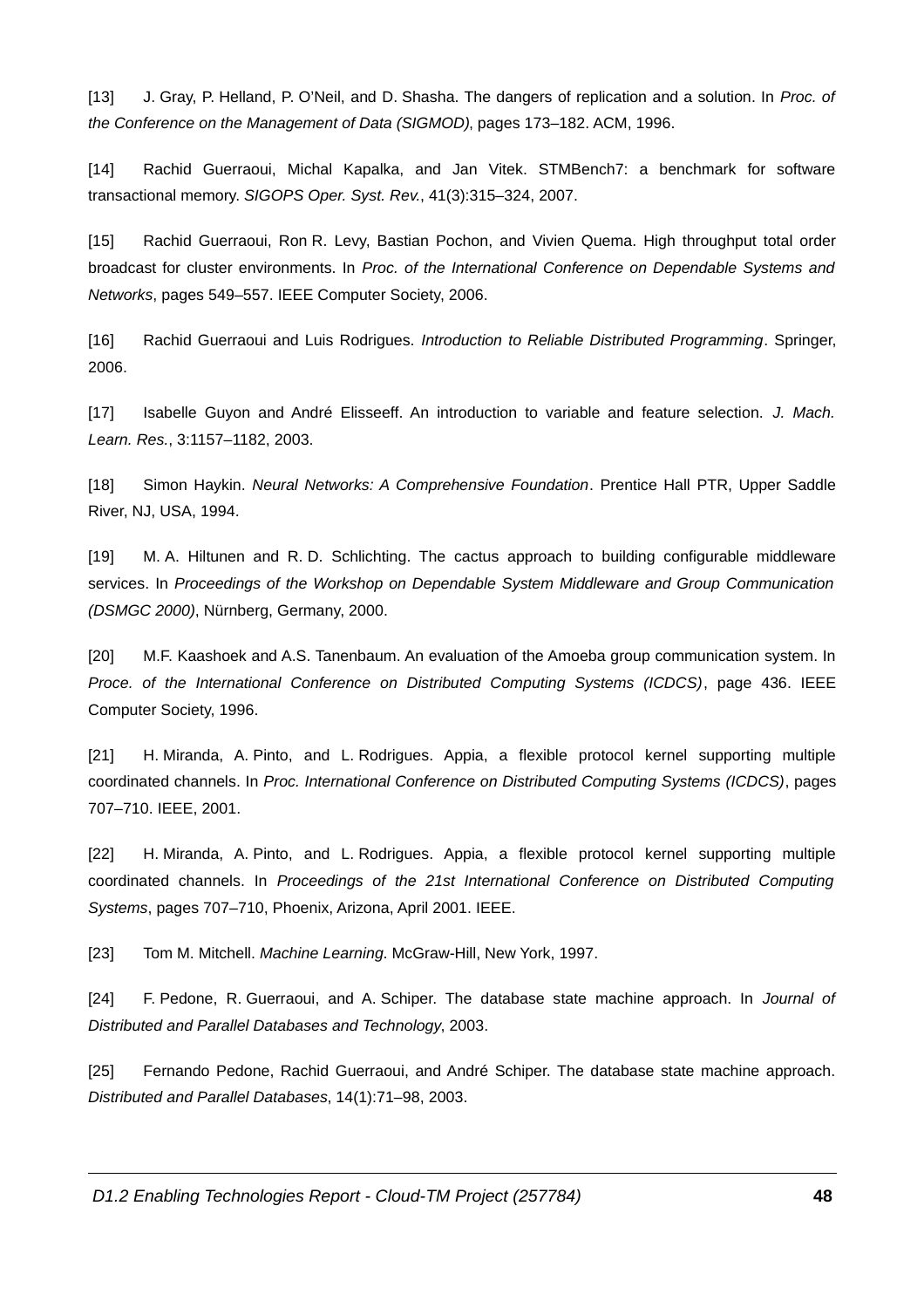[13] J. Gray, P. Helland, P. O'Neil, and D. Shasha. The dangers of replication and a solution. In *Proc. of the Conference on the Management of Data (SIGMOD)*, pages 173–182. ACM, 1996.

[14] Rachid Guerraoui, Michal Kapalka, and Jan Vitek. STMBench7: a benchmark for software transactional memory. *SIGOPS Oper. Syst. Rev.*, 41(3):315–324, 2007.

[15] Rachid Guerraoui, Ron R. Levy, Bastian Pochon, and Vivien Quema. High throughput total order broadcast for cluster environments. In *Proc. of the International Conference on Dependable Systems and Networks*, pages 549–557. IEEE Computer Society, 2006.

[16] Rachid Guerraoui and Luis Rodrigues. *Introduction to Reliable Distributed Programming*. Springer, 2006.

[17] Isabelle Guyon and André Elisseeff. An introduction to variable and feature selection. *J. Mach. Learn. Res.*, 3:1157–1182, 2003.

[18] Simon Haykin. *Neural Networks: A Comprehensive Foundation*. Prentice Hall PTR, Upper Saddle River, NJ, USA, 1994.

[19] M. A. Hiltunen and R. D. Schlichting. The cactus approach to building configurable middleware services. In *Proceedings of the Workshop on Dependable System Middleware and Group Communication (DSMGC 2000)*, Nürnberg, Germany, 2000.

[20] M.F. Kaashoek and A.S. Tanenbaum. An evaluation of the Amoeba group communication system. In *Proce. of the International Conference on Distributed Computing Systems (ICDCS)*, page 436. IEEE Computer Society, 1996.

[21] H. Miranda, A. Pinto, and L. Rodrigues. Appia, a flexible protocol kernel supporting multiple coordinated channels. In *Proc. International Conference on Distributed Computing Systems (ICDCS)*, pages 707–710. IEEE, 2001.

[22] H. Miranda, A. Pinto, and L. Rodrigues. Appia, a flexible protocol kernel supporting multiple coordinated channels. In *Proceedings of the 21st International Conference on Distributed Computing Systems*, pages 707–710, Phoenix, Arizona, April 2001. IEEE.

[23] Tom M. Mitchell. *Machine Learning*. McGraw-Hill, New York, 1997.

[24] F. Pedone, R. Guerraoui, and A. Schiper. The database state machine approach. In *Journal of Distributed and Parallel Databases and Technology*, 2003.

[25] Fernando Pedone, Rachid Guerraoui, and André Schiper. The database state machine approach. *Distributed and Parallel Databases*, 14(1):71–98, 2003.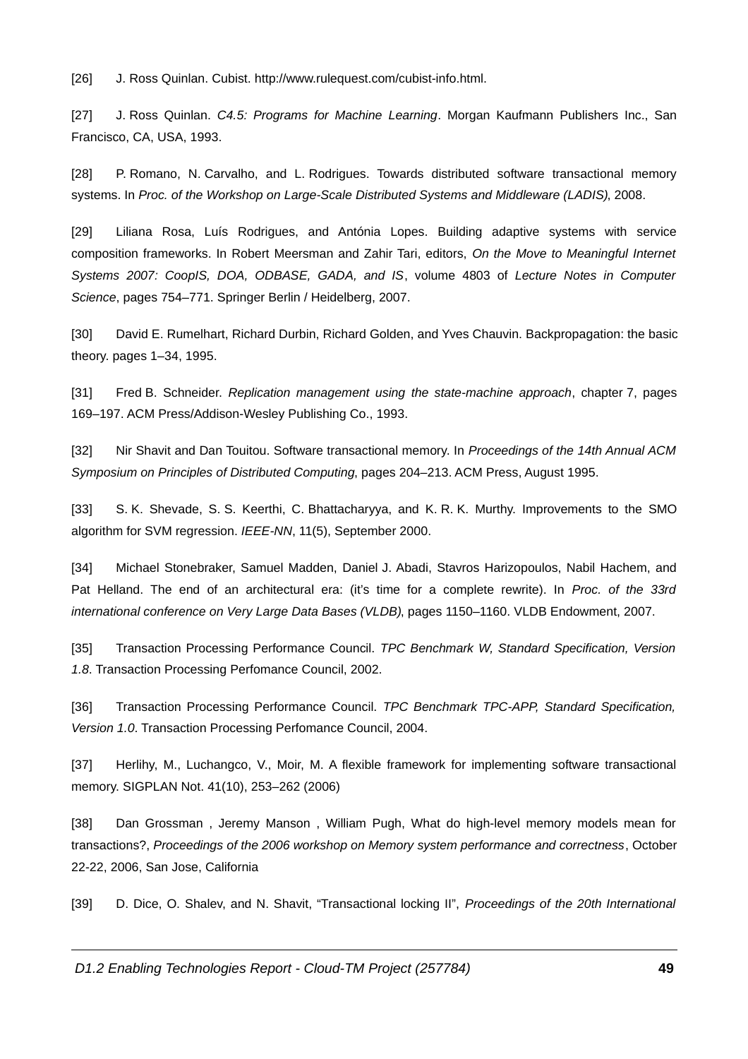[26] J. Ross Quinlan. Cubist. http://www.rulequest.com/cubist-info.html.

[27] J. Ross Quinlan. *C4.5: Programs for Machine Learning*. Morgan Kaufmann Publishers Inc., San Francisco, CA, USA, 1993.

[28] P. Romano, N. Carvalho, and L. Rodrigues. Towards distributed software transactional memory systems. In *Proc. of the Workshop on Large-Scale Distributed Systems and Middleware (LADIS)*, 2008.

[29] Liliana Rosa, Luís Rodrigues, and Antónia Lopes. Building adaptive systems with service composition frameworks. In Robert Meersman and Zahir Tari, editors, *On the Move to Meaningful Internet Systems 2007: CoopIS, DOA, ODBASE, GADA, and IS*, volume 4803 of *Lecture Notes in Computer Science*, pages 754–771. Springer Berlin / Heidelberg, 2007.

[30] David E. Rumelhart, Richard Durbin, Richard Golden, and Yves Chauvin. Backpropagation: the basic theory. pages 1–34, 1995.

[31] Fred B. Schneider. *Replication management using the state-machine approach*, chapter 7, pages 169–197. ACM Press/Addison-Wesley Publishing Co., 1993.

[32] Nir Shavit and Dan Touitou. Software transactional memory. In *Proceedings of the 14th Annual ACM Symposium on Principles of Distributed Computing*, pages 204–213. ACM Press, August 1995.

[33] S. K. Shevade, S. S. Keerthi, C. Bhattacharyya, and K. R. K. Murthy. Improvements to the SMO algorithm for SVM regression. *IEEE-NN*, 11(5), September 2000.

[34] Michael Stonebraker, Samuel Madden, Daniel J. Abadi, Stavros Harizopoulos, Nabil Hachem, and Pat Helland. The end of an architectural era: (it's time for a complete rewrite). In *Proc. of the 33rd international conference on Very Large Data Bases (VLDB)*, pages 1150–1160. VLDB Endowment, 2007.

[35] Transaction Processing Performance Council. *TPC Benchmark W, Standard Specification, Version 1.8*. Transaction Processing Perfomance Council, 2002.

[36] Transaction Processing Performance Council. *TPC Benchmark TPC-APP, Standard Specification, Version 1.0*. Transaction Processing Perfomance Council, 2004.

[37] Herlihy, M., Luchangco, V., Moir, M. A flexible framework for implementing software transactional memory. SIGPLAN Not. 41(10), 253–262 (2006)

[38] Dan Grossman , Jeremy Manson , William Pugh, What do high-level memory models mean for transactions?, *Proceedings of the 2006 workshop on Memory system performance and correctness*, October 22-22, 2006, San Jose, California

[39] D. Dice, O. Shalev, and N. Shavit, "Transactional locking II", *Proceedings of the 20th International*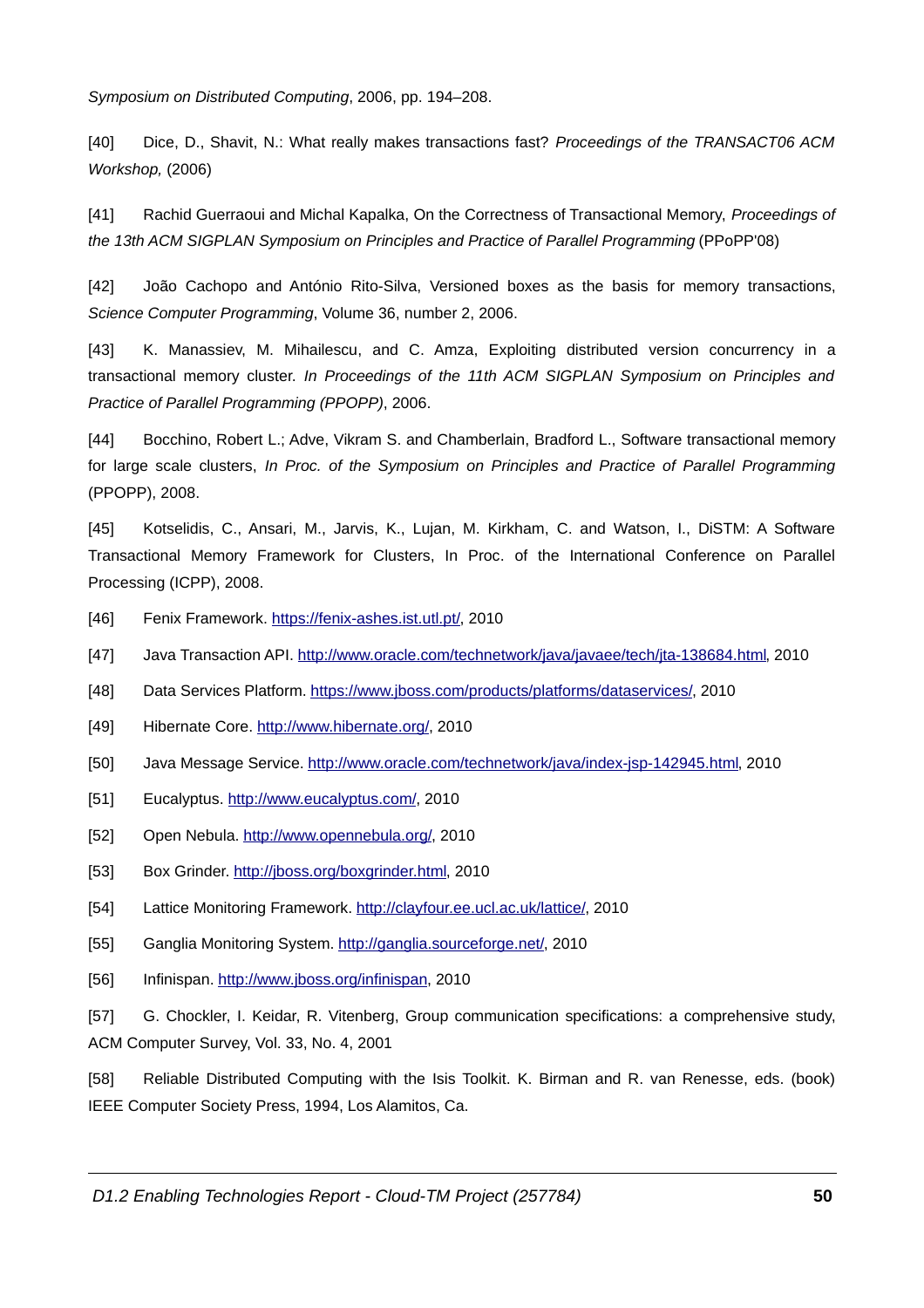*Symposium on Distributed Computing*, 2006, pp. 194–208.

[40] Dice, D., Shavit, N.: What really makes transactions fast? *Proceedings of the TRANSACT06 ACM Workshop,* (2006)

[41] Rachid Guerraoui and Michal Kapalka, On the Correctness of Transactional Memory, *Proceedings of the 13th ACM SIGPLAN Symposium on Principles and Practice of Parallel Programming* (PPoPP'08)

[42] João Cachopo and António Rito-Silva, Versioned boxes as the basis for memory transactions, *Science Computer Programming*, Volume 36, number 2, 2006.

[43] K. Manassiev, M. Mihailescu, and C. Amza, Exploiting distributed version concurrency in a transactional memory cluster. *In Proceedings of the 11th ACM SIGPLAN Symposium on Principles and Practice of Parallel Programming (PPOPP)*, 2006.

[44] Bocchino, Robert L.; Adve, Vikram S. and Chamberlain, Bradford L., Software transactional memory for large scale clusters, *In Proc. of the Symposium on Principles and Practice of Parallel Programming* (PPOPP), 2008.

[45] Kotselidis, C., Ansari, M., Jarvis, K., Lujan, M. Kirkham, C. and Watson, I., DiSTM: A Software Transactional Memory Framework for Clusters, In Proc. of the International Conference on Parallel Processing (ICPP), 2008.

[46] Fenix Framework. https://fenix-ashes.ist.utl.pt/, 2010

[47] Java Transaction API. http://www.oracle.com/technetwork/java/javaee/tech/jta-138684.html, 2010

[48] Data Services Platform. https://www.jboss.com/products/platforms/dataservices/, 2010

[49] Hibernate Core. http://www.hibernate.org/, 2010

[50] Java Message Service. http://www.oracle.com/technetwork/java/index-jsp-142945.html, 2010

[51] Eucalyptus. http://www.eucalyptus.com/, 2010

[52] Open Nebula. http://www.opennebula.org/, 2010

[53] Box Grinder. http://jboss.org/boxgrinder.html, 2010

[54] Lattice Monitoring Framework. http://clayfour.ee.ucl.ac.uk/lattice/, 2010

[55] Ganglia Monitoring System. http://ganglia.sourceforge.net/, 2010

[56] Infinispan. http://www.jboss.org/infinispan, 2010

[57] G. Chockler, I. Keidar, R. Vitenberg, Group communication specifications: a comprehensive study, ACM Computer Survey, Vol. 33, No. 4, 2001

[58] Reliable Distributed Computing with the Isis Toolkit. K. Birman and R. van Renesse, eds. (book) IEEE Computer Society Press, 1994, Los Alamitos, Ca.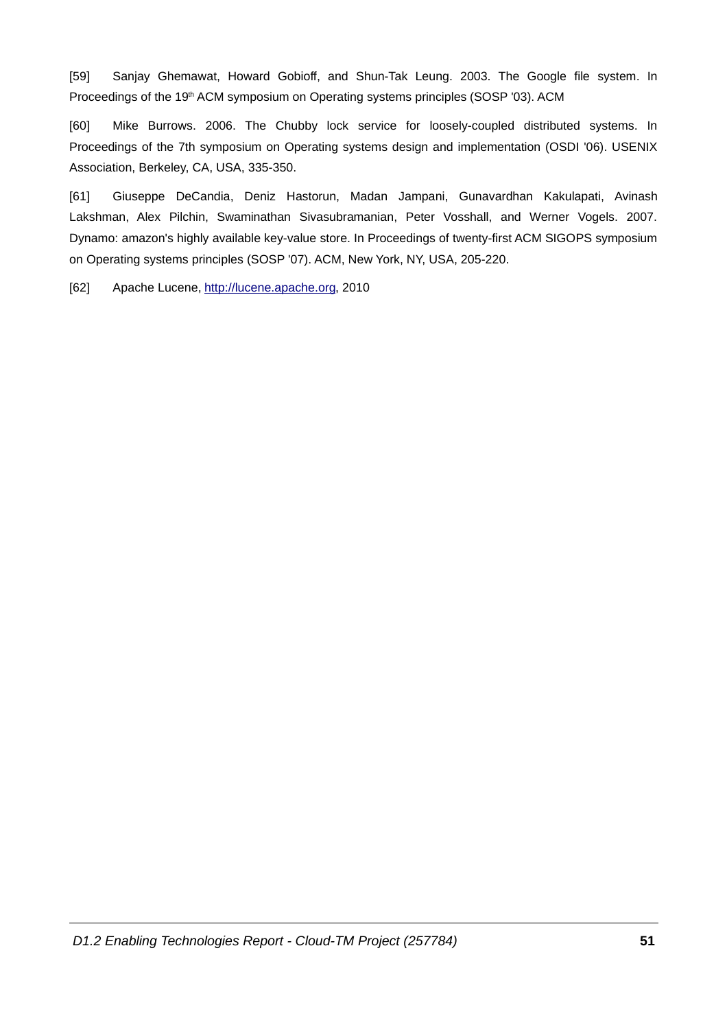[59] Sanjay Ghemawat, Howard Gobioff, and Shun-Tak Leung. 2003. The Google file system. In Proceedings of the 19th ACM symposium on Operating systems principles (SOSP '03). ACM

[60] Mike Burrows. 2006. The Chubby lock service for loosely-coupled distributed systems. In Proceedings of the 7th symposium on Operating systems design and implementation (OSDI '06). USENIX Association, Berkeley, CA, USA, 335-350.

[61] Giuseppe DeCandia, Deniz Hastorun, Madan Jampani, Gunavardhan Kakulapati, Avinash Lakshman, Alex Pilchin, Swaminathan Sivasubramanian, Peter Vosshall, and Werner Vogels. 2007. Dynamo: amazon's highly available key-value store. In Proceedings of twenty-first ACM SIGOPS symposium on Operating systems principles (SOSP '07). ACM, New York, NY, USA, 205-220.

[62] Apache Lucene, http://lucene.apache.org, 2010